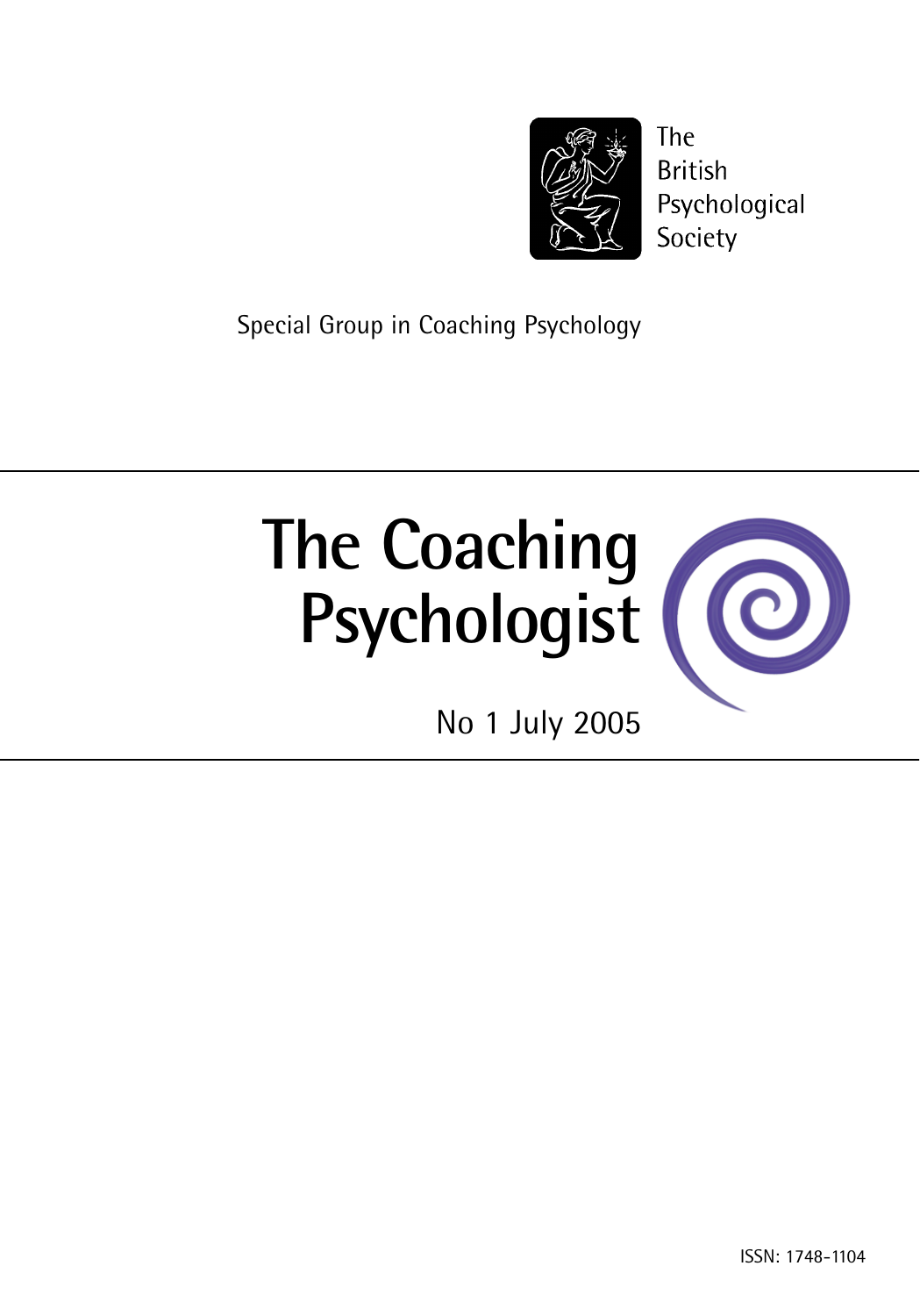The British Psychological Society

Special Group in Coaching Psychology

# The Coaching Psychologist

No 1 July 2005

ISSN: 1748-1104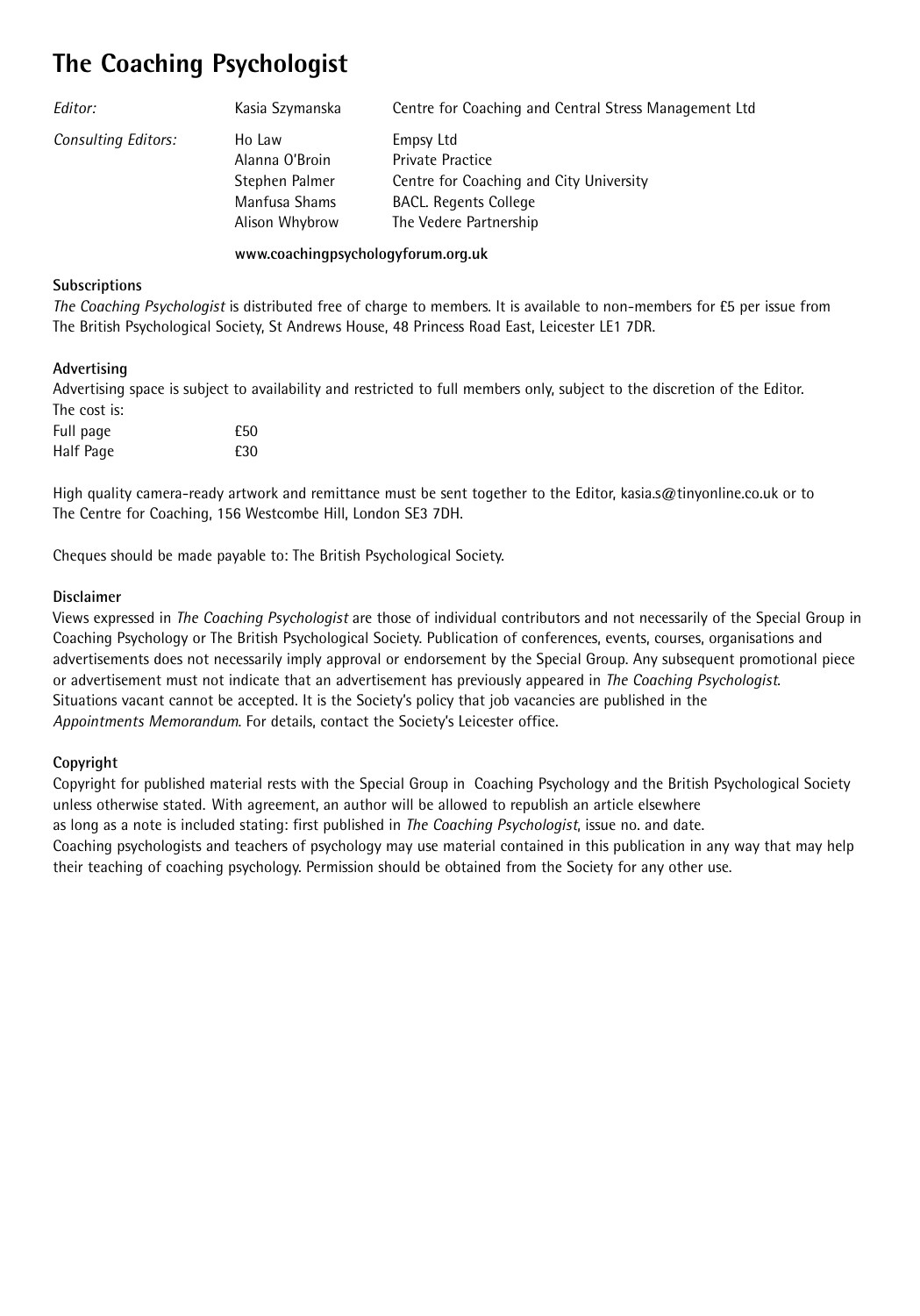# The Coaching Psychologist

| | | |
|---|---|---|
| *Editor:* | Kasia Szymanska | Centre for Coaching and Central Stress Management Ltd |
| *Consulting Editors:* | Ho Law | Empsy Ltd |
| | Alanna O'Broin | Private Practice |
| | Stephen Palmer | Centre for Coaching and City University |
| | Manfusa Shams | BACL. Regents College |
| | Alison Whybrow | The Vedere Partnership |

**www.coachingpsychologyforum.org.uk**

**Subscriptions**

*The Coaching Psychologist* is distributed free of charge to members. It is available to non-members for £5 per issue from The British Psychological Society, St Andrews House, 48 Princess Road East, Leicester LE1 7DR.

**Advertising**

Advertising space is subject to availability and restricted to full members only, subject to the discretion of the Editor.
The cost is:

| | |
|---|---|
| Full page | £50 |
| Half Page | £30 |

High quality camera-ready artwork and remittance must be sent together to the Editor, kasia.s@tinyonline.co.uk or to The Centre for Coaching, 156 Westcombe Hill, London SE3 7DH.

Cheques should be made payable to: The British Psychological Society.

**Disclaimer**

Views expressed in *The Coaching Psychologist* are those of individual contributors and not necessarily of the Special Group in Coaching Psychology or The British Psychological Society. Publication of conferences, events, courses, organisations and advertisements does not necessarily imply approval or endorsement by the Special Group. Any subsequent promotional piece or advertisement must not indicate that an advertisement has previously appeared in *The Coaching Psychologist*. Situations vacant cannot be accepted. It is the Society's policy that job vacancies are published in the *Appointments Memorandum*. For details, contact the Society's Leicester office.

**Copyright**

Copyright for published material rests with the Special Group in Coaching Psychology and the British Psychological Society unless otherwise stated. With agreement, an author will be allowed to republish an article elsewhere as long as a note is included stating: first published in *The Coaching Psychologist*, issue no. and date.
Coaching psychologists and teachers of psychology may use material contained in this publication in any way that may help their teaching of coaching psychology. Permission should be obtained from the Society for any other use.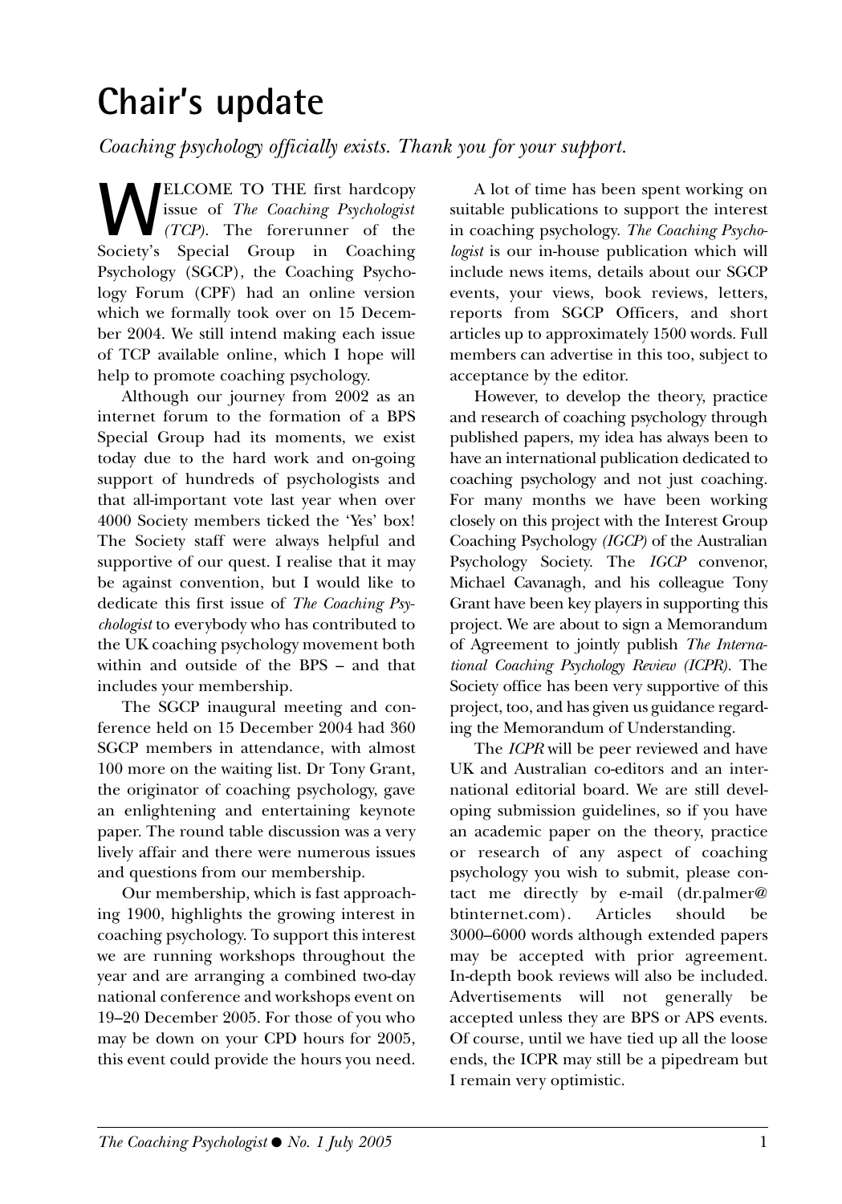# Chair's update

*Coaching psychology officially exists. Thank you for your support.*

WELCOME TO THE first hardcopy issue of *The Coaching Psychologist (TCP)*. The forerunner of the Society's Special Group in Coaching Psychology (SGCP), the Coaching Psychology Forum (CPF) had an online version which we formally took over on 15 December 2004. We still intend making each issue of TCP available online, which I hope will help to promote coaching psychology.

Although our journey from 2002 as an internet forum to the formation of a BPS Special Group had its moments, we exist today due to the hard work and on-going support of hundreds of psychologists and that all-important vote last year when over 4000 Society members ticked the 'Yes' box! The Society staff were always helpful and supportive of our quest. I realise that it may be against convention, but I would like to dedicate this first issue of *The Coaching Psychologist* to everybody who has contributed to the UK coaching psychology movement both within and outside of the BPS – and that includes your membership.

The SGCP inaugural meeting and conference held on 15 December 2004 had 360 SGCP members in attendance, with almost 100 more on the waiting list. Dr Tony Grant, the originator of coaching psychology, gave an enlightening and entertaining keynote paper. The round table discussion was a very lively affair and there were numerous issues and questions from our membership.

Our membership, which is fast approaching 1900, highlights the growing interest in coaching psychology. To support this interest we are running workshops throughout the year and are arranging a combined two-day national conference and workshops event on 19–20 December 2005. For those of you who may be down on your CPD hours for 2005, this event could provide the hours you need.

A lot of time has been spent working on suitable publications to support the interest in coaching psychology. *The Coaching Psychologist* is our in-house publication which will include news items, details about our SGCP events, your views, book reviews, letters, reports from SGCP Officers, and short articles up to approximately 1500 words. Full members can advertise in this too, subject to acceptance by the editor.

However, to develop the theory, practice and research of coaching psychology through published papers, my idea has always been to have an international publication dedicated to coaching psychology and not just coaching. For many months we have been working closely on this project with the Interest Group Coaching Psychology *(IGCP)* of the Australian Psychology Society. The *IGCP* convenor, Michael Cavanagh, and his colleague Tony Grant have been key players in supporting this project. We are about to sign a Memorandum of Agreement to jointly publish *The International Coaching Psychology Review (ICPR)*. The Society office has been very supportive of this project, too, and has given us guidance regarding the Memorandum of Understanding.

The *ICPR* will be peer reviewed and have UK and Australian co-editors and an international editorial board. We are still developing submission guidelines, so if you have an academic paper on the theory, practice or research of any aspect of coaching psychology you wish to submit, please contact me directly by e-mail (dr.palmer@btinternet.com). Articles should be 3000–6000 words although extended papers may be accepted with prior agreement. In-depth book reviews will also be included. Advertisements will not generally be accepted unless they are BPS or APS events. Of course, until we have tied up all the loose ends, the ICPR may still be a pipedream but I remain very optimistic.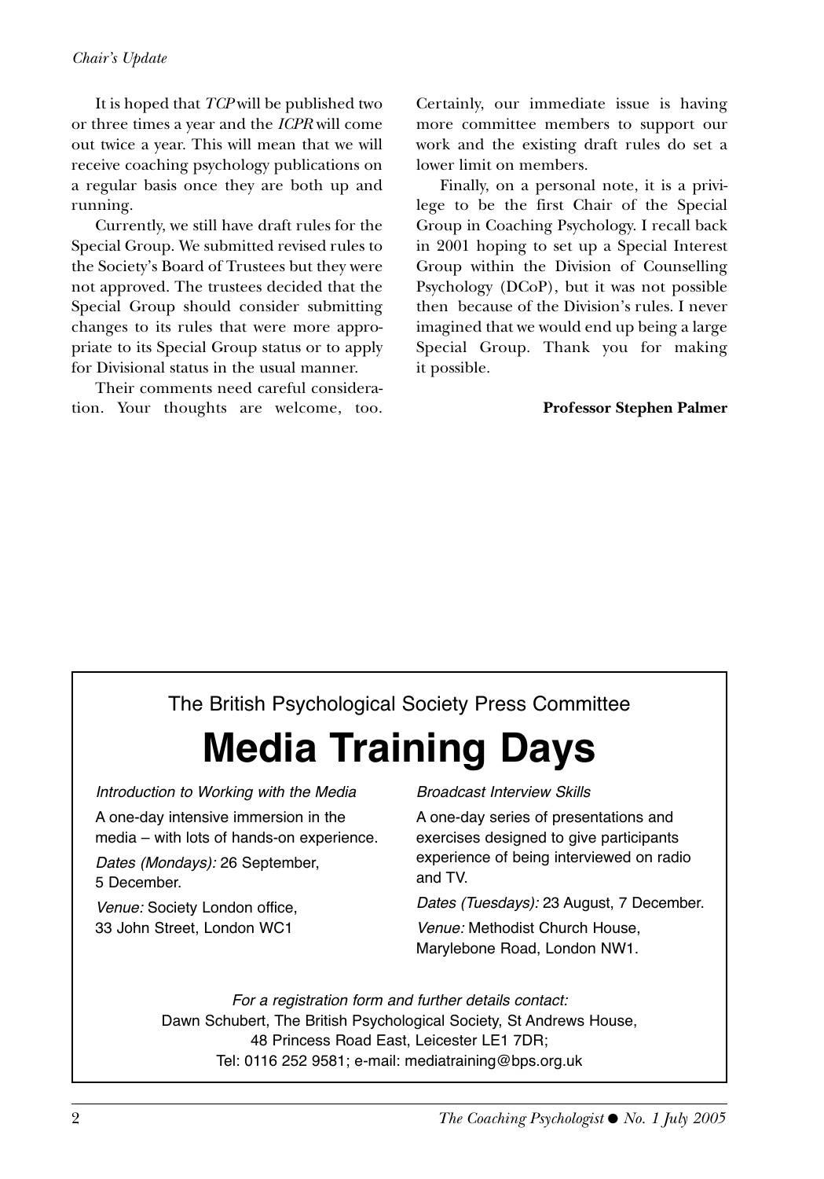It is hoped that *TCP* will be published two or three times a year and the *ICPR* will come out twice a year. This will mean that we will receive coaching psychology publications on a regular basis once they are both up and running.

Currently, we still have draft rules for the Special Group. We submitted revised rules to the Society's Board of Trustees but they were not approved. The trustees decided that the Special Group should consider submitting changes to its rules that were more appropriate to its Special Group status or to apply for Divisional status in the usual manner.

Their comments need careful consideration. Your thoughts are welcome, too. Certainly, our immediate issue is having more committee members to support our work and the existing draft rules do set a lower limit on members.

Finally, on a personal note, it is a privilege to be the first Chair of the Special Group in Coaching Psychology. I recall back in 2001 hoping to set up a Special Interest Group within the Division of Counselling Psychology (DCoP), but it was not possible then because of the Division's rules. I never imagined that we would end up being a large Special Group. Thank you for making it possible.

**Professor Stephen Palmer**

---

The British Psychological Society Press Committee

# Media Training Days

*Introduction to Working with the Media*

A one-day intensive immersion in the media – with lots of hands-on experience.

*Dates (Mondays):* 26 September, 5 December.

*Venue:* Society London office, 33 John Street, London WC1

*Broadcast Interview Skills*

A one-day series of presentations and exercises designed to give participants experience of being interviewed on radio and TV.

*Dates (Tuesdays):* 23 August, 7 December.

*Venue:* Methodist Church House, Marylebone Road, London NW1.

*For a registration form and further details contact:*
Dawn Schubert, The British Psychological Society, St Andrews House, 48 Princess Road East, Leicester LE1 7DR;
Tel: 0116 252 9581; e-mail: mediatraining@bps.org.uk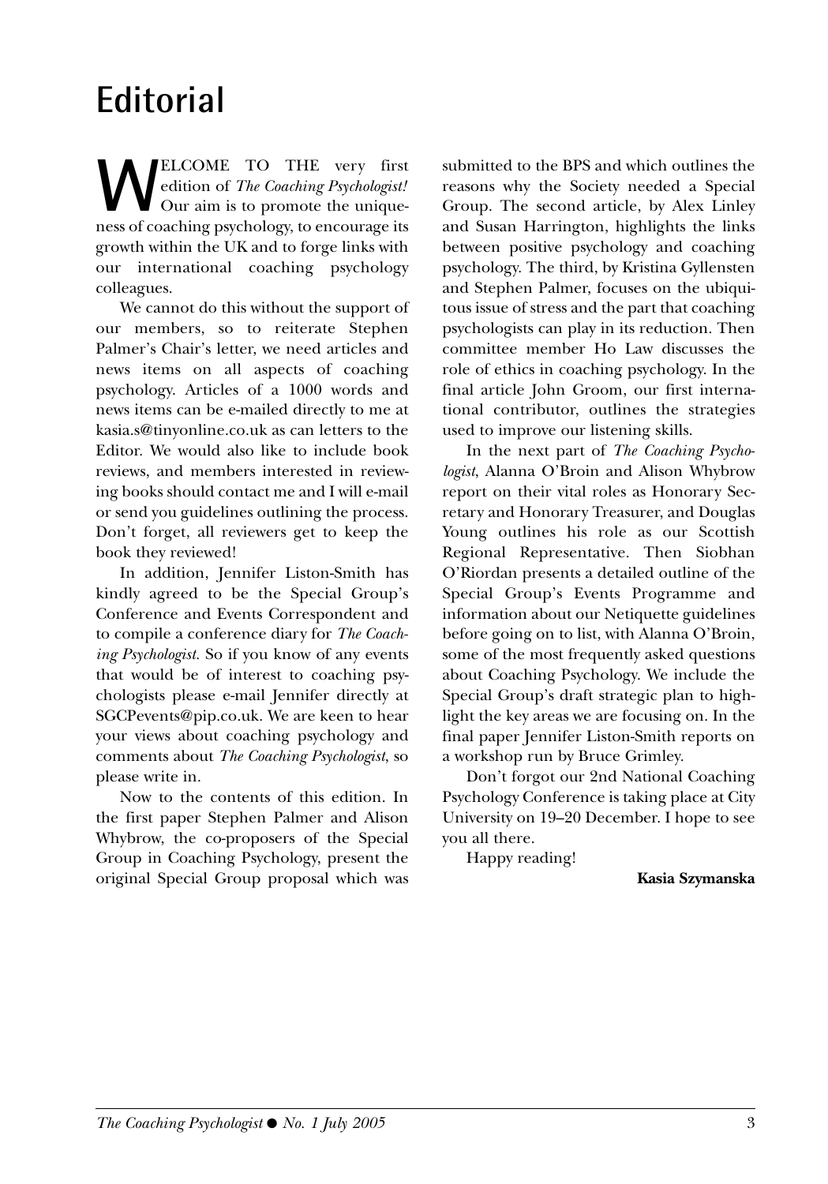# Editorial

WELCOME TO THE very first edition of *The Coaching Psychologist!* Our aim is to promote the uniqueness of coaching psychology, to encourage its growth within the UK and to forge links with our international coaching psychology colleagues.

We cannot do this without the support of our members, so to reiterate Stephen Palmer's Chair's letter, we need articles and news items on all aspects of coaching psychology. Articles of a 1000 words and news items can be e-mailed directly to me at kasia.s@tinyonline.co.uk as can letters to the Editor. We would also like to include book reviews, and members interested in reviewing books should contact me and I will e-mail or send you guidelines outlining the process. Don't forget, all reviewers get to keep the book they reviewed!

In addition, Jennifer Liston-Smith has kindly agreed to be the Special Group's Conference and Events Correspondent and to compile a conference diary for *The Coaching Psychologist*. So if you know of any events that would be of interest to coaching psychologists please e-mail Jennifer directly at SGCPevents@pip.co.uk. We are keen to hear your views about coaching psychology and comments about *The Coaching Psychologist*, so please write in.

Now to the contents of this edition. In the first paper Stephen Palmer and Alison Whybrow, the co-proposers of the Special Group in Coaching Psychology, present the original Special Group proposal which was submitted to the BPS and which outlines the reasons why the Society needed a Special Group. The second article, by Alex Linley and Susan Harrington, highlights the links between positive psychology and coaching psychology. The third, by Kristina Gyllensten and Stephen Palmer, focuses on the ubiquitous issue of stress and the part that coaching psychologists can play in its reduction. Then committee member Ho Law discusses the role of ethics in coaching psychology. In the final article John Groom, our first international contributor, outlines the strategies used to improve our listening skills.

In the next part of *The Coaching Psychologist*, Alanna O'Broin and Alison Whybrow report on their vital roles as Honorary Secretary and Honorary Treasurer, and Douglas Young outlines his role as our Scottish Regional Representative. Then Siobhan O'Riordan presents a detailed outline of the Special Group's Events Programme and information about our Netiquette guidelines before going on to list, with Alanna O'Broin, some of the most frequently asked questions about Coaching Psychology. We include the Special Group's draft strategic plan to highlight the key areas we are focusing on. In the final paper Jennifer Liston-Smith reports on a workshop run by Bruce Grimley.

Don't forgot our 2nd National Coaching Psychology Conference is taking place at City University on 19–20 December. I hope to see you all there.

Happy reading!

**Kasia Szymanska**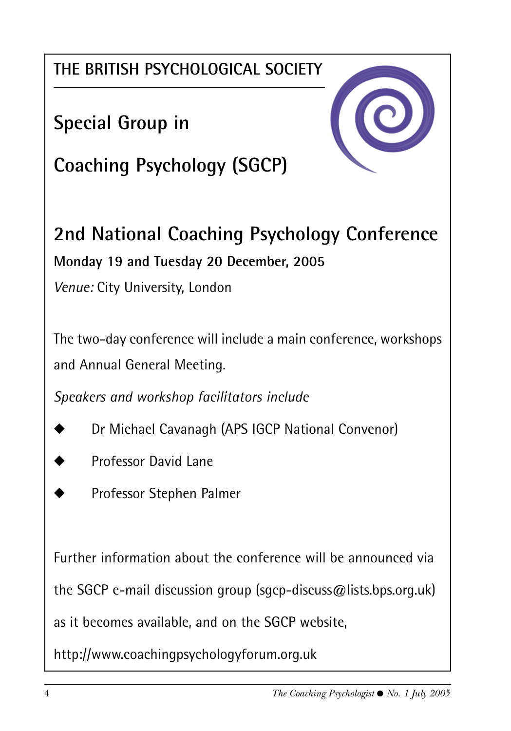THE BRITISH PSYCHOLOGICAL SOCIETY

# Special Group in Coaching Psychology (SGCP)

## 2nd National Coaching Psychology Conference

**Monday 19 and Tuesday 20 December, 2005**

*Venue:* City University, London

The two-day conference will include a main conference, workshops and Annual General Meeting.

*Speakers and workshop facilitators include*

- Dr Michael Cavanagh (APS IGCP National Convenor)
- Professor David Lane
- Professor Stephen Palmer

Further information about the conference will be announced via the SGCP e-mail discussion group (sgcp-discuss@lists.bps.org.uk) as it becomes available, and on the SGCP website, http://www.coachingpsychologyforum.org.uk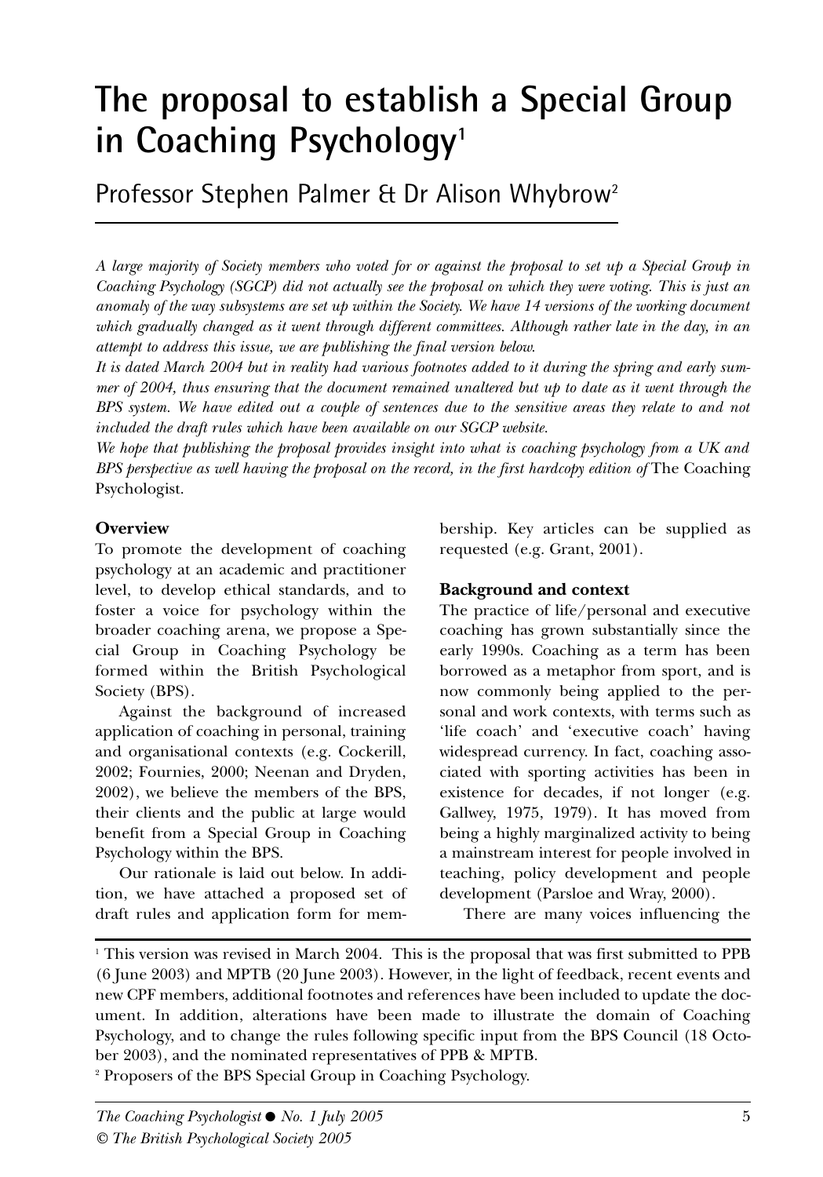# The proposal to establish a Special Group in Coaching Psychology[1]

## Professor Stephen Palmer & Dr Alison Whybrow[2]

*A large majority of Society members who voted for or against the proposal to set up a Special Group in Coaching Psychology (SGCP) did not actually see the proposal on which they were voting. This is just an anomaly of the way subsystems are set up within the Society. We have 14 versions of the working document which gradually changed as it went through different committees. Although rather late in the day, in an attempt to address this issue, we are publishing the final version below.*

*It is dated March 2004 but in reality had various footnotes added to it during the spring and early summer of 2004, thus ensuring that the document remained unaltered but up to date as it went through the BPS system. We have edited out a couple of sentences due to the sensitive areas they relate to and not included the draft rules which have been available on our SGCP website.*

*We hope that publishing the proposal provides insight into what is coaching psychology from a UK and BPS perspective as well having the proposal on the record, in the first hardcopy edition of* The Coaching Psychologist.

**Overview**

To promote the development of coaching psychology at an academic and practitioner level, to develop ethical standards, and to foster a voice for psychology within the broader coaching arena, we propose a Special Group in Coaching Psychology be formed within the British Psychological Society (BPS).

Against the background of increased application of coaching in personal, training and organisational contexts (e.g. Cockerill, 2002; Fournies, 2000; Neenan and Dryden, 2002), we believe the members of the BPS, their clients and the public at large would benefit from a Special Group in Coaching Psychology within the BPS.

Our rationale is laid out below. In addition, we have attached a proposed set of draft rules and application form for membership. Key articles can be supplied as requested (e.g. Grant, 2001).

**Background and context**

The practice of life/personal and executive coaching has grown substantially since the early 1990s. Coaching as a term has been borrowed as a metaphor from sport, and is now commonly being applied to the personal and work contexts, with terms such as 'life coach' and 'executive coach' having widespread currency. In fact, coaching associated with sporting activities has been in existence for decades, if not longer (e.g. Gallwey, 1975, 1979). It has moved from being a highly marginalized activity to being a mainstream interest for people involved in teaching, policy development and people development (Parsloe and Wray, 2000).

There are many voices influencing the

---

[1] This version was revised in March 2004. This is the proposal that was first submitted to PPB (6 June 2003) and MPTB (20 June 2003). However, in the light of feedback, recent events and new CPF members, additional footnotes and references have been included to update the document. In addition, alterations have been made to illustrate the domain of Coaching Psychology, and to change the rules following specific input from the BPS Council (18 October 2003), and the nominated representatives of PPB & MPTB.

[2] Proposers of the BPS Special Group in Coaching Psychology.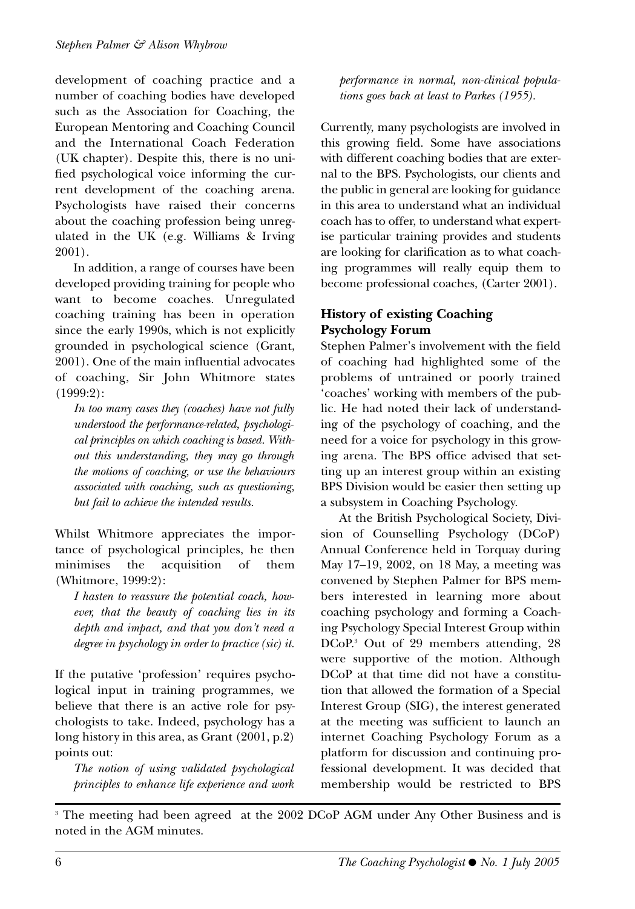development of coaching practice and a number of coaching bodies have developed such as the Association for Coaching, the European Mentoring and Coaching Council and the International Coach Federation (UK chapter). Despite this, there is no unified psychological voice informing the current development of the coaching arena. Psychologists have raised their concerns about the coaching profession being unregulated in the UK (e.g. Williams & Irving 2001).

In addition, a range of courses have been developed providing training for people who want to become coaches. Unregulated coaching training has been in operation since the early 1990s, which is not explicitly grounded in psychological science (Grant, 2001). One of the main influential advocates of coaching, Sir John Whitmore states (1999:2):

> *In too many cases they (coaches) have not fully understood the performance-related, psychological principles on which coaching is based. Without this understanding, they may go through the motions of coaching, or use the behaviours associated with coaching, such as questioning, but fail to achieve the intended results.*

Whilst Whitmore appreciates the importance of psychological principles, he then minimises the acquisition of them (Whitmore, 1999:2):

> *I hasten to reassure the potential coach, however, that the beauty of coaching lies in its depth and impact, and that you don't need a degree in psychology in order to practice (sic) it.*

If the putative 'profession' requires psychological input in training programmes, we believe that there is an active role for psychologists to take. Indeed, psychology has a long history in this area, as Grant (2001, p.2) points out:

> *The notion of using validated psychological principles to enhance life experience and work performance in normal, non-clinical populations goes back at least to Parkes (1955).*

Currently, many psychologists are involved in this growing field. Some have associations with different coaching bodies that are external to the BPS. Psychologists, our clients and the public in general are looking for guidance in this area to understand what an individual coach has to offer, to understand what expertise particular training provides and students are looking for clarification as to what coaching programmes will really equip them to become professional coaches, (Carter 2001).

## History of existing Coaching Psychology Forum

Stephen Palmer's involvement with the field of coaching had highlighted some of the problems of untrained or poorly trained 'coaches' working with members of the public. He had noted their lack of understanding of the psychology of coaching, and the need for a voice for psychology in this growing arena. The BPS office advised that setting up an interest group within an existing BPS Division would be easier then setting up a subsystem in Coaching Psychology.

At the British Psychological Society, Division of Counselling Psychology (DCoP) Annual Conference held in Torquay during May 17–19, 2002, on 18 May, a meeting was convened by Stephen Palmer for BPS members interested in learning more about coaching psychology and forming a Coaching Psychology Special Interest Group within DCoP.[3] Out of 29 members attending, 28 were supportive of the motion. Although DCoP at that time did not have a constitution that allowed the formation of a Special Interest Group (SIG), the interest generated at the meeting was sufficient to launch an internet Coaching Psychology Forum as a platform for discussion and continuing professional development. It was decided that membership would be restricted to BPS

[3] The meeting had been agreed at the 2002 DCoP AGM under Any Other Business and is noted in the AGM minutes.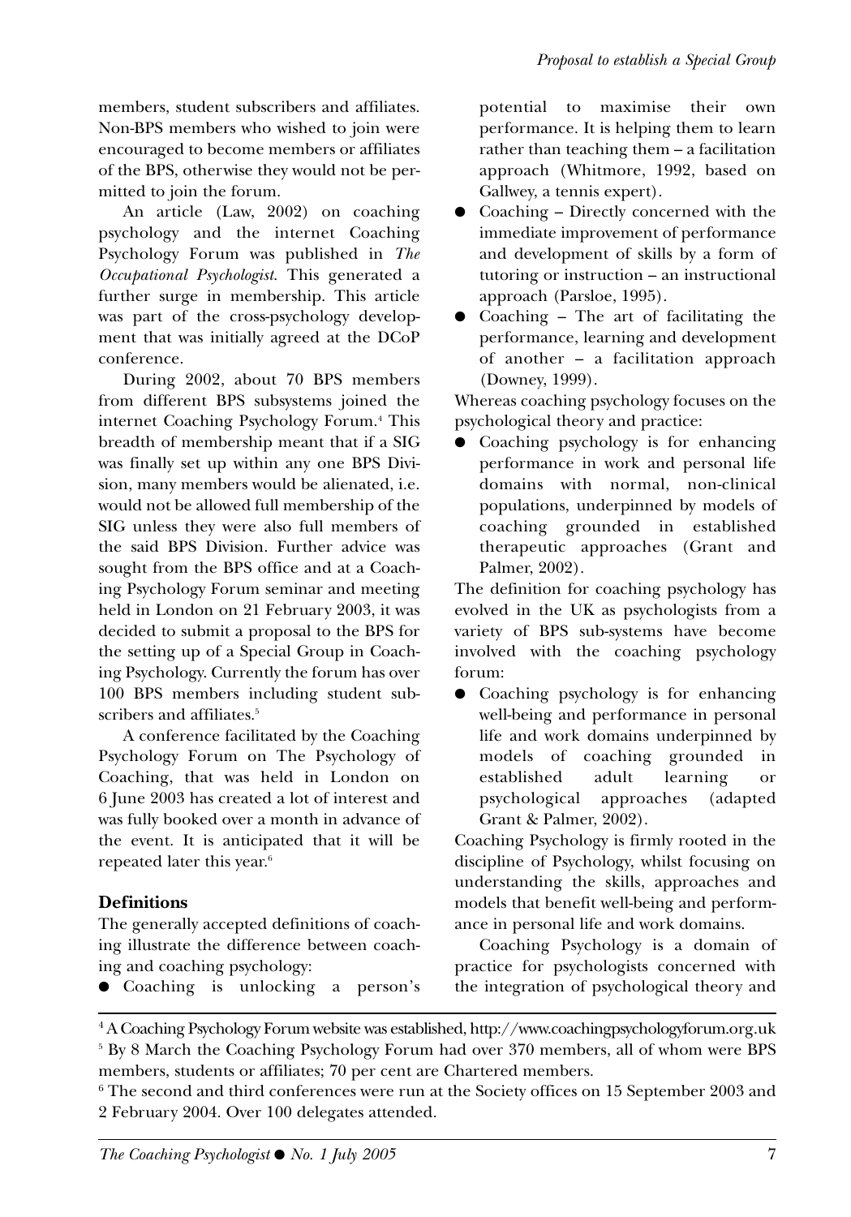members, student subscribers and affiliates. Non-BPS members who wished to join were encouraged to become members or affiliates of the BPS, otherwise they would not be permitted to join the forum.

An article (Law, 2002) on coaching psychology and the internet Coaching Psychology Forum was published in *The Occupational Psychologist*. This generated a further surge in membership. This article was part of the cross-psychology development that was initially agreed at the DCoP conference.

During 2002, about 70 BPS members from different BPS subsystems joined the internet Coaching Psychology Forum.[4] This breadth of membership meant that if a SIG was finally set up within any one BPS Division, many members would be alienated, i.e. would not be allowed full membership of the SIG unless they were also full members of the said BPS Division. Further advice was sought from the BPS office and at a Coaching Psychology Forum seminar and meeting held in London on 21 February 2003, it was decided to submit a proposal to the BPS for the setting up of a Special Group in Coaching Psychology. Currently the forum has over 100 BPS members including student subscribers and affiliates.[5]

A conference facilitated by the Coaching Psychology Forum on The Psychology of Coaching, that was held in London on 6 June 2003 has created a lot of interest and was fully booked over a month in advance of the event. It is anticipated that it will be repeated later this year.[6]

## Definitions

The generally accepted definitions of coaching illustrate the difference between coaching and coaching psychology:

- Coaching is unlocking a person's potential to maximise their own performance. It is helping them to learn rather than teaching them – a facilitation approach (Whitmore, 1992, based on Gallwey, a tennis expert).
- Coaching – Directly concerned with the immediate improvement of performance and development of skills by a form of tutoring or instruction – an instructional approach (Parsloe, 1995).
- Coaching – The art of facilitating the performance, learning and development of another – a facilitation approach (Downey, 1999).

Whereas coaching psychology focuses on the psychological theory and practice:

- Coaching psychology is for enhancing performance in work and personal life domains with normal, non-clinical populations, underpinned by models of coaching grounded in established therapeutic approaches (Grant and Palmer, 2002).

The definition for coaching psychology has evolved in the UK as psychologists from a variety of BPS sub-systems have become involved with the coaching psychology forum:

- Coaching psychology is for enhancing well-being and performance in personal life and work domains underpinned by models of coaching grounded in established adult learning or psychological approaches (adapted Grant & Palmer, 2002).

Coaching Psychology is firmly rooted in the discipline of Psychology, whilst focusing on understanding the skills, approaches and models that benefit well-being and performance in personal life and work domains.

Coaching Psychology is a domain of practice for psychologists concerned with the integration of psychological theory and

---

[4] A Coaching Psychology Forum website was established, http://www.coachingpsychologyforum.org.uk

[5] By 8 March the Coaching Psychology Forum had over 370 members, all of whom were BPS members, students or affiliates; 70 per cent are Chartered members.

[6] The second and third conferences were run at the Society offices on 15 September 2003 and 2 February 2004. Over 100 delegates attended.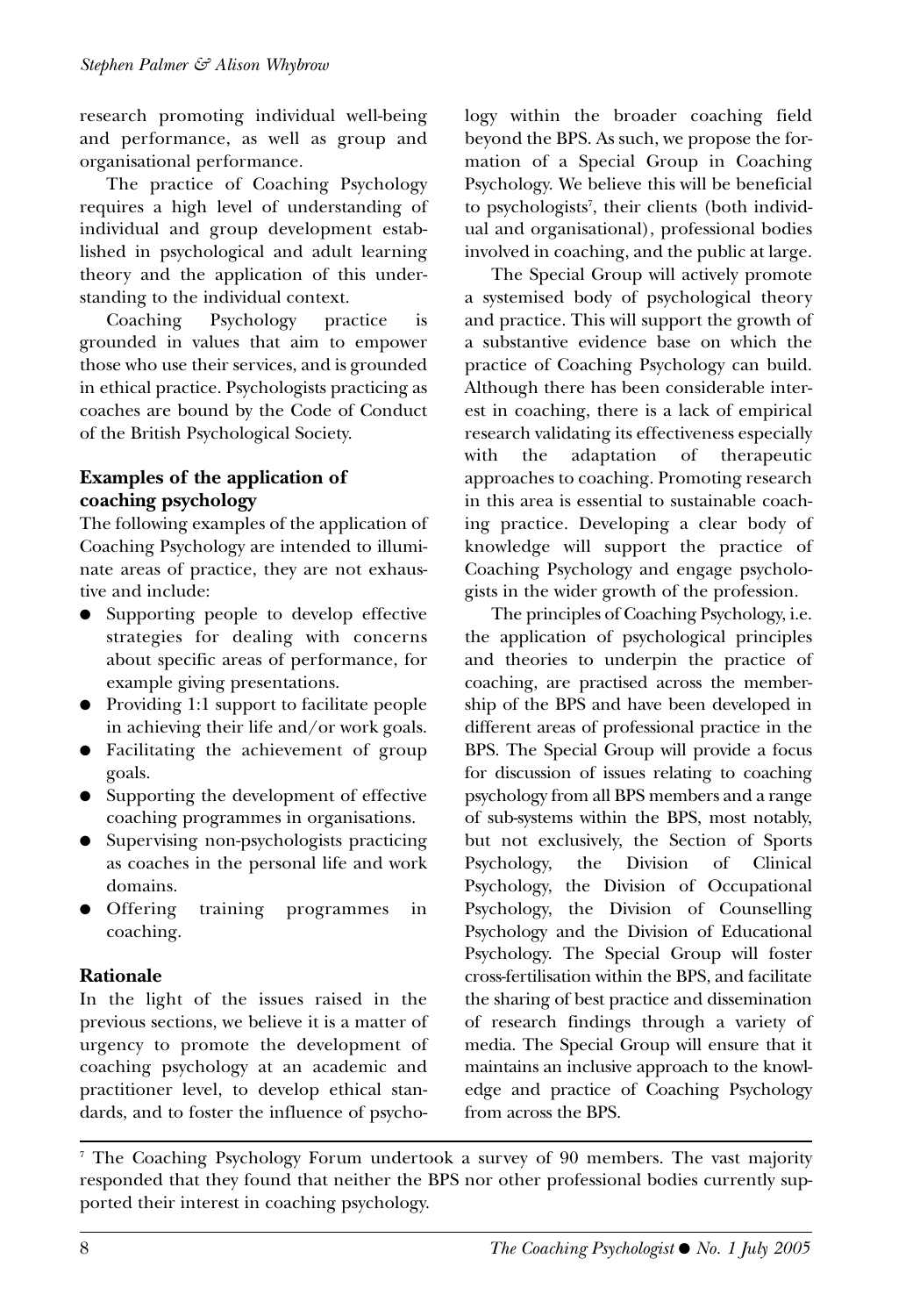research promoting individual well-being and performance, as well as group and organisational performance.

The practice of Coaching Psychology requires a high level of understanding of individual and group development established in psychological and adult learning theory and the application of this understanding to the individual context.

Coaching Psychology practice is grounded in values that aim to empower those who use their services, and is grounded in ethical practice. Psychologists practicing as coaches are bound by the Code of Conduct of the British Psychological Society.

### Examples of the application of coaching psychology

The following examples of the application of Coaching Psychology are intended to illuminate areas of practice, they are not exhaustive and include:

- Supporting people to develop effective strategies for dealing with concerns about specific areas of performance, for example giving presentations.
- Providing 1:1 support to facilitate people in achieving their life and/or work goals.
- Facilitating the achievement of group goals.
- Supporting the development of effective coaching programmes in organisations.
- Supervising non-psychologists practicing as coaches in the personal life and work domains.
- Offering training programmes in coaching.

### Rationale

In the light of the issues raised in the previous sections, we believe it is a matter of urgency to promote the development of coaching psychology at an academic and practitioner level, to develop ethical standards, and to foster the influence of psychology within the broader coaching field beyond the BPS. As such, we propose the formation of a Special Group in Coaching Psychology. We believe this will be beneficial to psychologists[7], their clients (both individual and organisational), professional bodies involved in coaching, and the public at large.

The Special Group will actively promote a systemised body of psychological theory and practice. This will support the growth of a substantive evidence base on which the practice of Coaching Psychology can build. Although there has been considerable interest in coaching, there is a lack of empirical research validating its effectiveness especially with the adaptation of therapeutic approaches to coaching. Promoting research in this area is essential to sustainable coaching practice. Developing a clear body of knowledge will support the practice of Coaching Psychology and engage psychologists in the wider growth of the profession.

The principles of Coaching Psychology, i.e. the application of psychological principles and theories to underpin the practice of coaching, are practised across the membership of the BPS and have been developed in different areas of professional practice in the BPS. The Special Group will provide a focus for discussion of issues relating to coaching psychology from all BPS members and a range of sub-systems within the BPS, most notably, but not exclusively, the Section of Sports Psychology, the Division of Clinical Psychology, the Division of Occupational Psychology, the Division of Counselling Psychology and the Division of Educational Psychology. The Special Group will foster cross-fertilisation within the BPS, and facilitate the sharing of best practice and dissemination of research findings through a variety of media. The Special Group will ensure that it maintains an inclusive approach to the knowledge and practice of Coaching Psychology from across the BPS.

---

[7] The Coaching Psychology Forum undertook a survey of 90 members. The vast majority responded that they found that neither the BPS nor other professional bodies currently supported their interest in coaching psychology.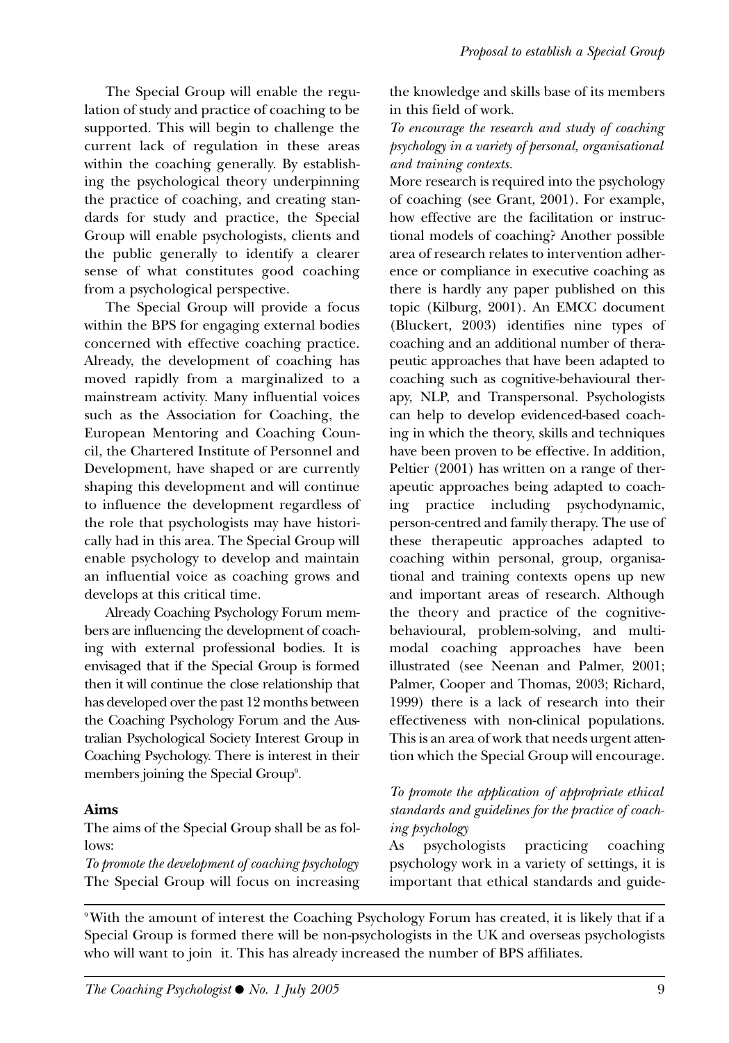The Special Group will enable the regulation of study and practice of coaching to be supported. This will begin to challenge the current lack of regulation in these areas within the coaching generally. By establishing the psychological theory underpinning the practice of coaching, and creating standards for study and practice, the Special Group will enable psychologists, clients and the public generally to identify a clearer sense of what constitutes good coaching from a psychological perspective.

The Special Group will provide a focus within the BPS for engaging external bodies concerned with effective coaching practice. Already, the development of coaching has moved rapidly from a marginalized to a mainstream activity. Many influential voices such as the Association for Coaching, the European Mentoring and Coaching Council, the Chartered Institute of Personnel and Development, have shaped or are currently shaping this development and will continue to influence the development regardless of the role that psychologists may have historically had in this area. The Special Group will enable psychology to develop and maintain an influential voice as coaching grows and develops at this critical time.

Already Coaching Psychology Forum members are influencing the development of coaching with external professional bodies. It is envisaged that if the Special Group is formed then it will continue the close relationship that has developed over the past 12 months between the Coaching Psychology Forum and the Australian Psychological Society Interest Group in Coaching Psychology. There is interest in their members joining the Special Group[9].

## Aims

The aims of the Special Group shall be as follows:

*To promote the development of coaching psychology*

The Special Group will focus on increasing the knowledge and skills base of its members in this field of work.

*To encourage the research and study of coaching psychology in a variety of personal, organisational and training contexts.*

More research is required into the psychology of coaching (see Grant, 2001). For example, how effective are the facilitation or instructional models of coaching? Another possible area of research relates to intervention adherence or compliance in executive coaching as there is hardly any paper published on this topic (Kilburg, 2001). An EMCC document (Bluckert, 2003) identifies nine types of coaching and an additional number of therapeutic approaches that have been adapted to coaching such as cognitive-behavioural therapy, NLP, and Transpersonal. Psychologists can help to develop evidenced-based coaching in which the theory, skills and techniques have been proven to be effective. In addition, Peltier (2001) has written on a range of therapeutic approaches being adapted to coaching practice including psychodynamic, person-centred and family therapy. The use of these therapeutic approaches adapted to coaching within personal, group, organisational and training contexts opens up new and important areas of research. Although the theory and practice of the cognitive-behavioural, problem-solving, and multimodal coaching approaches have been illustrated (see Neenan and Palmer, 2001; Palmer, Cooper and Thomas, 2003; Richard, 1999) there is a lack of research into their effectiveness with non-clinical populations. This is an area of work that needs urgent attention which the Special Group will encourage.

*To promote the application of appropriate ethical standards and guidelines for the practice of coaching psychology*

As psychologists practicing coaching psychology work in a variety of settings, it is important that ethical standards and guide-

[9] With the amount of interest the Coaching Psychology Forum has created, it is likely that if a Special Group is formed there will be non-psychologists in the UK and overseas psychologists who will want to join it. This has already increased the number of BPS affiliates.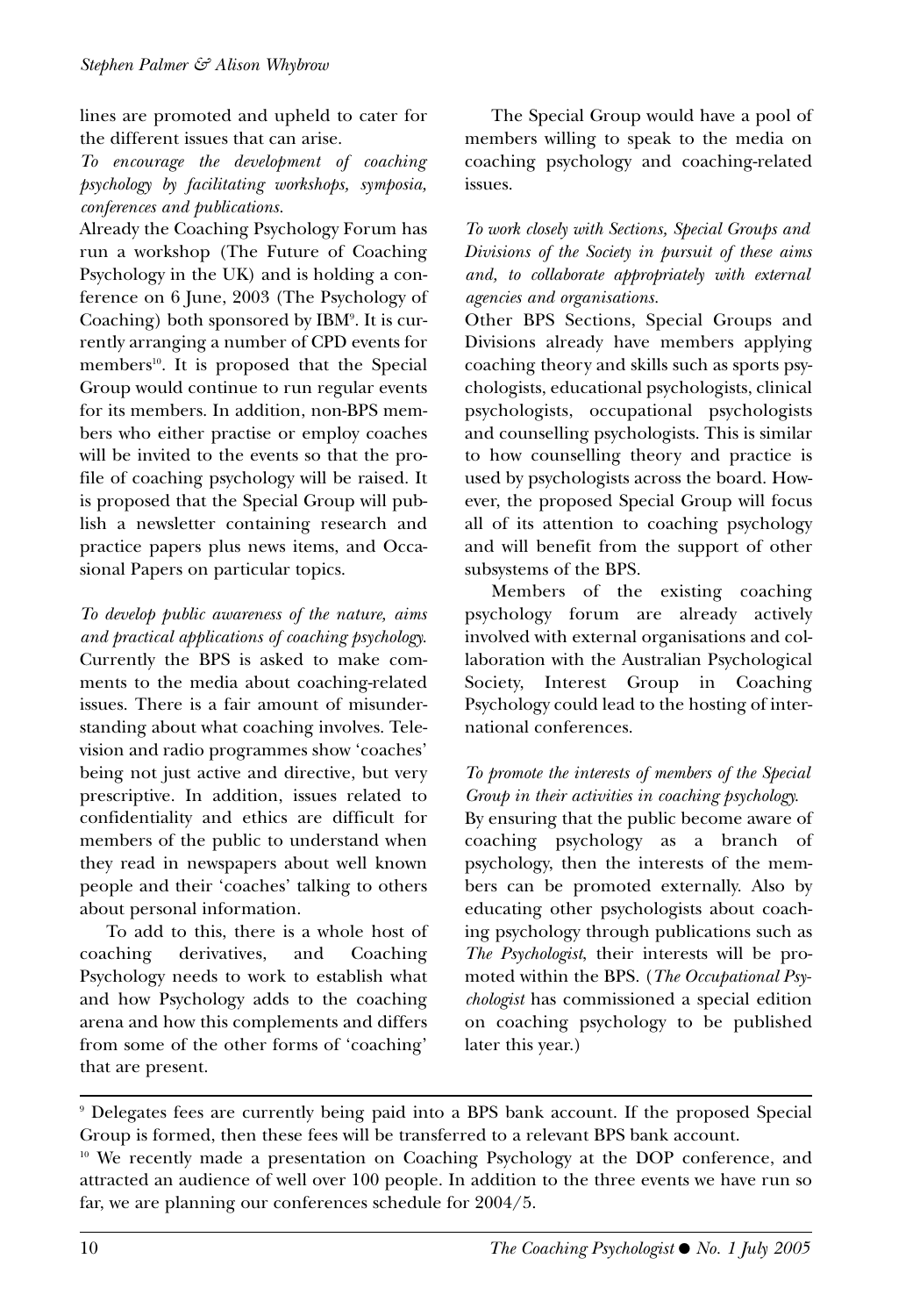lines are promoted and upheld to cater for the different issues that can arise.

*To encourage the development of coaching psychology by facilitating workshops, symposia, conferences and publications.*

Already the Coaching Psychology Forum has run a workshop (The Future of Coaching Psychology in the UK) and is holding a conference on 6 June, 2003 (The Psychology of Coaching) both sponsored by IBM[9]. It is currently arranging a number of CPD events for members[10]. It is proposed that the Special Group would continue to run regular events for its members. In addition, non-BPS members who either practise or employ coaches will be invited to the events so that the profile of coaching psychology will be raised. It is proposed that the Special Group will publish a newsletter containing research and practice papers plus news items, and Occasional Papers on particular topics.

*To develop public awareness of the nature, aims and practical applications of coaching psychology.*

Currently the BPS is asked to make comments to the media about coaching-related issues. There is a fair amount of misunderstanding about what coaching involves. Television and radio programmes show 'coaches' being not just active and directive, but very prescriptive. In addition, issues related to confidentiality and ethics are difficult for members of the public to understand when they read in newspapers about well known people and their 'coaches' talking to others about personal information.

To add to this, there is a whole host of coaching derivatives, and Coaching Psychology needs to work to establish what and how Psychology adds to the coaching arena and how this complements and differs from some of the other forms of 'coaching' that are present.

The Special Group would have a pool of members willing to speak to the media on coaching psychology and coaching-related issues.

*To work closely with Sections, Special Groups and Divisions of the Society in pursuit of these aims and, to collaborate appropriately with external agencies and organisations.*

Other BPS Sections, Special Groups and Divisions already have members applying coaching theory and skills such as sports psychologists, educational psychologists, clinical psychologists, occupational psychologists and counselling psychologists. This is similar to how counselling theory and practice is used by psychologists across the board. However, the proposed Special Group will focus all of its attention to coaching psychology and will benefit from the support of other subsystems of the BPS.

Members of the existing coaching psychology forum are already actively involved with external organisations and collaboration with the Australian Psychological Society, Interest Group in Coaching Psychology could lead to the hosting of international conferences.

*To promote the interests of members of the Special Group in their activities in coaching psychology.*

By ensuring that the public become aware of coaching psychology as a branch of psychology, then the interests of the members can be promoted externally. Also by educating other psychologists about coaching psychology through publications such as *The Psychologist*, their interests will be promoted within the BPS. (*The Occupational Psychologist* has commissioned a special edition on coaching psychology to be published later this year.)

---

[9] Delegates fees are currently being paid into a BPS bank account. If the proposed Special Group is formed, then these fees will be transferred to a relevant BPS bank account.

[10] We recently made a presentation on Coaching Psychology at the DOP conference, and attracted an audience of well over 100 people. In addition to the three events we have run so far, we are planning our conferences schedule for 2004/5.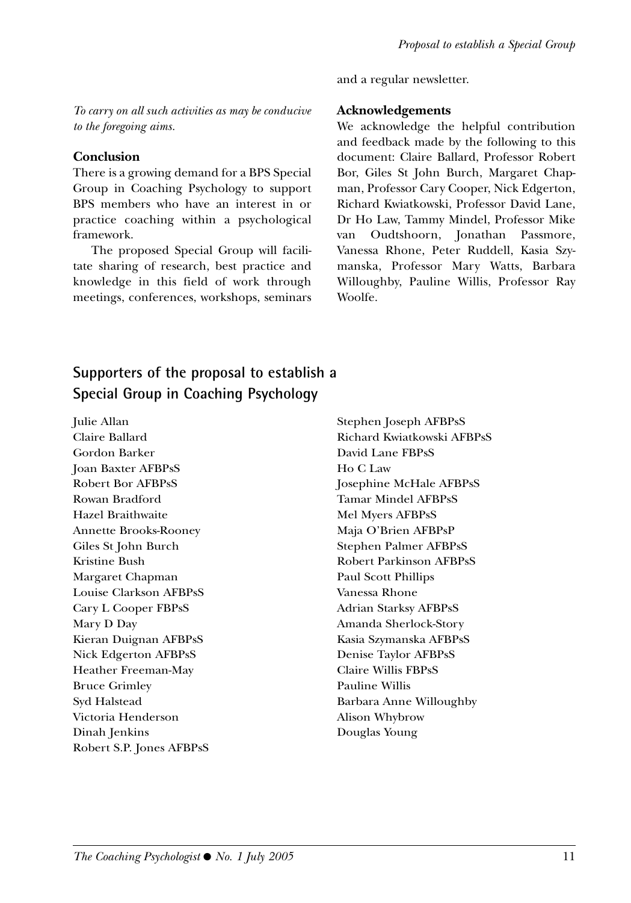*To carry on all such activities as may be conducive to the foregoing aims.*

**Conclusion**

There is a growing demand for a BPS Special Group in Coaching Psychology to support BPS members who have an interest in or practice coaching within a psychological framework.

The proposed Special Group will facilitate sharing of research, best practice and knowledge in this field of work through meetings, conferences, workshops, seminars and a regular newsletter.

**Acknowledgements**

We acknowledge the helpful contribution and feedback made by the following to this document: Claire Ballard, Professor Robert Bor, Giles St John Burch, Margaret Chapman, Professor Cary Cooper, Nick Edgerton, Richard Kwiatkowski, Professor David Lane, Dr Ho Law, Tammy Mindel, Professor Mike van Oudtshoorn, Jonathan Passmore, Vanessa Rhone, Peter Ruddell, Kasia Szymanska, Professor Mary Watts, Barbara Willoughby, Pauline Willis, Professor Ray Woolfe.

## Supporters of the proposal to establish a Special Group in Coaching Psychology

Julie Allan
Claire Ballard
Gordon Barker
Joan Baxter AFBPsS
Robert Bor AFBPsS
Rowan Bradford
Hazel Braithwaite
Annette Brooks-Rooney
Giles St John Burch
Kristine Bush
Margaret Chapman
Louise Clarkson AFBPsS
Cary L Cooper FBPsS
Mary D Day
Kieran Duignan AFBPsS
Nick Edgerton AFBPsS
Heather Freeman-May
Bruce Grimley
Syd Halstead
Victoria Henderson
Dinah Jenkins
Robert S.P. Jones AFBPsS
Stephen Joseph AFBPsS
Richard Kwiatkowski AFBPsS
David Lane FBPsS
Ho C Law
Josephine McHale AFBPsS
Tamar Mindel AFBPsS
Mel Myers AFBPsS
Maja O'Brien AFBPsP
Stephen Palmer AFBPsS
Robert Parkinson AFBPsS
Paul Scott Phillips
Vanessa Rhone
Adrian Starksy AFBPsS
Amanda Sherlock-Story
Kasia Szymanska AFBPsS
Denise Taylor AFBPsS
Claire Willis FBPsS
Pauline Willis
Barbara Anne Willoughby
Alison Whybrow
Douglas Young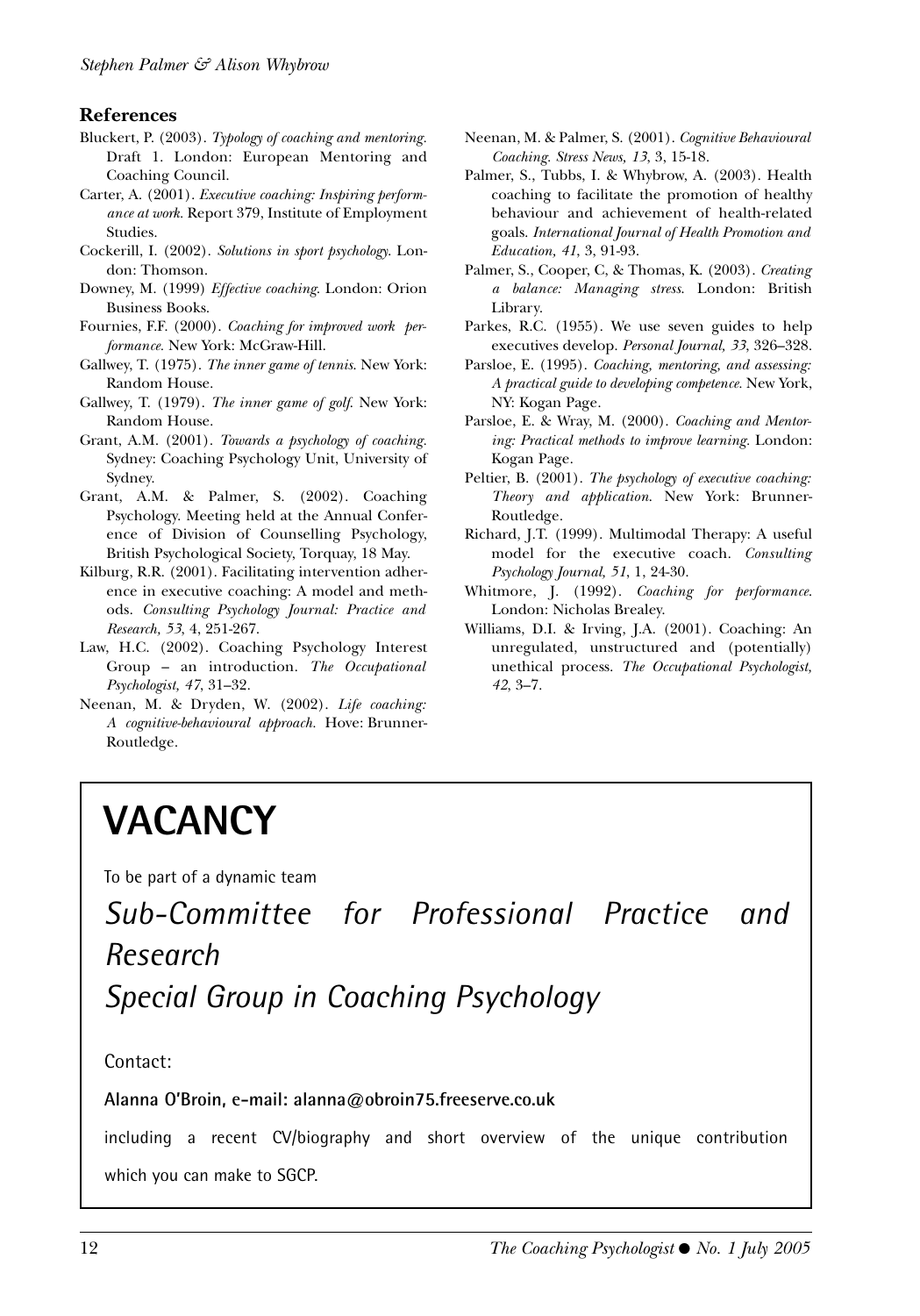## References

Bluckert, P. (2003). *Typology of coaching and mentoring.* Draft 1. London: European Mentoring and Coaching Council.

Carter, A. (2001). *Executive coaching: Inspiring performance at work.* Report 379, Institute of Employment Studies.

Cockerill, I. (2002). *Solutions in sport psychology.* London: Thomson.

Downey, M. (1999) *Effective coaching.* London: Orion Business Books.

Fournies, F.F. (2000). *Coaching for improved work performance.* New York: McGraw-Hill.

Gallwey, T. (1975). *The inner game of tennis.* New York: Random House.

Gallwey, T. (1979). *The inner game of golf.* New York: Random House.

Grant, A.M. (2001). *Towards a psychology of coaching.* Sydney: Coaching Psychology Unit, University of Sydney.

Grant, A.M. & Palmer, S. (2002). Coaching Psychology. Meeting held at the Annual Conference of Division of Counselling Psychology, British Psychological Society, Torquay, 18 May.

Kilburg, R.R. (2001). Facilitating intervention adherence in executive coaching: A model and methods. *Consulting Psychology Journal: Practice and Research, 53*, 4, 251-267.

Law, H.C. (2002). Coaching Psychology Interest Group – an introduction. *The Occupational Psychologist, 47*, 31–32.

Neenan, M. & Dryden, W. (2002). *Life coaching: A cognitive-behavioural approach.* Hove: Brunner-Routledge.

Neenan, M. & Palmer, S. (2001). *Cognitive Behavioural Coaching. Stress News, 13*, 3, 15-18.

Palmer, S., Tubbs, I. & Whybrow, A. (2003). Health coaching to facilitate the promotion of healthy behaviour and achievement of health-related goals. *International Journal of Health Promotion and Education, 41*, 3, 91-93.

Palmer, S., Cooper, C, & Thomas, K. (2003). *Creating a balance: Managing stress.* London: British Library.

Parkes, R.C. (1955). We use seven guides to help executives develop. *Personal Journal, 33*, 326–328.

Parsloe, E. (1995). *Coaching, mentoring, and assessing: A practical guide to developing competence.* New York, NY: Kogan Page.

Parsloe, E. & Wray, M. (2000). *Coaching and Mentoring: Practical methods to improve learning.* London: Kogan Page.

Peltier, B. (2001). *The psychology of executive coaching: Theory and application.* New York: Brunner-Routledge.

Richard, J.T. (1999). Multimodal Therapy: A useful model for the executive coach. *Consulting Psychology Journal, 51*, 1, 24-30.

Whitmore, J. (1992). *Coaching for performance.* London: Nicholas Brealey.

Williams, D.I. & Irving, J.A. (2001). Coaching: An unregulated, unstructured and (potentially) unethical process. *The Occupational Psychologist, 42*, 3–7.

# VACANCY

To be part of a dynamic team

*Sub-Committee for Professional Practice and Research*

*Special Group in Coaching Psychology*

Contact:

**Alanna O'Broin, e-mail: alanna@obroin75.freeserve.co.uk**

including a recent CV/biography and short overview of the unique contribution which you can make to SGCP.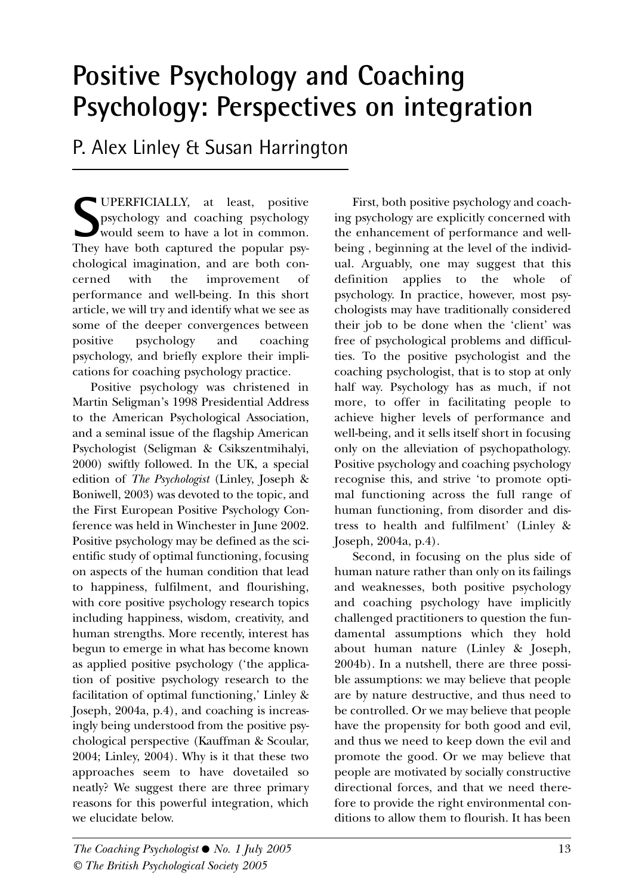# Positive Psychology and Coaching Psychology: Perspectives on integration

## P. Alex Linley & Susan Harrington

SUPERFICIALLY, at least, positive psychology and coaching psychology would seem to have a lot in common. They have both captured the popular psychological imagination, and are both concerned with the improvement of performance and well-being. In this short article, we will try and identify what we see as some of the deeper convergences between positive psychology and coaching psychology, and briefly explore their implications for coaching psychology practice.

Positive psychology was christened in Martin Seligman's 1998 Presidential Address to the American Psychological Association, and a seminal issue of the flagship American Psychologist (Seligman & Csikszentmihalyi, 2000) swiftly followed. In the UK, a special edition of *The Psychologist* (Linley, Joseph & Boniwell, 2003) was devoted to the topic, and the First European Positive Psychology Conference was held in Winchester in June 2002. Positive psychology may be defined as the scientific study of optimal functioning, focusing on aspects of the human condition that lead to happiness, fulfilment, and flourishing, with core positive psychology research topics including happiness, wisdom, creativity, and human strengths. More recently, interest has begun to emerge in what has become known as applied positive psychology ('the application of positive psychology research to the facilitation of optimal functioning,' Linley & Joseph, 2004a, p.4), and coaching is increasingly being understood from the positive psychological perspective (Kauffman & Scoular, 2004; Linley, 2004). Why is it that these two approaches seem to have dovetailed so neatly? We suggest there are three primary reasons for this powerful integration, which we elucidate below.

First, both positive psychology and coaching psychology are explicitly concerned with the enhancement of performance and well-being , beginning at the level of the individual. Arguably, one may suggest that this definition applies to the whole of psychology. In practice, however, most psychologists may have traditionally considered their job to be done when the 'client' was free of psychological problems and difficulties. To the positive psychologist and the coaching psychologist, that is to stop at only half way. Psychology has as much, if not more, to offer in facilitating people to achieve higher levels of performance and well-being, and it sells itself short in focusing only on the alleviation of psychopathology. Positive psychology and coaching psychology recognise this, and strive 'to promote optimal functioning across the full range of human functioning, from disorder and distress to health and fulfilment' (Linley & Joseph, 2004a, p.4).

Second, in focusing on the plus side of human nature rather than only on its failings and weaknesses, both positive psychology and coaching psychology have implicitly challenged practitioners to question the fundamental assumptions which they hold about human nature (Linley & Joseph, 2004b). In a nutshell, there are three possible assumptions: we may believe that people are by nature destructive, and thus need to be controlled. Or we may believe that people have the propensity for both good and evil, and thus we need to keep down the evil and promote the good. Or we may believe that people are motivated by socially constructive directional forces, and that we need therefore to provide the right environmental conditions to allow them to flourish. It has been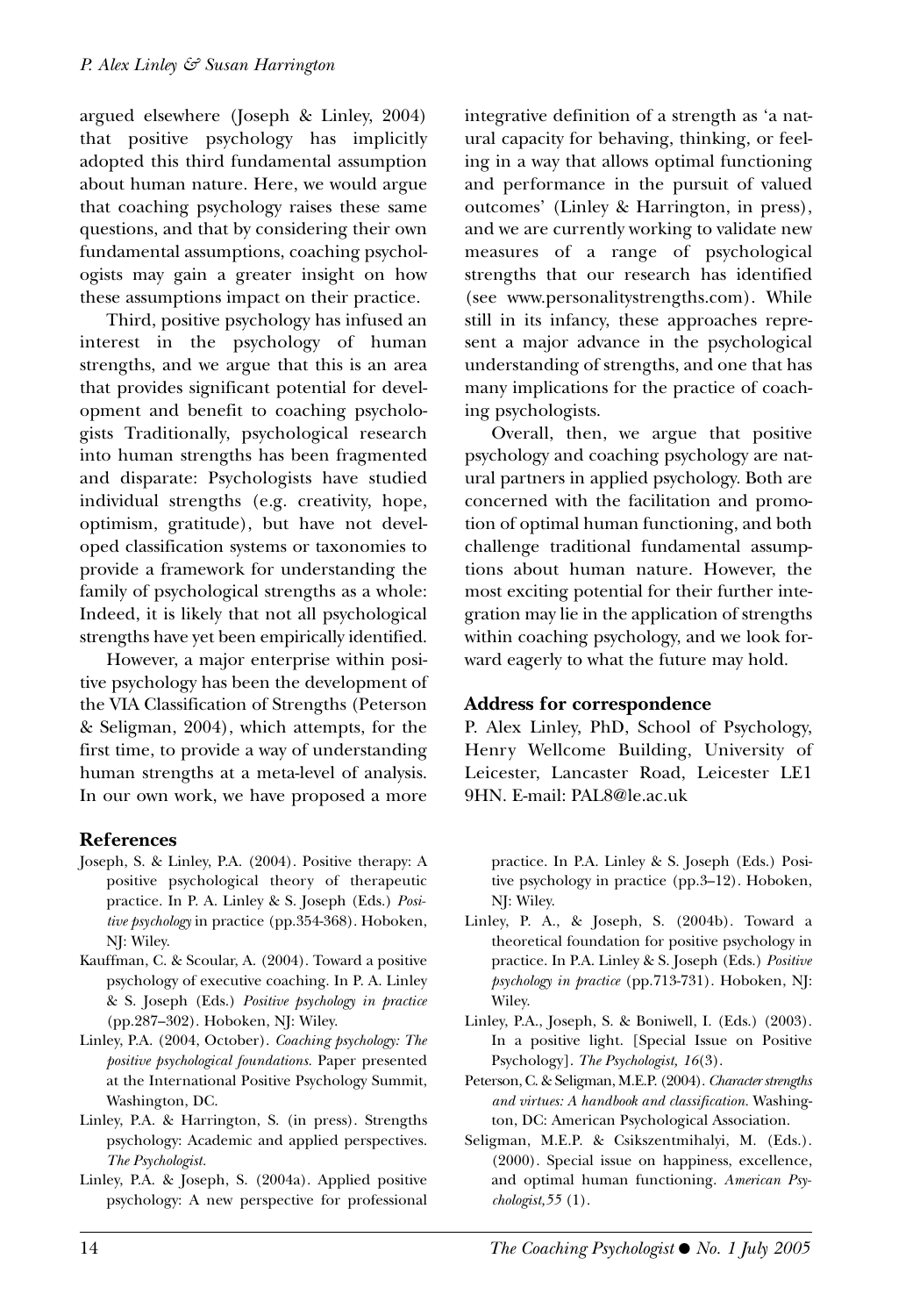argued elsewhere (Joseph & Linley, 2004) that positive psychology has implicitly adopted this third fundamental assumption about human nature. Here, we would argue that coaching psychology raises these same questions, and that by considering their own fundamental assumptions, coaching psychologists may gain a greater insight on how these assumptions impact on their practice.

Third, positive psychology has infused an interest in the psychology of human strengths, and we argue that this is an area that provides significant potential for development and benefit to coaching psychologists Traditionally, psychological research into human strengths has been fragmented and disparate: Psychologists have studied individual strengths (e.g. creativity, hope, optimism, gratitude), but have not developed classification systems or taxonomies to provide a framework for understanding the family of psychological strengths as a whole: Indeed, it is likely that not all psychological strengths have yet been empirically identified.

However, a major enterprise within positive psychology has been the development of the VIA Classification of Strengths (Peterson & Seligman, 2004), which attempts, for the first time, to provide a way of understanding human strengths at a meta-level of analysis. In our own work, we have proposed a more integrative definition of a strength as 'a natural capacity for behaving, thinking, or feeling in a way that allows optimal functioning and performance in the pursuit of valued outcomes' (Linley & Harrington, in press), and we are currently working to validate new measures of a range of psychological strengths that our research has identified (see www.personalitystrengths.com). While still in its infancy, these approaches represent a major advance in the psychological understanding of strengths, and one that has many implications for the practice of coaching psychologists.

Overall, then, we argue that positive psychology and coaching psychology are natural partners in applied psychology. Both are concerned with the facilitation and promotion of optimal human functioning, and both challenge traditional fundamental assumptions about human nature. However, the most exciting potential for their further integration may lie in the application of strengths within coaching psychology, and we look forward eagerly to what the future may hold.

### Address for correspondence

P. Alex Linley, PhD, School of Psychology, Henry Wellcome Building, University of Leicester, Lancaster Road, Leicester LE1 9HN. E-mail: PAL8@le.ac.uk

### References

Joseph, S. & Linley, P.A. (2004). Positive therapy: A positive psychological theory of therapeutic practice. In P. A. Linley & S. Joseph (Eds.) *Positive psychology* in practice (pp.354-368). Hoboken, NJ: Wiley.

Kauffman, C. & Scoular, A. (2004). Toward a positive psychology of executive coaching. In P. A. Linley & S. Joseph (Eds.) *Positive psychology in practice* (pp.287–302). Hoboken, NJ: Wiley.

Linley, P.A. (2004, October). *Coaching psychology: The positive psychological foundations.* Paper presented at the International Positive Psychology Summit, Washington, DC.

Linley, P.A. & Harrington, S. (in press). Strengths psychology: Academic and applied perspectives. *The Psychologist.*

Linley, P.A. & Joseph, S. (2004a). Applied positive psychology: A new perspective for professional practice. In P.A. Linley & S. Joseph (Eds.) Positive psychology in practice (pp.3–12). Hoboken, NJ: Wiley.

Linley, P. A., & Joseph, S. (2004b). Toward a theoretical foundation for positive psychology in practice. In P.A. Linley & S. Joseph (Eds.) *Positive psychology in practice* (pp.713-731). Hoboken, NJ: Wiley.

Linley, P.A., Joseph, S. & Boniwell, I. (Eds.) (2003). In a positive light. [Special Issue on Positive Psychology]. *The Psychologist, 16*(3).

Peterson, C. & Seligman, M.E.P. (2004). *Character strengths and virtues: A handbook and classification.* Washington, DC: American Psychological Association.

Seligman, M.E.P. & Csikszentmihalyi, M. (Eds.). (2000). Special issue on happiness, excellence, and optimal human functioning. *American Psychologist,55* (1).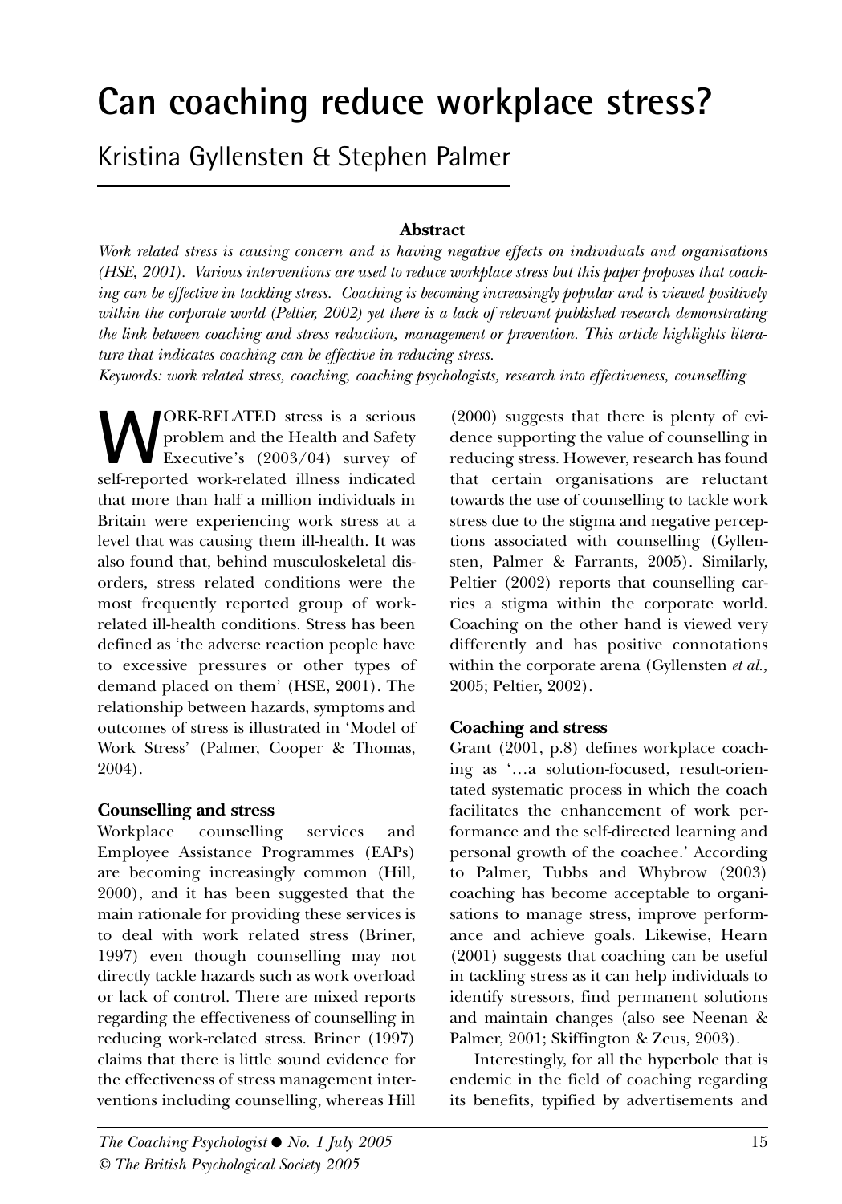# Can coaching reduce workplace stress?

## Kristina Gyllensten & Stephen Palmer

**Abstract**

*Work related stress is causing concern and is having negative effects on individuals and organisations (HSE, 2001). Various interventions are used to reduce workplace stress but this paper proposes that coaching can be effective in tackling stress. Coaching is becoming increasingly popular and is viewed positively within the corporate world (Peltier, 2002) yet there is a lack of relevant published research demonstrating the link between coaching and stress reduction, management or prevention. This article highlights literature that indicates coaching can be effective in reducing stress.*

*Keywords: work related stress, coaching, coaching psychologists, research into effectiveness, counselling*

WORK-RELATED stress is a serious problem and the Health and Safety Executive's (2003/04) survey of self-reported work-related illness indicated that more than half a million individuals in Britain were experiencing work stress at a level that was causing them ill-health. It was also found that, behind musculoskeletal disorders, stress related conditions were the most frequently reported group of work-related ill-health conditions. Stress has been defined as 'the adverse reaction people have to excessive pressures or other types of demand placed on them' (HSE, 2001). The relationship between hazards, symptoms and outcomes of stress is illustrated in 'Model of Work Stress' (Palmer, Cooper & Thomas, 2004).

### Counselling and stress

Workplace counselling services and Employee Assistance Programmes (EAPs) are becoming increasingly common (Hill, 2000), and it has been suggested that the main rationale for providing these services is to deal with work related stress (Briner, 1997) even though counselling may not directly tackle hazards such as work overload or lack of control. There are mixed reports regarding the effectiveness of counselling in reducing work-related stress. Briner (1997) claims that there is little sound evidence for the effectiveness of stress management interventions including counselling, whereas Hill (2000) suggests that there is plenty of evidence supporting the value of counselling in reducing stress. However, research has found that certain organisations are reluctant towards the use of counselling to tackle work stress due to the stigma and negative perceptions associated with counselling (Gyllensten, Palmer & Farrants, 2005). Similarly, Peltier (2002) reports that counselling carries a stigma within the corporate world. Coaching on the other hand is viewed very differently and has positive connotations within the corporate arena (Gyllensten *et al.*, 2005; Peltier, 2002).

### Coaching and stress

Grant (2001, p.8) defines workplace coaching as '…a solution-focused, result-orientated systematic process in which the coach facilitates the enhancement of work performance and the self-directed learning and personal growth of the coachee.' According to Palmer, Tubbs and Whybrow (2003) coaching has become acceptable to organisations to manage stress, improve performance and achieve goals. Likewise, Hearn (2001) suggests that coaching can be useful in tackling stress as it can help individuals to identify stressors, find permanent solutions and maintain changes (also see Neenan & Palmer, 2001; Skiffington & Zeus, 2003).

Interestingly, for all the hyperbole that is endemic in the field of coaching regarding its benefits, typified by advertisements and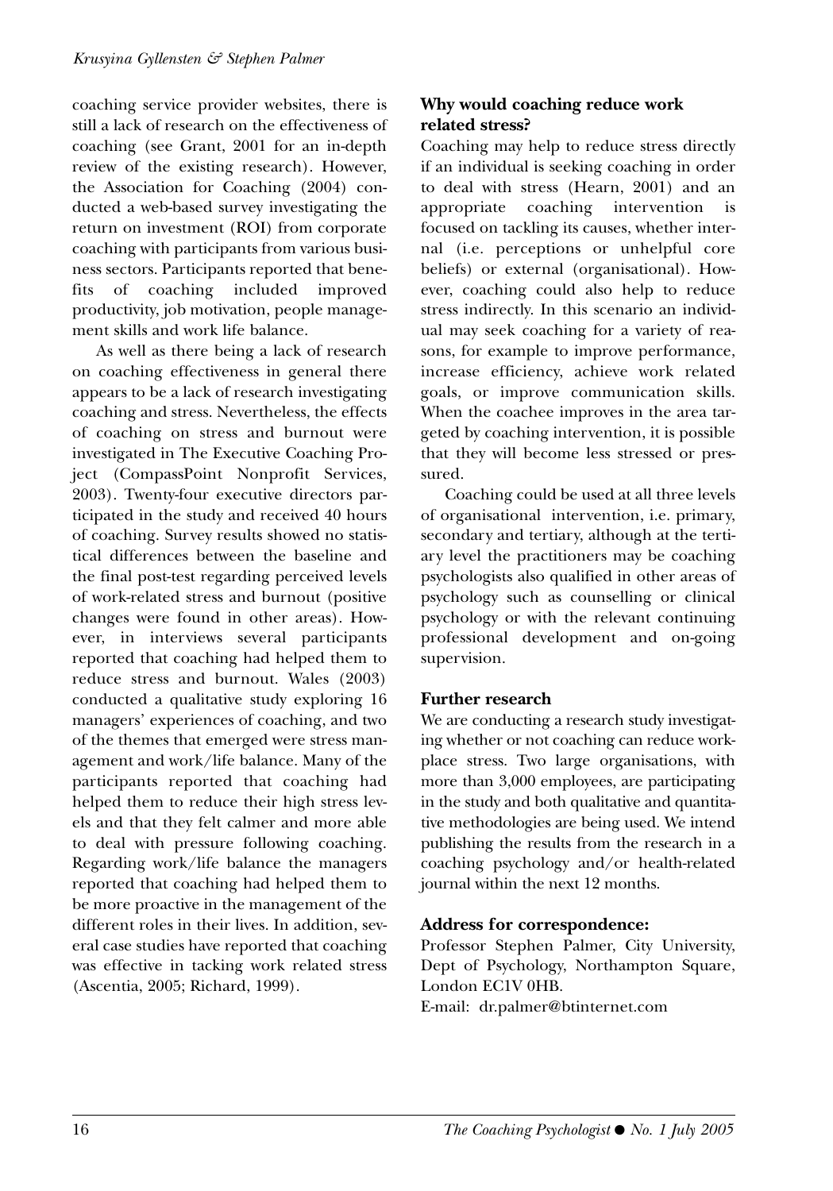coaching service provider websites, there is still a lack of research on the effectiveness of coaching (see Grant, 2001 for an in-depth review of the existing research). However, the Association for Coaching (2004) conducted a web-based survey investigating the return on investment (ROI) from corporate coaching with participants from various business sectors. Participants reported that benefits of coaching included improved productivity, job motivation, people management skills and work life balance.

As well as there being a lack of research on coaching effectiveness in general there appears to be a lack of research investigating coaching and stress. Nevertheless, the effects of coaching on stress and burnout were investigated in The Executive Coaching Project (CompassPoint Nonprofit Services, 2003). Twenty-four executive directors participated in the study and received 40 hours of coaching. Survey results showed no statistical differences between the baseline and the final post-test regarding perceived levels of work-related stress and burnout (positive changes were found in other areas). However, in interviews several participants reported that coaching had helped them to reduce stress and burnout. Wales (2003) conducted a qualitative study exploring 16 managers' experiences of coaching, and two of the themes that emerged were stress management and work/life balance. Many of the participants reported that coaching had helped them to reduce their high stress levels and that they felt calmer and more able to deal with pressure following coaching. Regarding work/life balance the managers reported that coaching had helped them to be more proactive in the management of the different roles in their lives. In addition, several case studies have reported that coaching was effective in tacking work related stress (Ascentia, 2005; Richard, 1999).

### Why would coaching reduce work related stress?

Coaching may help to reduce stress directly if an individual is seeking coaching in order to deal with stress (Hearn, 2001) and an appropriate coaching intervention is focused on tackling its causes, whether internal (i.e. perceptions or unhelpful core beliefs) or external (organisational). However, coaching could also help to reduce stress indirectly. In this scenario an individual may seek coaching for a variety of reasons, for example to improve performance, increase efficiency, achieve work related goals, or improve communication skills. When the coachee improves in the area targeted by coaching intervention, it is possible that they will become less stressed or pressured.

Coaching could be used at all three levels of organisational intervention, i.e. primary, secondary and tertiary, although at the tertiary level the practitioners may be coaching psychologists also qualified in other areas of psychology such as counselling or clinical psychology or with the relevant continuing professional development and on-going supervision.

### Further research

We are conducting a research study investigating whether or not coaching can reduce workplace stress. Two large organisations, with more than 3,000 employees, are participating in the study and both qualitative and quantitative methodologies are being used. We intend publishing the results from the research in a coaching psychology and/or health-related journal within the next 12 months.

### Address for correspondence:

Professor Stephen Palmer, City University, Dept of Psychology, Northampton Square, London EC1V 0HB.
E-mail: dr.palmer@btinternet.com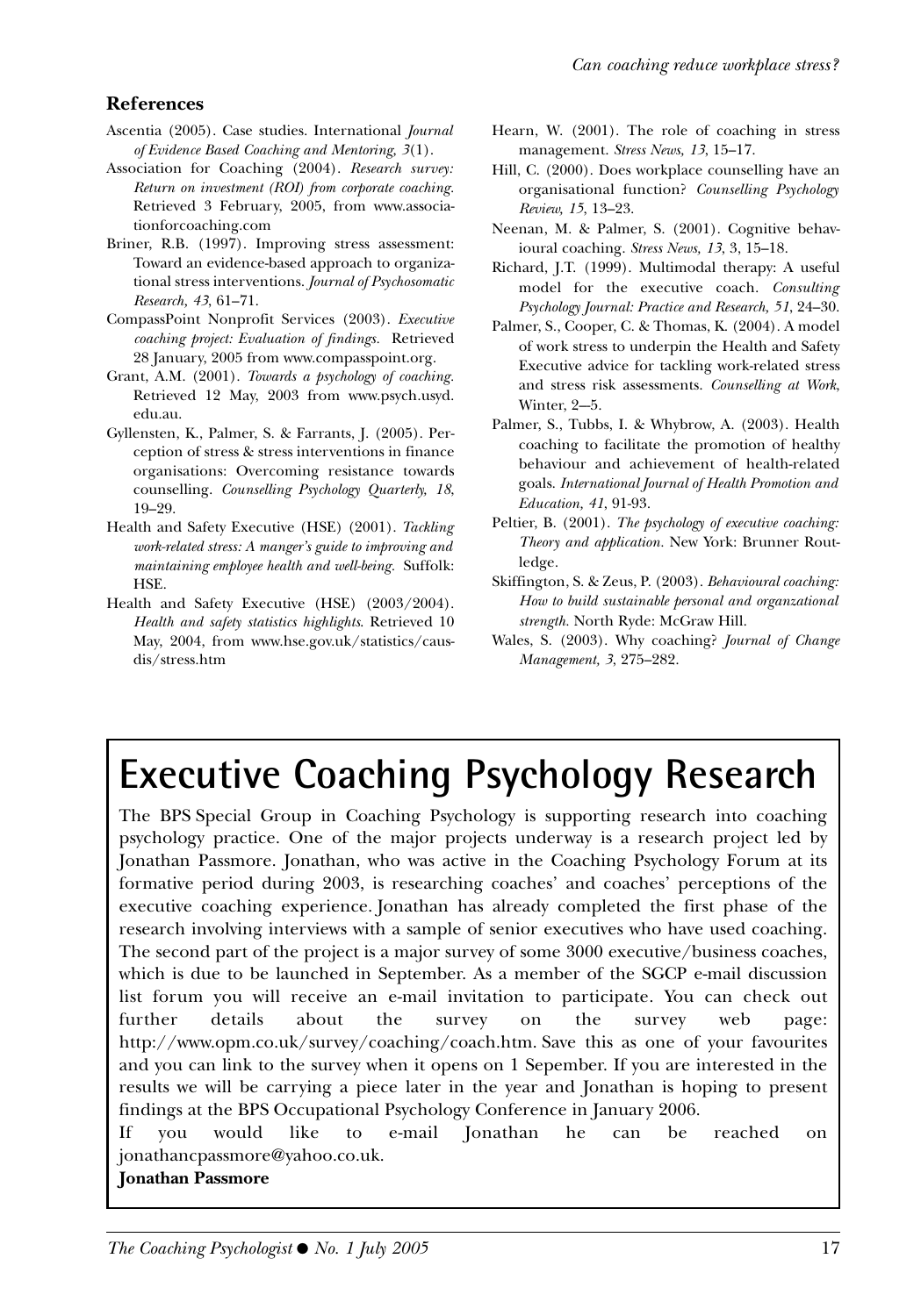## References

Ascentia (2005). Case studies. International *Journal of Evidence Based Coaching and Mentoring, 3*(1).

Association for Coaching (2004). *Research survey: Return on investment (ROI) from corporate coaching*. Retrieved 3 February, 2005, from www.associationforcoaching.com

Briner, R.B. (1997). Improving stress assessment: Toward an evidence-based approach to organizational stress interventions. *Journal of Psychosomatic Research, 43*, 61–71.

CompassPoint Nonprofit Services (2003). *Executive coaching project: Evaluation of findings*. Retrieved 28 January, 2005 from www.compasspoint.org.

Grant, A.M. (2001). *Towards a psychology of coaching*. Retrieved 12 May, 2003 from www.psych.usyd.edu.au.

Gyllensten, K., Palmer, S. & Farrants, J. (2005). Perception of stress & stress interventions in finance organisations: Overcoming resistance towards counselling. *Counselling Psychology Quarterly, 18*, 19–29.

Health and Safety Executive (HSE) (2001). *Tackling work-related stress: A manger's guide to improving and maintaining employee health and well-being*. Suffolk: HSE.

Health and Safety Executive (HSE) (2003/2004). *Health and safety statistics highlights*. Retrieved 10 May, 2004, from www.hse.gov.uk/statistics/causdis/stress.htm

Hearn, W. (2001). The role of coaching in stress management. *Stress News, 13*, 15–17.

Hill, C. (2000). Does workplace counselling have an organisational function? *Counselling Psychology Review, 15*, 13–23.

Neenan, M. & Palmer, S. (2001). Cognitive behavioural coaching. *Stress News, 13*, 3, 15–18.

Richard, J.T. (1999). Multimodal therapy: A useful model for the executive coach. *Consulting Psychology Journal: Practice and Research, 51*, 24–30.

Palmer, S., Cooper, C. & Thomas, K. (2004). A model of work stress to underpin the Health and Safety Executive advice for tackling work-related stress and stress risk assessments. *Counselling at Work*, Winter, 2–5.

Palmer, S., Tubbs, I. & Whybrow, A. (2003). Health coaching to facilitate the promotion of healthy behaviour and achievement of health-related goals. *International Journal of Health Promotion and Education, 41*, 91-93.

Peltier, B. (2001). *The psychology of executive coaching: Theory and application*. New York: Brunner Routledge.

Skiffington, S. & Zeus, P. (2003). *Behavioural coaching: How to build sustainable personal and organzational strength*. North Ryde: McGraw Hill.

Wales, S. (2003). Why coaching? *Journal of Change Management, 3*, 275–282.

# Executive Coaching Psychology Research

The BPS Special Group in Coaching Psychology is supporting research into coaching psychology practice. One of the major projects underway is a research project led by Jonathan Passmore. Jonathan, who was active in the Coaching Psychology Forum at its formative period during 2003, is researching coaches' and coaches' perceptions of the executive coaching experience. Jonathan has already completed the first phase of the research involving interviews with a sample of senior executives who have used coaching. The second part of the project is a major survey of some 3000 executive/business coaches, which is due to be launched in September. As a member of the SGCP e-mail discussion list forum you will receive an e-mail invitation to participate. You can check out further details about the survey on the survey web page: http://www.opm.co.uk/survey/coaching/coach.htm. Save this as one of your favourites and you can link to the survey when it opens on 1 Sepember. If you are interested in the results we will be carrying a piece later in the year and Jonathan is hoping to present findings at the BPS Occupational Psychology Conference in January 2006.

If you would like to e-mail Jonathan he can be reached on jonathancpassmore@yahoo.co.uk.

**Jonathan Passmore**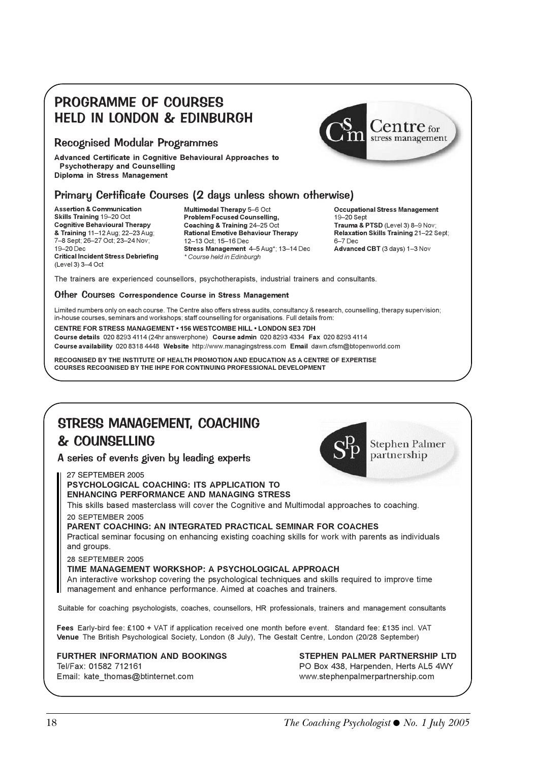# PROGRAMME OF COURSES HELD IN LONDON & EDINBURGH

Centre for stress management

## Recognised Modular Programmes

**Advanced Certificate in Cognitive Behavioural Approaches to Psychotherapy and Counselling**
**Diploma in Stress Management**

## Primary Certificate Courses (2 days unless shown otherwise)

**Assertion & Communication Skills Training** 19–20 Oct
**Cognitive Behavioural Therapy & Training** 11–12 Aug; 22–23 Aug; 7–8 Sept; 26–27 Oct; 23–24 Nov; 19–20 Dec
**Critical Incident Stress Debriefing** (Level 3) 3–4 Oct
**Multimodal Therapy** 5–6 Oct
**Problem Focused Counselling, Coaching & Training** 24–25 Oct
**Rational Emotive Behaviour Therapy** 12–13 Oct; 15–16 Dec
**Stress Management** 4–5 Aug*; 13–14 Dec
*\* Course held in Edinburgh*
**Occupational Stress Management** 19–20 Sept
**Trauma & PTSD** (Level 3) 8–9 Nov;
**Relaxation Skills Training** 21–22 Sept; 6–7 Dec
**Advanced CBT** (3 days) 1–3 Nov

The trainers are experienced counsellors, psychotherapists, industrial trainers and consultants.

### Other Courses **Correspondence Course in Stress Management**

Limited numbers only on each course. The Centre also offers stress audits, consultancy & research, counselling, therapy supervision; in-house courses, seminars and workshops; staff counselling for organisations. Full details from:

**CENTRE FOR STRESS MANAGEMENT • 156 WESTCOMBE HILL • LONDON SE3 7DH**
**Course details** 020 8293 4114 (24hr answerphone) **Course admin** 020 8293 4334 **Fax** 020 8293 4114
**Course availability** 020 8318 4448 **Website** http://www.managingstress.com **Email** dawn.cfsm@btopenworld.com

**RECOGNISED BY THE INSTITUTE OF HEALTH PROMOTION AND EDUCATION AS A CENTRE OF EXPERTISE**
**COURSES RECOGNISED BY THE IHPE FOR CONTINUING PROFESSIONAL DEVELOPMENT**

# STRESS MANAGEMENT, COACHING & COUNSELLING

Stephen Palmer partnership

## A series of events given by leading experts

27 SEPTEMBER 2005
**PSYCHOLOGICAL COACHING: ITS APPLICATION TO ENHANCING PERFORMANCE AND MANAGING STRESS**
This skills based masterclass will cover the Cognitive and Multimodal approaches to coaching.

20 SEPTEMBER 2005
**PARENT COACHING: AN INTEGRATED PRACTICAL SEMINAR FOR COACHES**
Practical seminar focusing on enhancing existing coaching skills for work with parents as individuals and groups.

28 SEPTEMBER 2005
**TIME MANAGEMENT WORKSHOP: A PSYCHOLOGICAL APPROACH**
An interactive workshop covering the psychological techniques and skills required to improve time management and enhance performance. Aimed at coaches and trainers.

Suitable for coaching psychologists, coaches, counsellors, HR professionals, trainers and management consultants

**Fees** Early-bird fee: £100 + VAT if application received one month before event. Standard fee: £135 incl. VAT
**Venue** The British Psychological Society, London (8 July), The Gestalt Centre, London (20/28 September)

**FURTHER INFORMATION AND BOOKINGS**
Tel/Fax: 01582 712161
Email: kate_thomas@btinternet.com

**STEPHEN PALMER PARTNERSHIP LTD**
PO Box 438, Harpenden, Herts AL5 4WY
www.stephenpalmerpartnership.com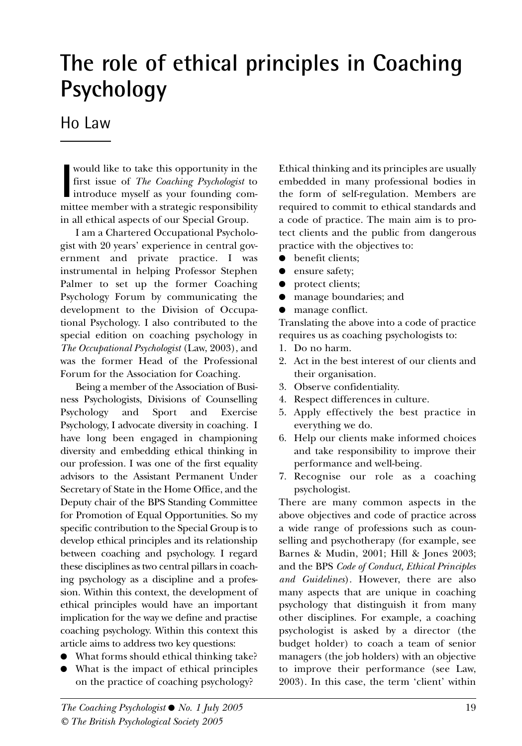# The role of ethical principles in Coaching Psychology

## Ho Law

I would like to take this opportunity in the first issue of *The Coaching Psychologist* to introduce myself as your founding committee member with a strategic responsibility in all ethical aspects of our Special Group.

I am a Chartered Occupational Psychologist with 20 years' experience in central government and private practice. I was instrumental in helping Professor Stephen Palmer to set up the former Coaching Psychology Forum by communicating the development to the Division of Occupational Psychology. I also contributed to the special edition on coaching psychology in *The Occupational Psychologist* (Law, 2003), and was the former Head of the Professional Forum for the Association for Coaching.

Being a member of the Association of Business Psychologists, Divisions of Counselling Psychology and Sport and Exercise Psychology, I advocate diversity in coaching. I have long been engaged in championing diversity and embedding ethical thinking in our profession. I was one of the first equality advisors to the Assistant Permanent Under Secretary of State in the Home Office, and the Deputy chair of the BPS Standing Committee for Promotion of Equal Opportunities. So my specific contribution to the Special Group is to develop ethical principles and its relationship between coaching and psychology. I regard these disciplines as two central pillars in coaching psychology as a discipline and a profession. Within this context, the development of ethical principles would have an important implication for the way we define and practise coaching psychology. Within this context this article aims to address two key questions:

- What forms should ethical thinking take?
- What is the impact of ethical principles on the practice of coaching psychology?

Ethical thinking and its principles are usually embedded in many professional bodies in the form of self-regulation. Members are required to commit to ethical standards and a code of practice. The main aim is to protect clients and the public from dangerous practice with the objectives to:

- benefit clients;
- ensure safety;
- protect clients;
- manage boundaries; and
- manage conflict.

Translating the above into a code of practice requires us as coaching psychologists to:

1. Do no harm.
2. Act in the best interest of our clients and their organisation.
3. Observe confidentiality.
4. Respect differences in culture.
5. Apply effectively the best practice in everything we do.
6. Help our clients make informed choices and take responsibility to improve their performance and well-being.
7. Recognise our role as a coaching psychologist.

There are many common aspects in the above objectives and code of practice across a wide range of professions such as counselling and psychotherapy (for example, see Barnes & Mudin, 2001; Hill & Jones 2003; and the BPS *Code of Conduct, Ethical Principles and Guidelines*). However, there are also many aspects that are unique in coaching psychology that distinguish it from many other disciplines. For example, a coaching psychologist is asked by a director (the budget holder) to coach a team of senior managers (the job holders) with an objective to improve their performance (see Law, 2003). In this case, the term 'client' within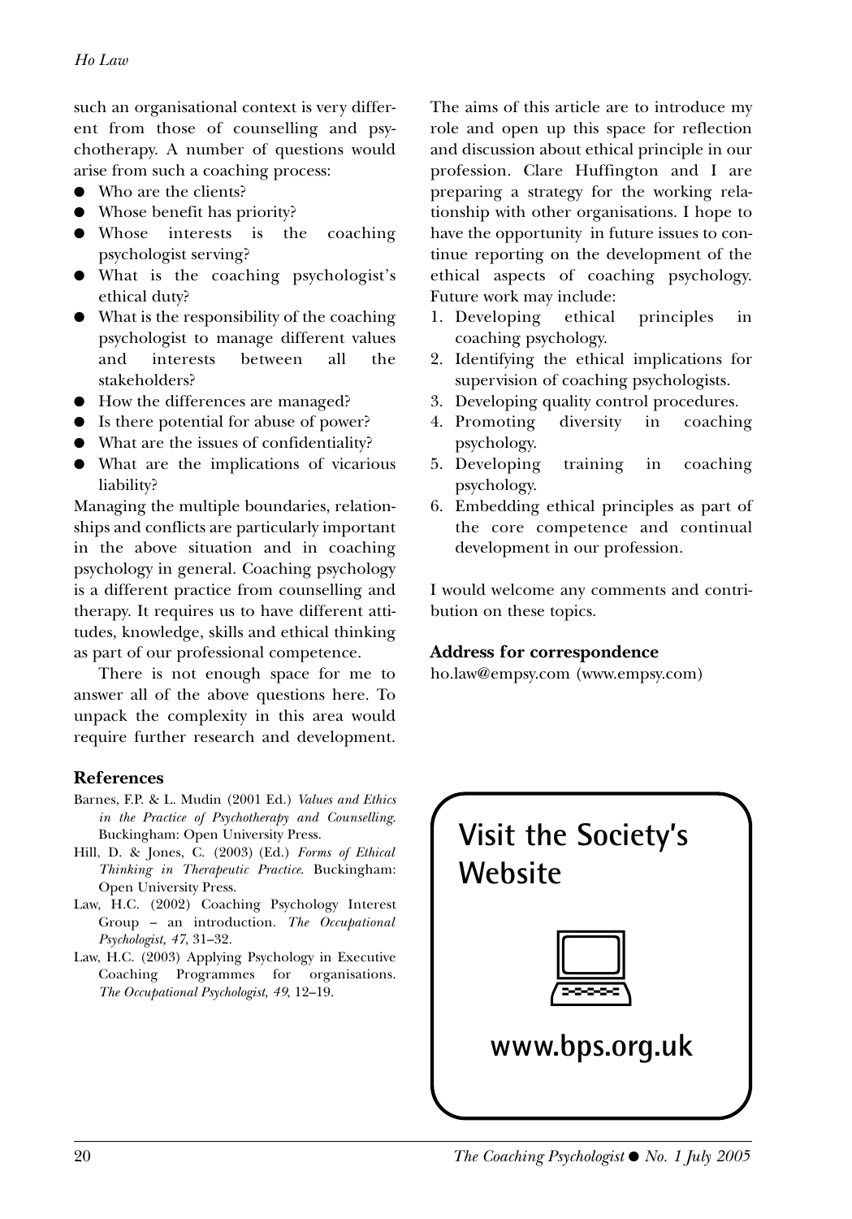such an organisational context is very different from those of counselling and psychotherapy. A number of questions would arise from such a coaching process:

- Who are the clients?
- Whose benefit has priority?
- Whose interests is the coaching psychologist serving?
- What is the coaching psychologist's ethical duty?
- What is the responsibility of the coaching psychologist to manage different values and interests between all the stakeholders?
- How the differences are managed?
- Is there potential for abuse of power?
- What are the issues of confidentiality?
- What are the implications of vicarious liability?

Managing the multiple boundaries, relationships and conflicts are particularly important in the above situation and in coaching psychology in general. Coaching psychology is a different practice from counselling and therapy. It requires us to have different attitudes, knowledge, skills and ethical thinking as part of our professional competence.

There is not enough space for me to answer all of the above questions here. To unpack the complexity in this area would require further research and development.

The aims of this article are to introduce my role and open up this space for reflection and discussion about ethical principle in our profession. Clare Huffington and I are preparing a strategy for the working relationship with other organisations. I hope to have the opportunity in future issues to continue reporting on the development of the ethical aspects of coaching psychology. Future work may include:

1. Developing ethical principles in coaching psychology.
2. Identifying the ethical implications for supervision of coaching psychologists.
3. Developing quality control procedures.
4. Promoting diversity in coaching psychology.
5. Developing training in coaching psychology.
6. Embedding ethical principles as part of the core competence and continual development in our profession.

I would welcome any comments and contribution on these topics.

**Address for correspondence**

ho.law@empsy.com (www.empsy.com)

## References

Barnes, F.P. & L. Mudin (2001 Ed.) *Values and Ethics in the Practice of Psychotherapy and Counselling*. Buckingham: Open University Press.

Hill, D. & Jones, C. (2003) (Ed.) *Forms of Ethical Thinking in Therapeutic Practice*. Buckingham: Open University Press.

Law, H.C. (2002) Coaching Psychology Interest Group – an introduction. *The Occupational Psychologist, 47*, 31–32.

Law, H.C. (2003) Applying Psychology in Executive Coaching Programmes for organisations. *The Occupational Psychologist, 49*, 12–19.

**Visit the Society's Website**

**www.bps.org.uk**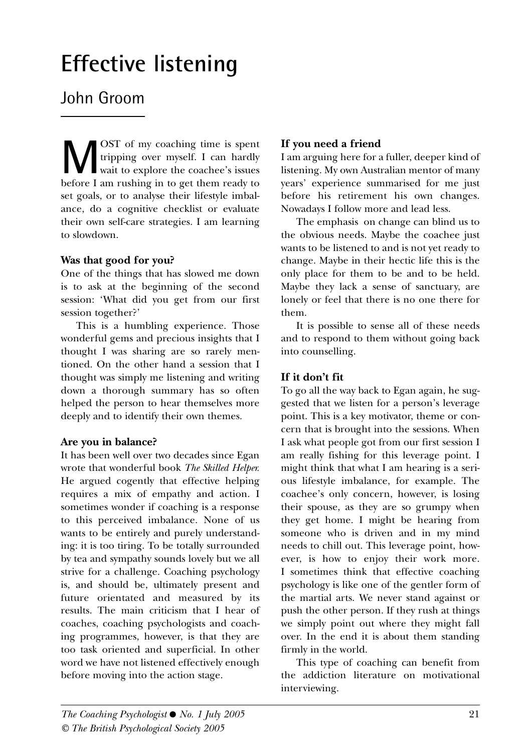# Effective listening

## John Groom

MOST of my coaching time is spent tripping over myself. I can hardly wait to explore the coachee's issues before I am rushing in to get them ready to set goals, or to analyse their lifestyle imbalance, do a cognitive checklist or evaluate their own self-care strategies. I am learning to slowdown.

### Was that good for you?

One of the things that has slowed me down is to ask at the beginning of the second session: 'What did you get from our first session together?'

This is a humbling experience. Those wonderful gems and precious insights that I thought I was sharing are so rarely mentioned. On the other hand a session that I thought was simply me listening and writing down a thorough summary has so often helped the person to hear themselves more deeply and to identify their own themes.

### Are you in balance?

It has been well over two decades since Egan wrote that wonderful book *The Skilled Helper*. He argued cogently that effective helping requires a mix of empathy and action. I sometimes wonder if coaching is a response to this perceived imbalance. None of us wants to be entirely and purely understanding: it is too tiring. To be totally surrounded by tea and sympathy sounds lovely but we all strive for a challenge. Coaching psychology is, and should be, ultimately present and future orientated and measured by its results. The main criticism that I hear of coaches, coaching psychologists and coaching programmes, however, is that they are too task oriented and superficial. In other word we have not listened effectively enough before moving into the action stage.

### If you need a friend

I am arguing here for a fuller, deeper kind of listening. My own Australian mentor of many years' experience summarised for me just before his retirement his own changes. Nowadays I follow more and lead less.

The emphasis on change can blind us to the obvious needs. Maybe the coachee just wants to be listened to and is not yet ready to change. Maybe in their hectic life this is the only place for them to be and to be held. Maybe they lack a sense of sanctuary, are lonely or feel that there is no one there for them.

It is possible to sense all of these needs and to respond to them without going back into counselling.

### If it don't fit

To go all the way back to Egan again, he suggested that we listen for a person's leverage point. This is a key motivator, theme or concern that is brought into the sessions. When I ask what people got from our first session I am really fishing for this leverage point. I might think that what I am hearing is a serious lifestyle imbalance, for example. The coachee's only concern, however, is losing their spouse, as they are so grumpy when they get home. I might be hearing from someone who is driven and in my mind needs to chill out. This leverage point, however, is how to enjoy their work more. I sometimes think that effective coaching psychology is like one of the gentler form of the martial arts. We never stand against or push the other person. If they rush at things we simply point out where they might fall over. In the end it is about them standing firmly in the world.

This type of coaching can benefit from the addiction literature on motivational interviewing.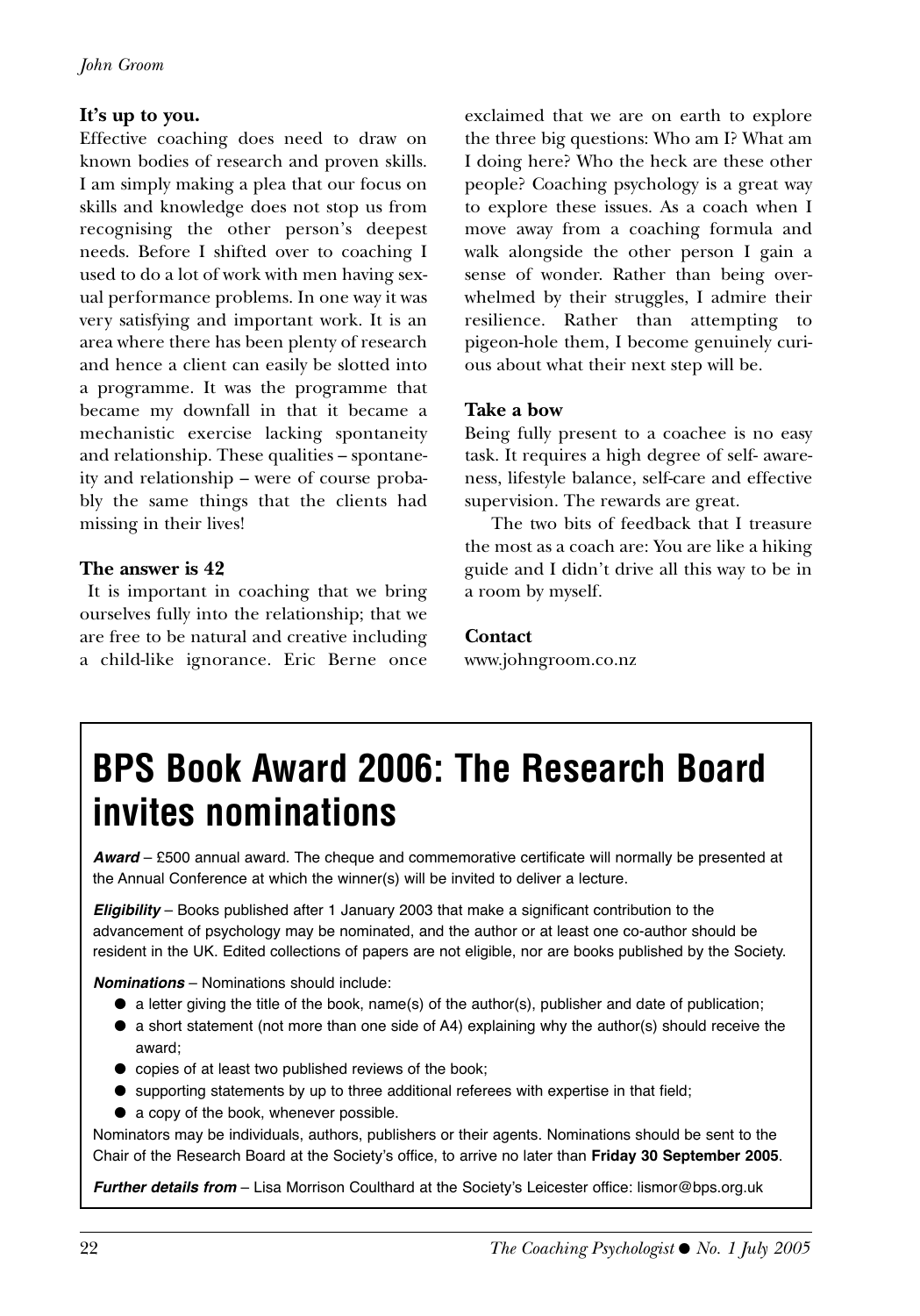### It's up to you.

Effective coaching does need to draw on known bodies of research and proven skills. I am simply making a plea that our focus on skills and knowledge does not stop us from recognising the other person's deepest needs. Before I shifted over to coaching I used to do a lot of work with men having sexual performance problems. In one way it was very satisfying and important work. It is an area where there has been plenty of research and hence a client can easily be slotted into a programme. It was the programme that became my downfall in that it became a mechanistic exercise lacking spontaneity and relationship. These qualities – spontaneity and relationship – were of course probably the same things that the clients had missing in their lives!

### The answer is 42

It is important in coaching that we bring ourselves fully into the relationship; that we are free to be natural and creative including a child-like ignorance. Eric Berne once exclaimed that we are on earth to explore the three big questions: Who am I? What am I doing here? Who the heck are these other people? Coaching psychology is a great way to explore these issues. As a coach when I move away from a coaching formula and walk alongside the other person I gain a sense of wonder. Rather than being overwhelmed by their struggles, I admire their resilience. Rather than attempting to pigeon-hole them, I become genuinely curious about what their next step will be.

### Take a bow

Being fully present to a coachee is no easy task. It requires a high degree of self- awareness, lifestyle balance, self-care and effective supervision. The rewards are great.

The two bits of feedback that I treasure the most as a coach are: You are like a hiking guide and I didn't drive all this way to be in a room by myself.

### Contact

www.johngroom.co.nz

# BPS Book Award 2006: The Research Board invites nominations

***Award*** – £500 annual award. The cheque and commemorative certificate will normally be presented at the Annual Conference at which the winner(s) will be invited to deliver a lecture.

***Eligibility*** – Books published after 1 January 2003 that make a significant contribution to the advancement of psychology may be nominated, and the author or at least one co-author should be resident in the UK. Edited collections of papers are not eligible, nor are books published by the Society.

***Nominations*** – Nominations should include:

- a letter giving the title of the book, name(s) of the author(s), publisher and date of publication;
- a short statement (not more than one side of A4) explaining why the author(s) should receive the award;
- copies of at least two published reviews of the book;
- supporting statements by up to three additional referees with expertise in that field;
- a copy of the book, whenever possible.

Nominators may be individuals, authors, publishers or their agents. Nominations should be sent to the Chair of the Research Board at the Society's office, to arrive no later than **Friday 30 September 2005**.

***Further details from*** – Lisa Morrison Coulthard at the Society's Leicester office: lismor@bps.org.uk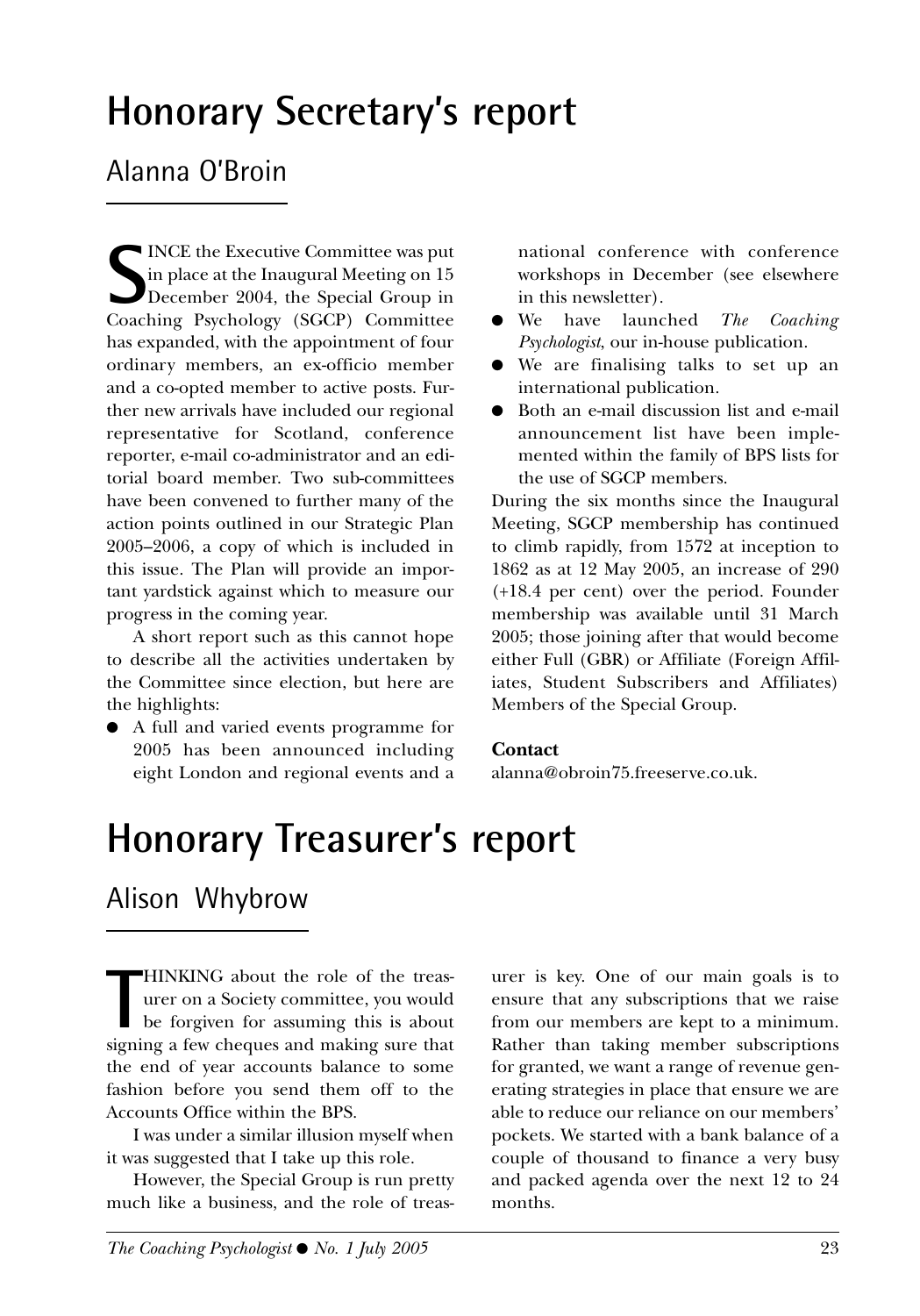# Honorary Secretary's report

## Alanna O'Broin

SINCE the Executive Committee was put in place at the Inaugural Meeting on 15 December 2004, the Special Group in Coaching Psychology (SGCP) Committee has expanded, with the appointment of four ordinary members, an ex-officio member and a co-opted member to active posts. Further new arrivals have included our regional representative for Scotland, conference reporter, e-mail co-administrator and an editorial board member. Two sub-committees have been convened to further many of the action points outlined in our Strategic Plan 2005–2006, a copy of which is included in this issue. The Plan will provide an important yardstick against which to measure our progress in the coming year.

A short report such as this cannot hope to describe all the activities undertaken by the Committee since election, but here are the highlights:

- A full and varied events programme for 2005 has been announced including eight London and regional events and a national conference with conference workshops in December (see elsewhere in this newsletter).
- We have launched *The Coaching Psychologist*, our in-house publication.
- We are finalising talks to set up an international publication.
- Both an e-mail discussion list and e-mail announcement list have been implemented within the family of BPS lists for the use of SGCP members.

During the six months since the Inaugural Meeting, SGCP membership has continued to climb rapidly, from 1572 at inception to 1862 as at 12 May 2005, an increase of 290 (+18.4 per cent) over the period. Founder membership was available until 31 March 2005; those joining after that would become either Full (GBR) or Affiliate (Foreign Affiliates, Student Subscribers and Affiliates) Members of the Special Group.

**Contact**

alanna@obroin75.freeserve.co.uk.

# Honorary Treasurer's report

## Alison Whybrow

THINKING about the role of the treasurer on a Society committee, you would be forgiven for assuming this is about signing a few cheques and making sure that the end of year accounts balance to some fashion before you send them off to the Accounts Office within the BPS.

I was under a similar illusion myself when it was suggested that I take up this role.

However, the Special Group is run pretty much like a business, and the role of treasurer is key. One of our main goals is to ensure that any subscriptions that we raise from our members are kept to a minimum. Rather than taking member subscriptions for granted, we want a range of revenue generating strategies in place that ensure we are able to reduce our reliance on our members' pockets. We started with a bank balance of a couple of thousand to finance a very busy and packed agenda over the next 12 to 24 months.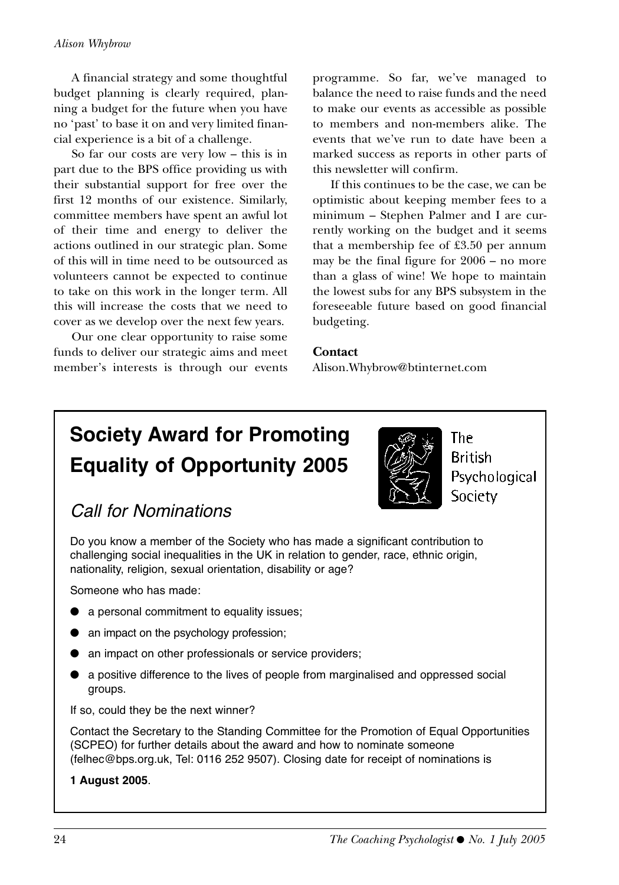A financial strategy and some thoughtful budget planning is clearly required, planning a budget for the future when you have no 'past' to base it on and very limited financial experience is a bit of a challenge.

So far our costs are very low – this is in part due to the BPS office providing us with their substantial support for free over the first 12 months of our existence. Similarly, committee members have spent an awful lot of their time and energy to deliver the actions outlined in our strategic plan. Some of this will in time need to be outsourced as volunteers cannot be expected to continue to take on this work in the longer term. All this will increase the costs that we need to cover as we develop over the next few years.

Our one clear opportunity to raise some funds to deliver our strategic aims and meet member's interests is through our events programme. So far, we've managed to balance the need to raise funds and the need to make our events as accessible as possible to members and non-members alike. The events that we've run to date have been a marked success as reports in other parts of this newsletter will confirm.

If this continues to be the case, we can be optimistic about keeping member fees to a minimum – Stephen Palmer and I are currently working on the budget and it seems that a membership fee of £3.50 per annum may be the final figure for 2006 – no more than a glass of wine! We hope to maintain the lowest subs for any BPS subsystem in the foreseeable future based on good financial budgeting.

**Contact**

Alison.Whybrow@btinternet.com

## Society Award for Promoting Equality of Opportunity 2005

The British Psychological Society

### *Call for Nominations*

Do you know a member of the Society who has made a significant contribution to challenging social inequalities in the UK in relation to gender, race, ethnic origin, nationality, religion, sexual orientation, disability or age?

Someone who has made:

- a personal commitment to equality issues;
- an impact on the psychology profession;
- an impact on other professionals or service providers;
- a positive difference to the lives of people from marginalised and oppressed social groups.

If so, could they be the next winner?

Contact the Secretary to the Standing Committee for the Promotion of Equal Opportunities (SCPEO) for further details about the award and how to nominate someone (felhec@bps.org.uk, Tel: 0116 252 9507). Closing date for receipt of nominations is

**1 August 2005**.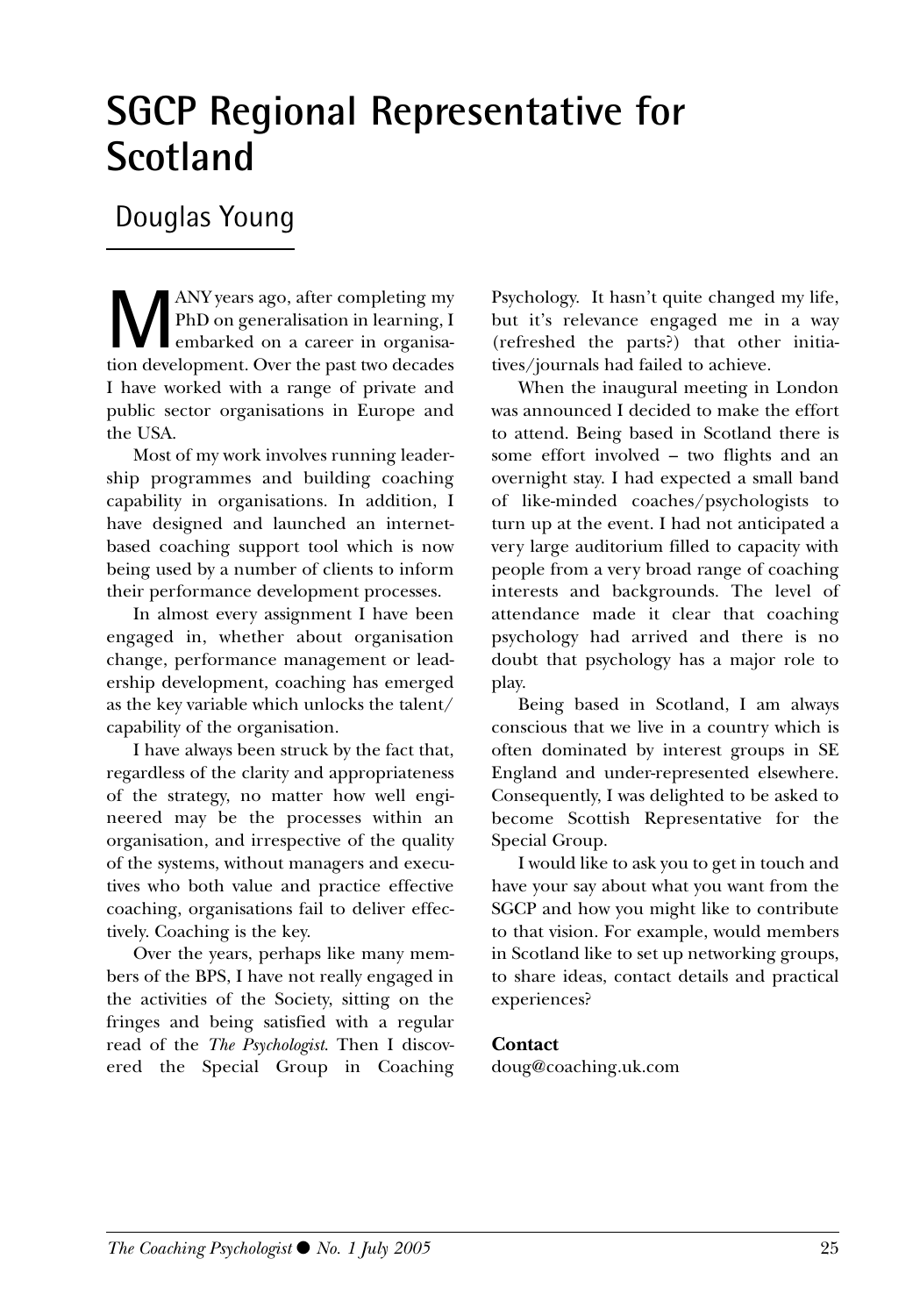# SGCP Regional Representative for Scotland

## Douglas Young

MANY years ago, after completing my PhD on generalisation in learning, I embarked on a career in organisation development. Over the past two decades I have worked with a range of private and public sector organisations in Europe and the USA.

Most of my work involves running leadership programmes and building coaching capability in organisations. In addition, I have designed and launched an internet-based coaching support tool which is now being used by a number of clients to inform their performance development processes.

In almost every assignment I have been engaged in, whether about organisation change, performance management or leadership development, coaching has emerged as the key variable which unlocks the talent/capability of the organisation.

I have always been struck by the fact that, regardless of the clarity and appropriateness of the strategy, no matter how well engineered may be the processes within an organisation, and irrespective of the quality of the systems, without managers and executives who both value and practice effective coaching, organisations fail to deliver effectively. Coaching is the key.

Over the years, perhaps like many members of the BPS, I have not really engaged in the activities of the Society, sitting on the fringes and being satisfied with a regular read of the *The Psychologist*. Then I discovered the Special Group in Coaching Psychology. It hasn't quite changed my life, but it's relevance engaged me in a way (refreshed the parts?) that other initiatives/journals had failed to achieve.

When the inaugural meeting in London was announced I decided to make the effort to attend. Being based in Scotland there is some effort involved – two flights and an overnight stay. I had expected a small band of like-minded coaches/psychologists to turn up at the event. I had not anticipated a very large auditorium filled to capacity with people from a very broad range of coaching interests and backgrounds. The level of attendance made it clear that coaching psychology had arrived and there is no doubt that psychology has a major role to play.

Being based in Scotland, I am always conscious that we live in a country which is often dominated by interest groups in SE England and under-represented elsewhere. Consequently, I was delighted to be asked to become Scottish Representative for the Special Group.

I would like to ask you to get in touch and have your say about what you want from the SGCP and how you might like to contribute to that vision. For example, would members in Scotland like to set up networking groups, to share ideas, contact details and practical experiences?

**Contact**
doug@coaching.uk.com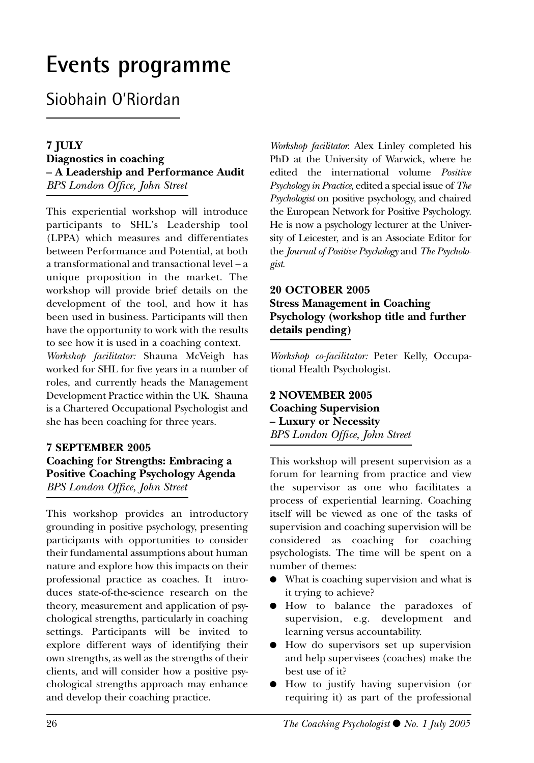# Events programme

## Siobhain O'Riordan

### 7 JULY
**Diagnostics in coaching – A Leadership and Performance Audit**
*BPS London Office, John Street*

This experiential workshop will introduce participants to SHL's Leadership tool (LPPA) which measures and differentiates between Performance and Potential, at both a transformational and transactional level – a unique proposition in the market. The workshop will provide brief details on the development of the tool, and how it has been used in business. Participants will then have the opportunity to work with the results to see how it is used in a coaching context.

*Workshop facilitator:* Shauna McVeigh has worked for SHL for five years in a number of roles, and currently heads the Management Development Practice within the UK. Shauna is a Chartered Occupational Psychologist and she has been coaching for three years.

### 7 SEPTEMBER 2005
**Coaching for Strengths: Embracing a Positive Coaching Psychology Agenda**
*BPS London Office, John Street*

This workshop provides an introductory grounding in positive psychology, presenting participants with opportunities to consider their fundamental assumptions about human nature and explore how this impacts on their professional practice as coaches. It introduces state-of-the-science research on the theory, measurement and application of psychological strengths, particularly in coaching settings. Participants will be invited to explore different ways of identifying their own strengths, as well as the strengths of their clients, and will consider how a positive psychological strengths approach may enhance and develop their coaching practice.

*Workshop facilitator*: Alex Linley completed his PhD at the University of Warwick, where he edited the international volume *Positive Psychology in Practice*, edited a special issue of *The Psychologist* on positive psychology, and chaired the European Network for Positive Psychology. He is now a psychology lecturer at the University of Leicester, and is an Associate Editor for the *Journal of Positive Psychology* and *The Psychologist*.

### 20 OCTOBER 2005
**Stress Management in Coaching Psychology (workshop title and further details pending)**

*Workshop co-facilitator:* Peter Kelly, Occupational Health Psychologist.

### 2 NOVEMBER 2005
**Coaching Supervision – Luxury or Necessity**
*BPS London Office, John Street*

This workshop will present supervision as a forum for learning from practice and view the supervisor as one who facilitates a process of experiential learning. Coaching itself will be viewed as one of the tasks of supervision and coaching supervision will be considered as coaching for coaching psychologists. The time will be spent on a number of themes:

- What is coaching supervision and what is it trying to achieve?
- How to balance the paradoxes of supervision, e.g. development and learning versus accountability.
- How do supervisors set up supervision and help supervisees (coaches) make the best use of it?
- How to justify having supervision (or requiring it) as part of the professional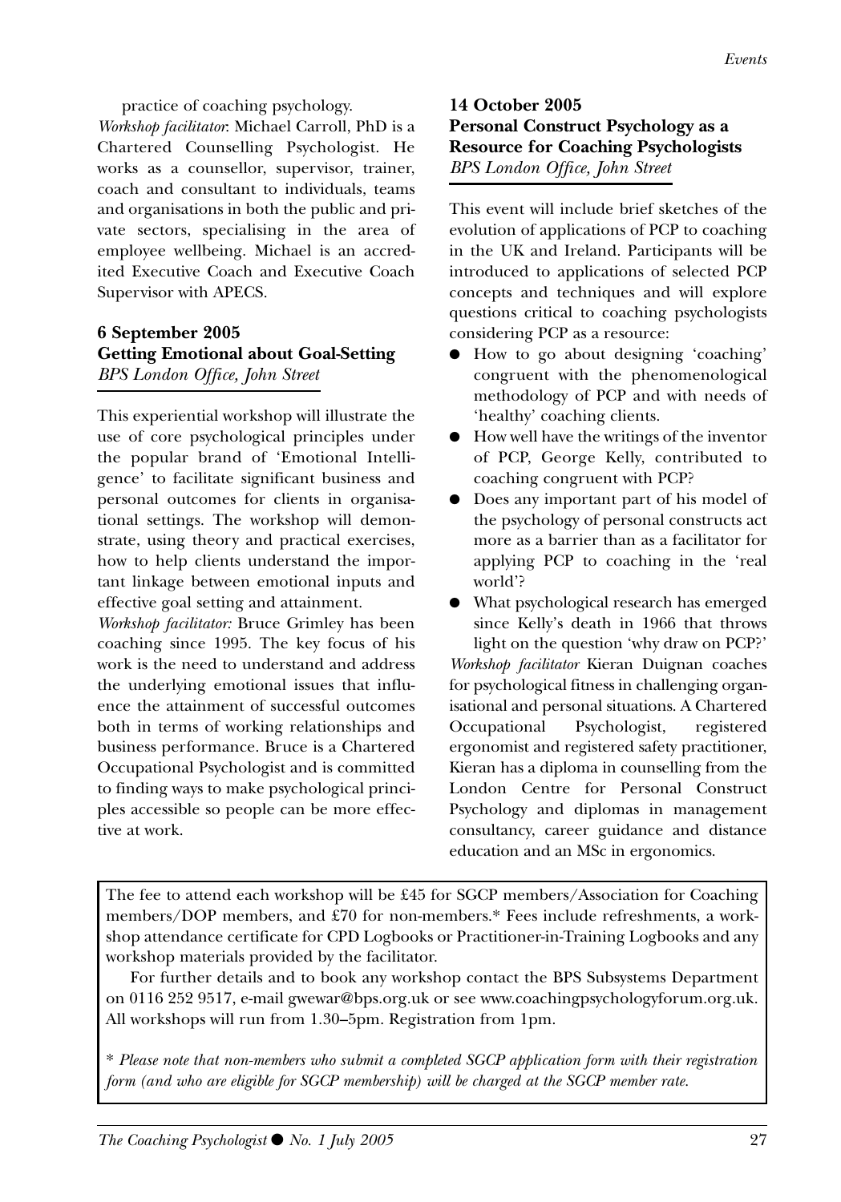practice of coaching psychology.

*Workshop facilitator*: Michael Carroll, PhD is a Chartered Counselling Psychologist. He works as a counsellor, supervisor, trainer, coach and consultant to individuals, teams and organisations in both the public and private sectors, specialising in the area of employee wellbeing. Michael is an accredited Executive Coach and Executive Coach Supervisor with APECS.

**6 September 2005**
**Getting Emotional about Goal-Setting**
*BPS London Office, John Street*

This experiential workshop will illustrate the use of core psychological principles under the popular brand of 'Emotional Intelligence' to facilitate significant business and personal outcomes for clients in organisational settings. The workshop will demonstrate, using theory and practical exercises, how to help clients understand the important linkage between emotional inputs and effective goal setting and attainment.

*Workshop facilitator:* Bruce Grimley has been coaching since 1995. The key focus of his work is the need to understand and address the underlying emotional issues that influence the attainment of successful outcomes both in terms of working relationships and business performance. Bruce is a Chartered Occupational Psychologist and is committed to finding ways to make psychological principles accessible so people can be more effective at work.

**14 October 2005**
**Personal Construct Psychology as a Resource for Coaching Psychologists**
*BPS London Office, John Street*

This event will include brief sketches of the evolution of applications of PCP to coaching in the UK and Ireland. Participants will be introduced to applications of selected PCP concepts and techniques and will explore questions critical to coaching psychologists considering PCP as a resource:

- How to go about designing 'coaching' congruent with the phenomenological methodology of PCP and with needs of 'healthy' coaching clients.
- How well have the writings of the inventor of PCP, George Kelly, contributed to coaching congruent with PCP?
- Does any important part of his model of the psychology of personal constructs act more as a barrier than as a facilitator for applying PCP to coaching in the 'real world'?
- What psychological research has emerged since Kelly's death in 1966 that throws light on the question 'why draw on PCP?'

*Workshop facilitator* Kieran Duignan coaches for psychological fitness in challenging organisational and personal situations. A Chartered Occupational Psychologist, registered ergonomist and registered safety practitioner, Kieran has a diploma in counselling from the London Centre for Personal Construct Psychology and diplomas in management consultancy, career guidance and distance education and an MSc in ergonomics.

The fee to attend each workshop will be £45 for SGCP members/Association for Coaching members/DOP members, and £70 for non-members.* Fees include refreshments, a workshop attendance certificate for CPD Logbooks or Practitioner-in-Training Logbooks and any workshop materials provided by the facilitator.

For further details and to book any workshop contact the BPS Subsystems Department on 0116 252 9517, e-mail gwewar@bps.org.uk or see www.coachingpsychologyforum.org.uk. All workshops will run from 1.30–5pm. Registration from 1pm.

*\* Please note that non-members who submit a completed SGCP application form with their registration form (and who are eligible for SGCP membership) will be charged at the SGCP member rate.*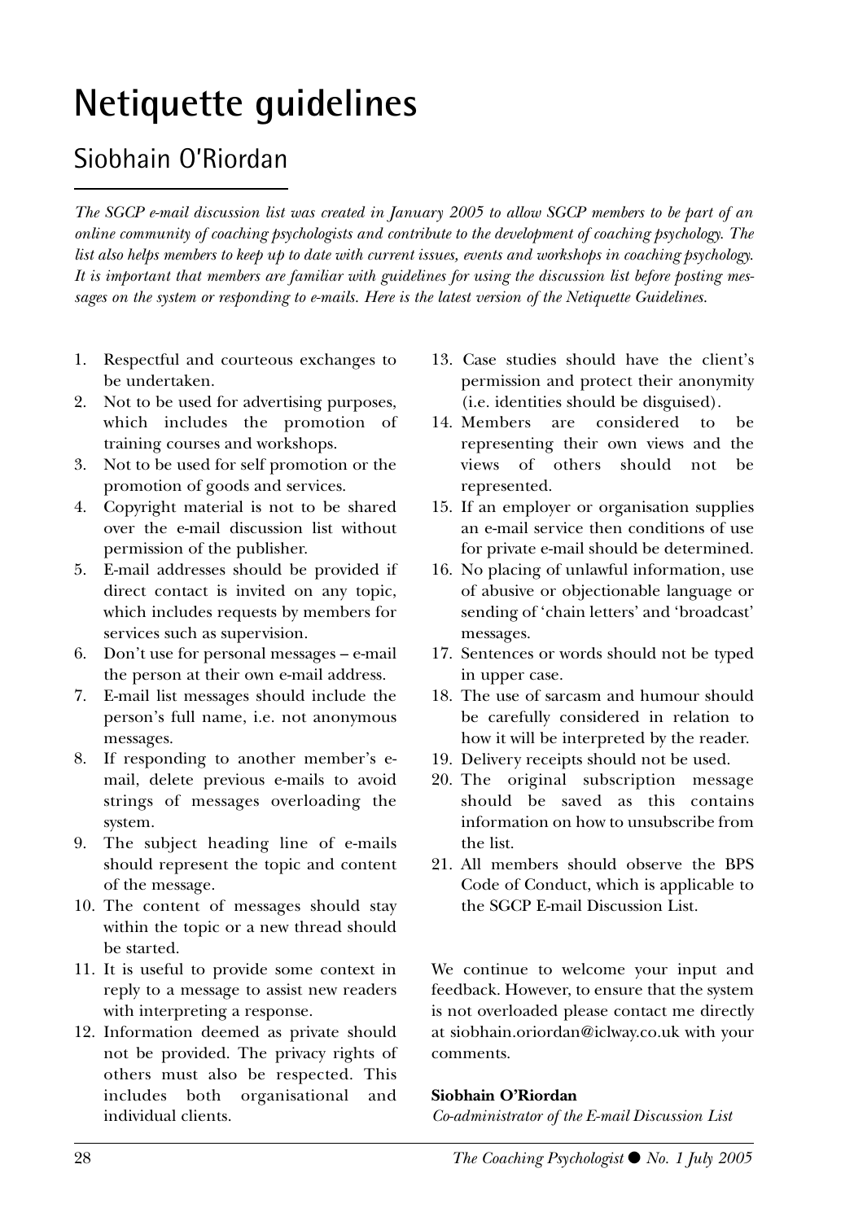# Netiquette guidelines

## Siobhain O'Riordan

*The SGCP e-mail discussion list was created in January 2005 to allow SGCP members to be part of an online community of coaching psychologists and contribute to the development of coaching psychology. The list also helps members to keep up to date with current issues, events and workshops in coaching psychology. It is important that members are familiar with guidelines for using the discussion list before posting messages on the system or responding to e-mails. Here is the latest version of the Netiquette Guidelines.*

1. Respectful and courteous exchanges to be undertaken.
2. Not to be used for advertising purposes, which includes the promotion of training courses and workshops.
3. Not to be used for self promotion or the promotion of goods and services.
4. Copyright material is not to be shared over the e-mail discussion list without permission of the publisher.
5. E-mail addresses should be provided if direct contact is invited on any topic, which includes requests by members for services such as supervision.
6. Don't use for personal messages – e-mail the person at their own e-mail address.
7. E-mail list messages should include the person's full name, i.e. not anonymous messages.
8. If responding to another member's e-mail, delete previous e-mails to avoid strings of messages overloading the system.
9. The subject heading line of e-mails should represent the topic and content of the message.
10. The content of messages should stay within the topic or a new thread should be started.
11. It is useful to provide some context in reply to a message to assist new readers with interpreting a response.
12. Information deemed as private should not be provided. The privacy rights of others must also be respected. This includes both organisational and individual clients.
13. Case studies should have the client's permission and protect their anonymity (i.e. identities should be disguised).
14. Members are considered to be representing their own views and the views of others should not be represented.
15. If an employer or organisation supplies an e-mail service then conditions of use for private e-mail should be determined.
16. No placing of unlawful information, use of abusive or objectionable language or sending of 'chain letters' and 'broadcast' messages.
17. Sentences or words should not be typed in upper case.
18. The use of sarcasm and humour should be carefully considered in relation to how it will be interpreted by the reader.
19. Delivery receipts should not be used.
20. The original subscription message should be saved as this contains information on how to unsubscribe from the list.
21. All members should observe the BPS Code of Conduct, which is applicable to the SGCP E-mail Discussion List.

We continue to welcome your input and feedback. However, to ensure that the system is not overloaded please contact me directly at siobhain.oriordan@iclway.co.uk with your comments.

**Siobhain O'Riordan**
*Co-administrator of the E-mail Discussion List*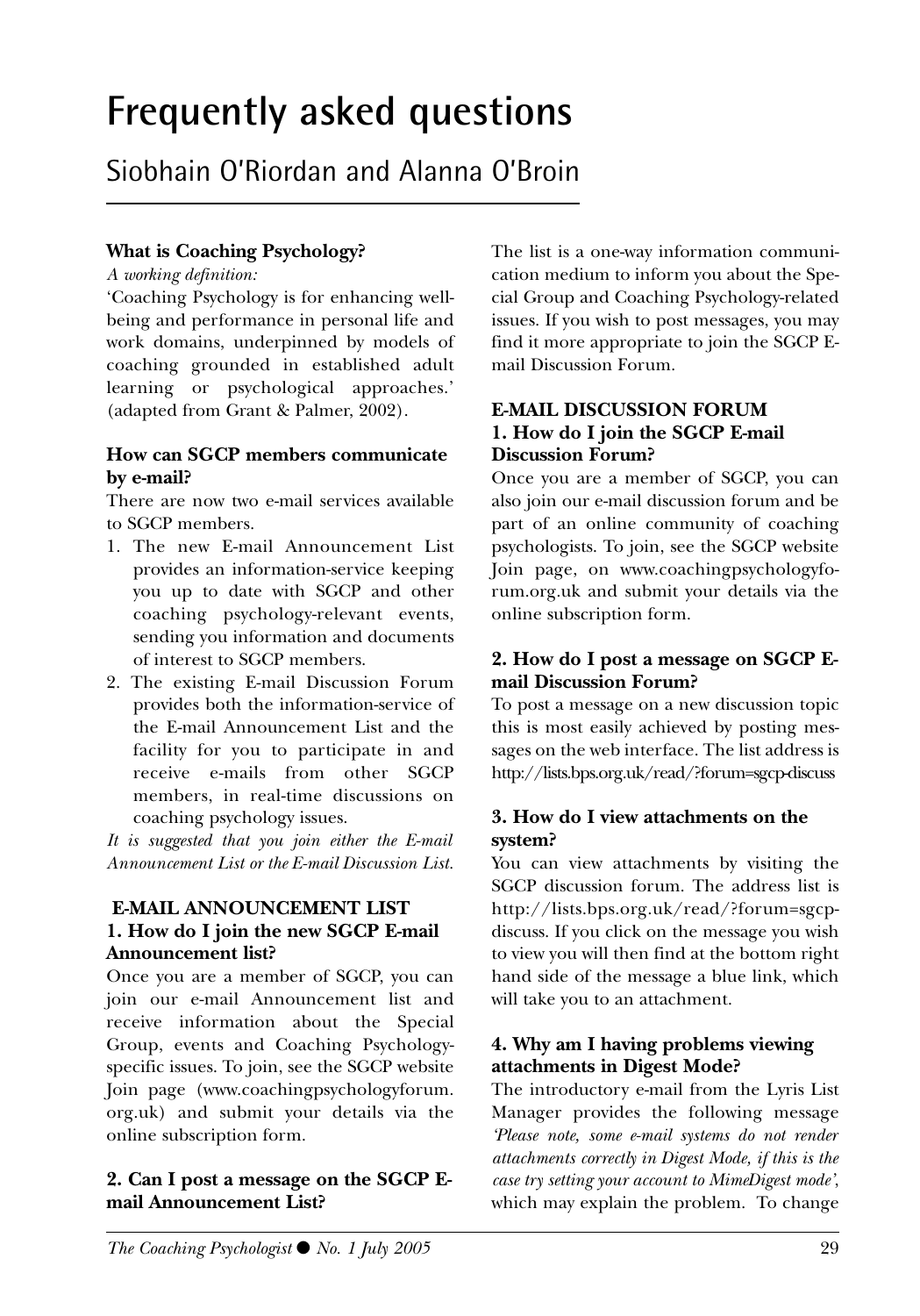# Frequently asked questions

## Siobhain O'Riordan and Alanna O'Broin

**What is Coaching Psychology?**

*A working definition:*

'Coaching Psychology is for enhancing well-being and performance in personal life and work domains, underpinned by models of coaching grounded in established adult learning or psychological approaches.' (adapted from Grant & Palmer, 2002).

**How can SGCP members communicate by e-mail?**

There are now two e-mail services available to SGCP members.

1. The new E-mail Announcement List provides an information-service keeping you up to date with SGCP and other coaching psychology-relevant events, sending you information and documents of interest to SGCP members.
2. The existing E-mail Discussion Forum provides both the information-service of the E-mail Announcement List and the facility for you to participate in and receive e-mails from other SGCP members, in real-time discussions on coaching psychology issues.

*It is suggested that you join either the E-mail Announcement List or the E-mail Discussion List.*

**E-MAIL ANNOUNCEMENT LIST**

**1. How do I join the new SGCP E-mail Announcement list?**

Once you are a member of SGCP, you can join our e-mail Announcement list and receive information about the Special Group, events and Coaching Psychology-specific issues. To join, see the SGCP website Join page (www.coachingpsychologyforum.org.uk) and submit your details via the online subscription form.

**2. Can I post a message on the SGCP E-mail Announcement List?**

The list is a one-way information communication medium to inform you about the Special Group and Coaching Psychology-related issues. If you wish to post messages, you may find it more appropriate to join the SGCP E-mail Discussion Forum.

**E-MAIL DISCUSSION FORUM**

**1. How do I join the SGCP E-mail Discussion Forum?**

Once you are a member of SGCP, you can also join our e-mail discussion forum and be part of an online community of coaching psychologists. To join, see the SGCP website Join page, on www.coachingpsychologyforum.org.uk and submit your details via the online subscription form.

**2. How do I post a message on SGCP E-mail Discussion Forum?**

To post a message on a new discussion topic this is most easily achieved by posting messages on the web interface. The list address is http://lists.bps.org.uk/read/?forum=sgcp-discuss

**3. How do I view attachments on the system?**

You can view attachments by visiting the SGCP discussion forum. The address list is http://lists.bps.org.uk/read/?forum=sgcp-discuss. If you click on the message you wish to view you will then find at the bottom right hand side of the message a blue link, which will take you to an attachment.

**4. Why am I having problems viewing attachments in Digest Mode?**

The introductory e-mail from the Lyris List Manager provides the following message *'Please note, some e-mail systems do not render attachments correctly in Digest Mode, if this is the case try setting your account to MimeDigest mode'*, which may explain the problem. To change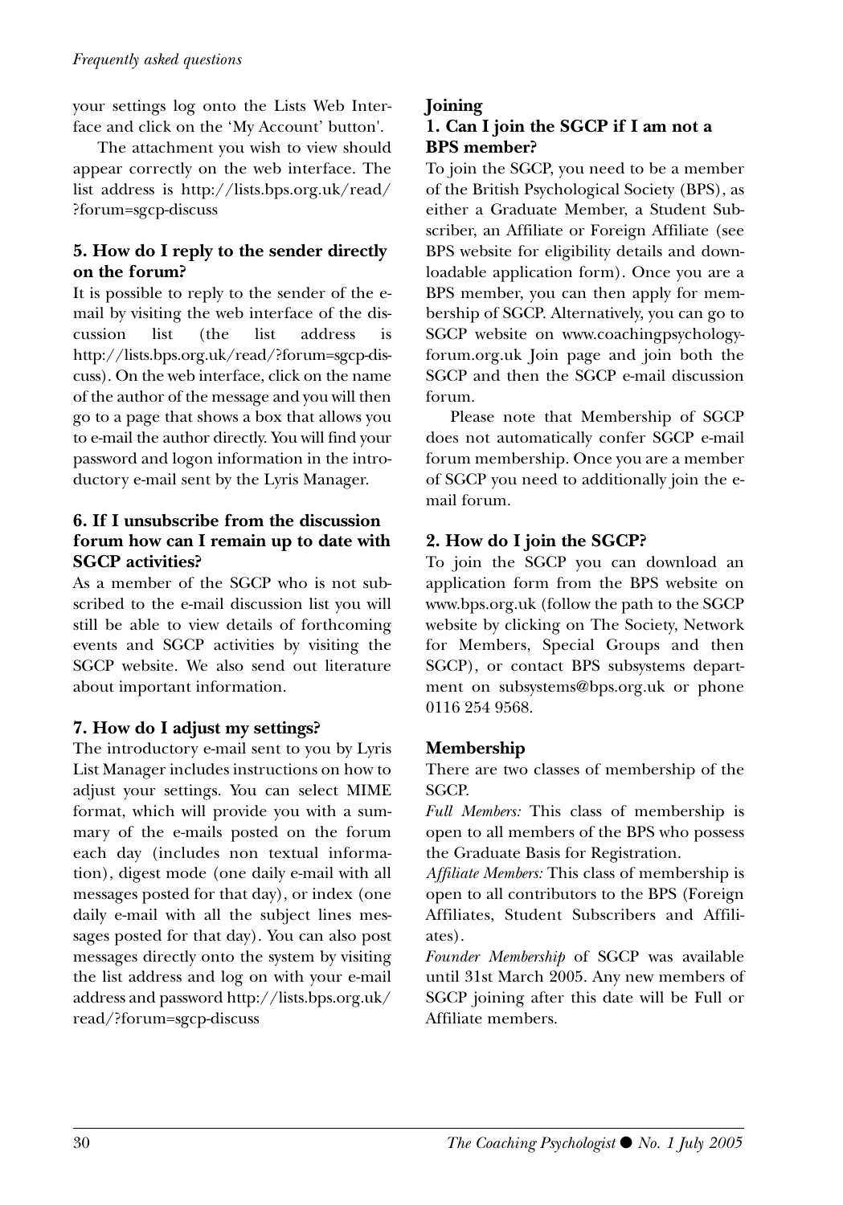your settings log onto the Lists Web Interface and click on the 'My Account' button'.

The attachment you wish to view should appear correctly on the web interface. The list address is http://lists.bps.org.uk/read/?forum=sgcp-discuss

### 5. How do I reply to the sender directly on the forum?

It is possible to reply to the sender of the e-mail by visiting the web interface of the discussion list (the list address is http://lists.bps.org.uk/read/?forum=sgcp-discuss). On the web interface, click on the name of the author of the message and you will then go to a page that shows a box that allows you to e-mail the author directly. You will find your password and logon information in the introductory e-mail sent by the Lyris Manager.

### 6. If I unsubscribe from the discussion forum how can I remain up to date with SGCP activities?

As a member of the SGCP who is not subscribed to the e-mail discussion list you will still be able to view details of forthcoming events and SGCP activities by visiting the SGCP website. We also send out literature about important information.

### 7. How do I adjust my settings?

The introductory e-mail sent to you by Lyris List Manager includes instructions on how to adjust your settings. You can select MIME format, which will provide you with a summary of the e-mails posted on the forum each day (includes non textual information), digest mode (one daily e-mail with all messages posted for that day), or index (one daily e-mail with all the subject lines messages posted for that day). You can also post messages directly onto the system by visiting the list address and log on with your e-mail address and password http://lists.bps.org.uk/read/?forum=sgcp-discuss

## Joining

### 1. Can I join the SGCP if I am not a BPS member?

To join the SGCP, you need to be a member of the British Psychological Society (BPS), as either a Graduate Member, a Student Subscriber, an Affiliate or Foreign Affiliate (see BPS website for eligibility details and downloadable application form). Once you are a BPS member, you can then apply for membership of SGCP. Alternatively, you can go to SGCP website on www.coachingpsychologyforum.org.uk Join page and join both the SGCP and then the SGCP e-mail discussion forum.

Please note that Membership of SGCP does not automatically confer SGCP e-mail forum membership. Once you are a member of SGCP you need to additionally join the e-mail forum.

### 2. How do I join the SGCP?

To join the SGCP you can download an application form from the BPS website on www.bps.org.uk (follow the path to the SGCP website by clicking on The Society, Network for Members, Special Groups and then SGCP), or contact BPS subsystems department on subsystems@bps.org.uk or phone 0116 254 9568.

## Membership

There are two classes of membership of the SGCP.

*Full Members:* This class of membership is open to all members of the BPS who possess the Graduate Basis for Registration.

*Affiliate Members:* This class of membership is open to all contributors to the BPS (Foreign Affiliates, Student Subscribers and Affiliates).

*Founder Membership* of SGCP was available until 31st March 2005. Any new members of SGCP joining after this date will be Full or Affiliate members.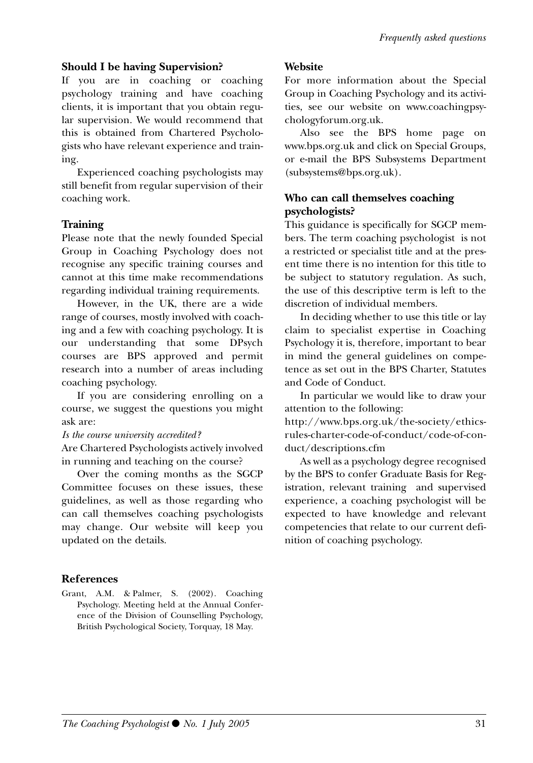### Should I be having Supervision?

If you are in coaching or coaching psychology training and have coaching clients, it is important that you obtain regular supervision. We would recommend that this is obtained from Chartered Psychologists who have relevant experience and training.

Experienced coaching psychologists may still benefit from regular supervision of their coaching work.

### Training

Please note that the newly founded Special Group in Coaching Psychology does not recognise any specific training courses and cannot at this time make recommendations regarding individual training requirements.

However, in the UK, there are a wide range of courses, mostly involved with coaching and a few with coaching psychology. It is our understanding that some DPsych courses are BPS approved and permit research into a number of areas including coaching psychology.

If you are considering enrolling on a course, we suggest the questions you might ask are:

*Is the course university accredited?*

Are Chartered Psychologists actively involved in running and teaching on the course?

Over the coming months as the SGCP Committee focuses on these issues, these guidelines, as well as those regarding who can call themselves coaching psychologists may change. Our website will keep you updated on the details.

### References

Grant, A.M. & Palmer, S. (2002). Coaching Psychology. Meeting held at the Annual Conference of the Division of Counselling Psychology, British Psychological Society, Torquay, 18 May.

### Website

For more information about the Special Group in Coaching Psychology and its activities, see our website on www.coachingpsychologyforum.org.uk.

Also see the BPS home page on www.bps.org.uk and click on Special Groups, or e-mail the BPS Subsystems Department (subsystems@bps.org.uk).

### Who can call themselves coaching psychologists?

This guidance is specifically for SGCP members. The term coaching psychologist is not a restricted or specialist title and at the present time there is no intention for this title to be subject to statutory regulation. As such, the use of this descriptive term is left to the discretion of individual members.

In deciding whether to use this title or lay claim to specialist expertise in Coaching Psychology it is, therefore, important to bear in mind the general guidelines on competence as set out in the BPS Charter, Statutes and Code of Conduct.

In particular we would like to draw your attention to the following:

http://www.bps.org.uk/the-society/ethics-rules-charter-code-of-conduct/code-of-conduct/descriptions.cfm

As well as a psychology degree recognised by the BPS to confer Graduate Basis for Registration, relevant training and supervised experience, a coaching psychologist will be expected to have knowledge and relevant competencies that relate to our current definition of coaching psychology.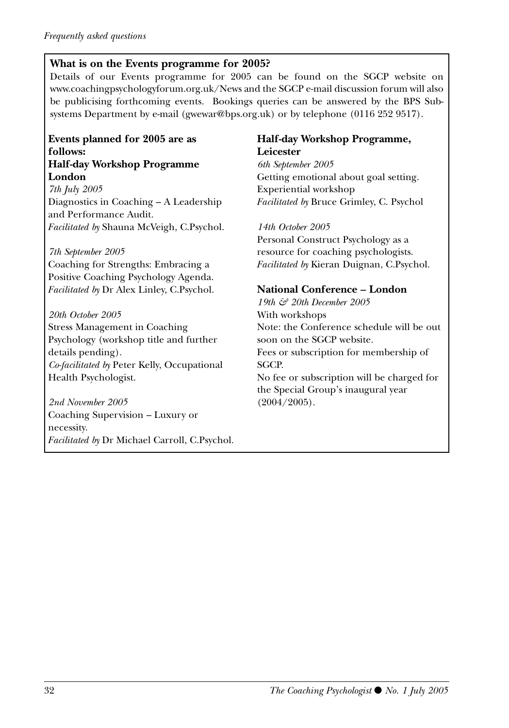**What is on the Events programme for 2005?**

Details of our Events programme for 2005 can be found on the SGCP website on www.coachingpsychologyforum.org.uk/News and the SGCP e-mail discussion forum will also be publicising forthcoming events. Bookings queries can be answered by the BPS Subsystems Department by e-mail (gwewar@bps.org.uk) or by telephone (0116 252 9517).

**Events planned for 2005 are as follows:**

**Half-day Workshop Programme London**

*7th July 2005*
Diagnostics in Coaching – A Leadership and Performance Audit.
*Facilitated by* Shauna McVeigh, C.Psychol.

*7th September 2005*
Coaching for Strengths: Embracing a Positive Coaching Psychology Agenda.
*Facilitated by* Dr Alex Linley, C.Psychol.

*20th October 2005*
Stress Management in Coaching Psychology (workshop title and further details pending).
*Co-facilitated by* Peter Kelly, Occupational Health Psychologist.

*2nd November 2005*
Coaching Supervision – Luxury or necessity.
*Facilitated by* Dr Michael Carroll, C.Psychol.

**Half-day Workshop Programme, Leicester**

*6th September 2005*
Getting emotional about goal setting. Experiential workshop
*Facilitated by* Bruce Grimley, C. Psychol

*14th October 2005*
Personal Construct Psychology as a resource for coaching psychologists.
*Facilitated by* Kieran Duignan, C.Psychol.

**National Conference – London**

*19th & 20th December 2005*
With workshops
Note: the Conference schedule will be out soon on the SGCP website.
Fees or subscription for membership of SGCP.
No fee or subscription will be charged for the Special Group's inaugural year (2004/2005).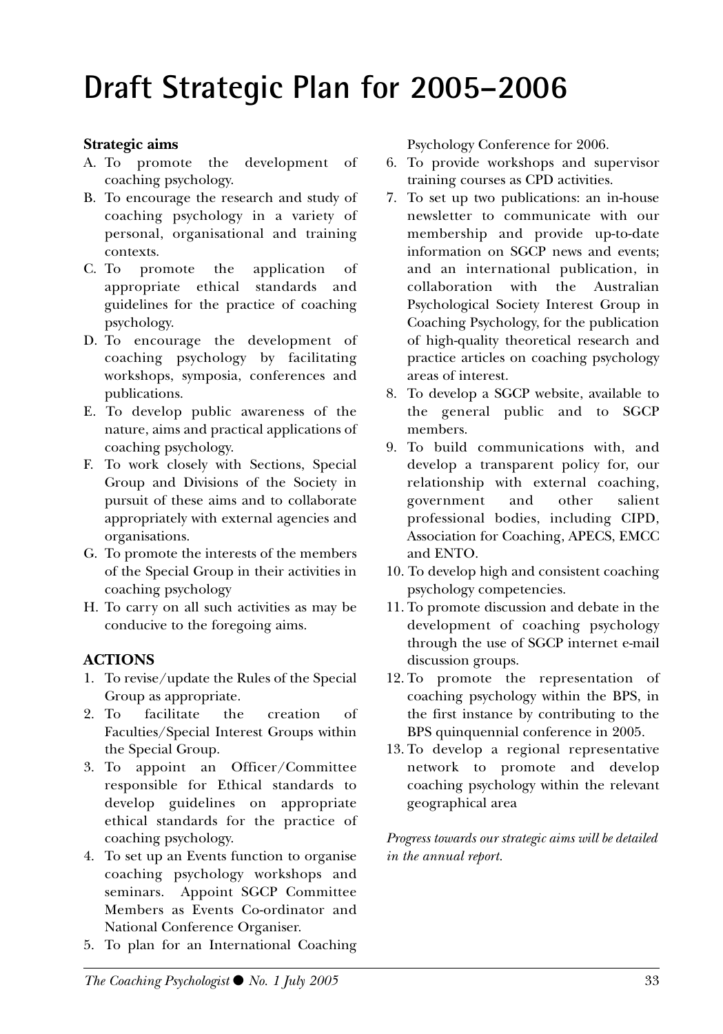# Draft Strategic Plan for 2005–2006

**Strategic aims**

A. To promote the development of coaching psychology.
B. To encourage the research and study of coaching psychology in a variety of personal, organisational and training contexts.
C. To promote the application of appropriate ethical standards and guidelines for the practice of coaching psychology.
D. To encourage the development of coaching psychology by facilitating workshops, symposia, conferences and publications.
E. To develop public awareness of the nature, aims and practical applications of coaching psychology.
F. To work closely with Sections, Special Group and Divisions of the Society in pursuit of these aims and to collaborate appropriately with external agencies and organisations.
G. To promote the interests of the members of the Special Group in their activities in coaching psychology
H. To carry on all such activities as may be conducive to the foregoing aims.

**ACTIONS**

1. To revise/update the Rules of the Special Group as appropriate.
2. To facilitate the creation of Faculties/Special Interest Groups within the Special Group.
3. To appoint an Officer/Committee responsible for Ethical standards to develop guidelines on appropriate ethical standards for the practice of coaching psychology.
4. To set up an Events function to organise coaching psychology workshops and seminars. Appoint SGCP Committee Members as Events Co-ordinator and National Conference Organiser.
5. To plan for an International Coaching Psychology Conference for 2006.
6. To provide workshops and supervisor training courses as CPD activities.
7. To set up two publications: an in-house newsletter to communicate with our membership and provide up-to-date information on SGCP news and events; and an international publication, in collaboration with the Australian Psychological Society Interest Group in Coaching Psychology, for the publication of high-quality theoretical research and practice articles on coaching psychology areas of interest.
8. To develop a SGCP website, available to the general public and to SGCP members.
9. To build communications with, and develop a transparent policy for, our relationship with external coaching, government and other salient professional bodies, including CIPD, Association for Coaching, APECS, EMCC and ENTO.
10. To develop high and consistent coaching psychology competencies.
11. To promote discussion and debate in the development of coaching psychology through the use of SGCP internet e-mail discussion groups.
12. To promote the representation of coaching psychology within the BPS, in the first instance by contributing to the BPS quinquennial conference in 2005.
13. To develop a regional representative network to promote and develop coaching psychology within the relevant geographical area

*Progress towards our strategic aims will be detailed in the annual report.*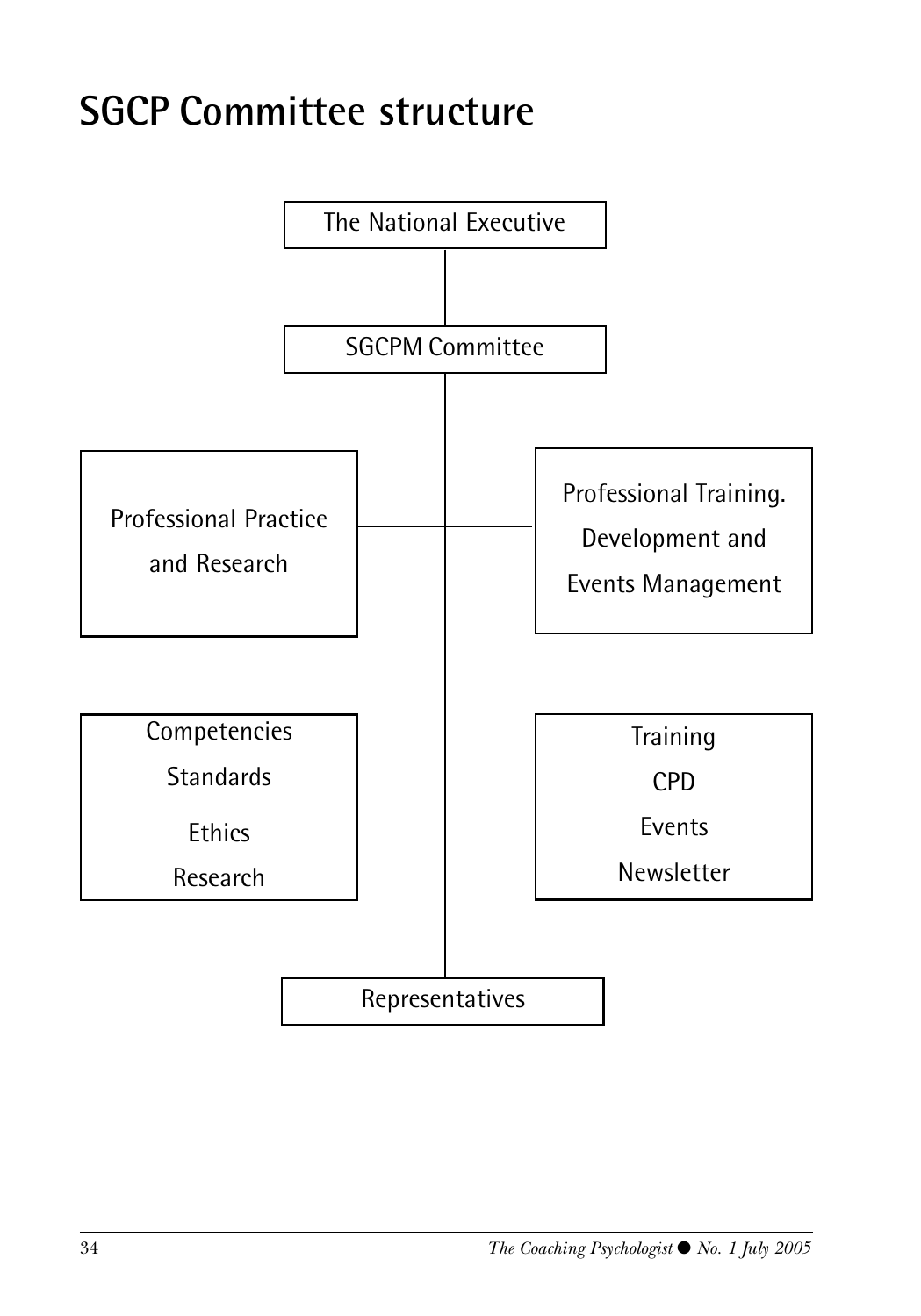# SGCP Committee structure

The National Executive

SGCPM Committee

Professional Practice and Research

Professional Training. Development and Events Management

Competencies
Standards
Ethics
Research

Training
CPD
Events
Newsletter

Representatives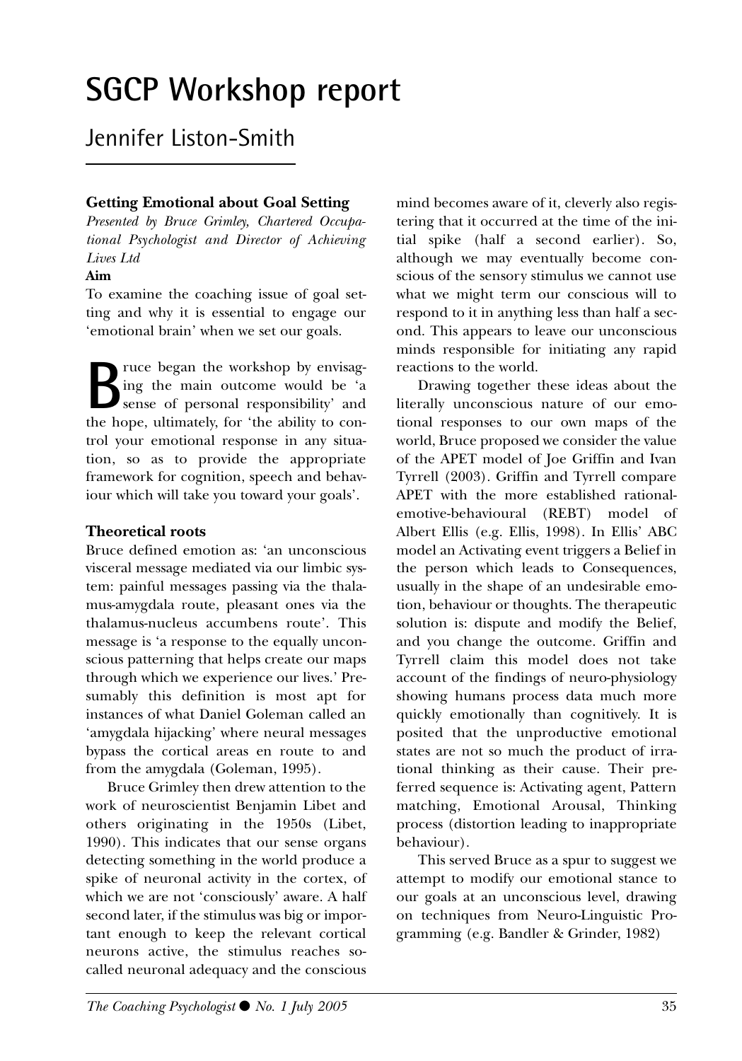# SGCP Workshop report

## Jennifer Liston-Smith

### Getting Emotional about Goal Setting

*Presented by Bruce Grimley, Chartered Occupational Psychologist and Director of Achieving Lives Ltd*

**Aim**

To examine the coaching issue of goal setting and why it is essential to engage our 'emotional brain' when we set our goals.

Bruce began the workshop by envisaging the main outcome would be 'a sense of personal responsibility' and the hope, ultimately, for 'the ability to control your emotional response in any situation, so as to provide the appropriate framework for cognition, speech and behaviour which will take you toward your goals'.

### Theoretical roots

Bruce defined emotion as: 'an unconscious visceral message mediated via our limbic system: painful messages passing via the thalamus-amygdala route, pleasant ones via the thalamus-nucleus accumbens route'. This message is 'a response to the equally unconscious patterning that helps create our maps through which we experience our lives.' Presumably this definition is most apt for instances of what Daniel Goleman called an 'amygdala hijacking' where neural messages bypass the cortical areas en route to and from the amygdala (Goleman, 1995).

Bruce Grimley then drew attention to the work of neuroscientist Benjamin Libet and others originating in the 1950s (Libet, 1990). This indicates that our sense organs detecting something in the world produce a spike of neuronal activity in the cortex, of which we are not 'consciously' aware. A half second later, if the stimulus was big or important enough to keep the relevant cortical neurons active, the stimulus reaches so-called neuronal adequacy and the conscious mind becomes aware of it, cleverly also registering that it occurred at the time of the initial spike (half a second earlier). So, although we may eventually become conscious of the sensory stimulus we cannot use what we might term our conscious will to respond to it in anything less than half a second. This appears to leave our unconscious minds responsible for initiating any rapid reactions to the world.

Drawing together these ideas about the literally unconscious nature of our emotional responses to our own maps of the world, Bruce proposed we consider the value of the APET model of Joe Griffin and Ivan Tyrrell (2003). Griffin and Tyrrell compare APET with the more established rational-emotive-behavioural (REBT) model of Albert Ellis (e.g. Ellis, 1998). In Ellis' ABC model an Activating event triggers a Belief in the person which leads to Consequences, usually in the shape of an undesirable emotion, behaviour or thoughts. The therapeutic solution is: dispute and modify the Belief, and you change the outcome. Griffin and Tyrrell claim this model does not take account of the findings of neuro-physiology showing humans process data much more quickly emotionally than cognitively. It is posited that the unproductive emotional states are not so much the product of irrational thinking as their cause. Their preferred sequence is: Activating agent, Pattern matching, Emotional Arousal, Thinking process (distortion leading to inappropriate behaviour).

This served Bruce as a spur to suggest we attempt to modify our emotional stance to our goals at an unconscious level, drawing on techniques from Neuro-Linguistic Programming (e.g. Bandler & Grinder, 1982)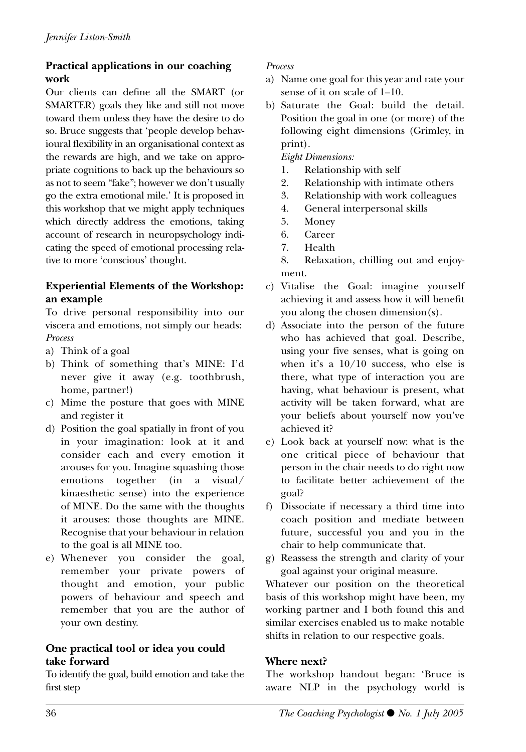## Practical applications in our coaching work

Our clients can define all the SMART (or SMARTER) goals they like and still not move toward them unless they have the desire to do so. Bruce suggests that 'people develop behavioural flexibility in an organisational context as the rewards are high, and we take on appropriate cognitions to back up the behaviours so as not to seem "fake"; however we don't usually go the extra emotional mile.' It is proposed in this workshop that we might apply techniques which directly address the emotions, taking account of research in neuropsychology indicating the speed of emotional processing relative to more 'conscious' thought.

## Experiential Elements of the Workshop: an example

To drive personal responsibility into our viscera and emotions, not simply our heads:

*Process*

a) Think of a goal
b) Think of something that's MINE: I'd never give it away (e.g. toothbrush, home, partner!)
c) Mime the posture that goes with MINE and register it
d) Position the goal spatially in front of you in your imagination: look at it and consider each and every emotion it arouses for you. Imagine squashing those emotions together (in a visual/kinaesthetic sense) into the experience of MINE. Do the same with the thoughts it arouses: those thoughts are MINE. Recognise that your behaviour in relation to the goal is all MINE too.
e) Whenever you consider the goal, remember your private powers of thought and emotion, your public powers of behaviour and speech and remember that you are the author of your own destiny.

## One practical tool or idea you could take forward

To identify the goal, build emotion and take the first step

*Process*

a) Name one goal for this year and rate your sense of it on scale of 1–10.
b) Saturate the Goal: build the detail. Position the goal in one (or more) of the following eight dimensions (Grimley, in print).

   *Eight Dimensions:*

   1. Relationship with self
   2. Relationship with intimate others
   3. Relationship with work colleagues
   4. General interpersonal skills
   5. Money
   6. Career
   7. Health
   8. Relaxation, chilling out and enjoyment.

c) Vitalise the Goal: imagine yourself achieving it and assess how it will benefit you along the chosen dimension(s).
d) Associate into the person of the future who has achieved that goal. Describe, using your five senses, what is going on when it's a 10/10 success, who else is there, what type of interaction you are having, what behaviour is present, what activity will be taken forward, what are your beliefs about yourself now you've achieved it?
e) Look back at yourself now: what is the one critical piece of behaviour that person in the chair needs to do right now to facilitate better achievement of the goal?
f) Dissociate if necessary a third time into coach position and mediate between future, successful you and you in the chair to help communicate that.
g) Reassess the strength and clarity of your goal against your original measure.

Whatever our position on the theoretical basis of this workshop might have been, my working partner and I both found this and similar exercises enabled us to make notable shifts in relation to our respective goals.

## Where next?

The workshop handout began: 'Bruce is aware NLP in the psychology world is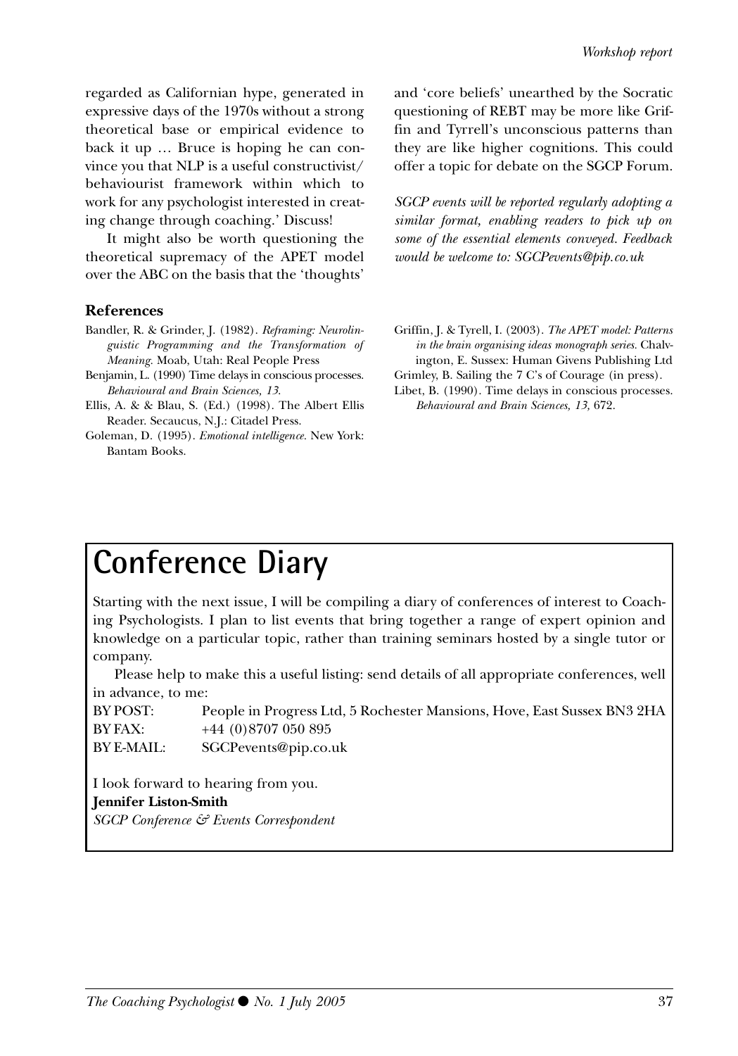regarded as Californian hype, generated in expressive days of the 1970s without a strong theoretical base or empirical evidence to back it up … Bruce is hoping he can convince you that NLP is a useful constructivist/ behaviourist framework within which to work for any psychologist interested in creating change through coaching.' Discuss!

It might also be worth questioning the theoretical supremacy of the APET model over the ABC on the basis that the 'thoughts' and 'core beliefs' unearthed by the Socratic questioning of REBT may be more like Griffin and Tyrrell's unconscious patterns than they are like higher cognitions. This could offer a topic for debate on the SGCP Forum.

*SGCP events will be reported regularly adopting a similar format, enabling readers to pick up on some of the essential elements conveyed. Feedback would be welcome to: SGCPevents@pip.co.uk*

### References

Bandler, R. & Grinder, J. (1982). *Reframing: Neurolinguistic Programming and the Transformation of Meaning.* Moab, Utah: Real People Press

Benjamin, L. (1990) Time delays in conscious processes. *Behavioural and Brain Sciences, 13.*

Ellis, A. & & Blau, S. (Ed.) (1998). The Albert Ellis Reader. Secaucus, N.J.: Citadel Press.

Goleman, D. (1995). *Emotional intelligence.* New York: Bantam Books.

Griffin, J. & Tyrell, I. (2003). *The APET model: Patterns in the brain organising ideas monograph series.* Chalvington, E. Sussex: Human Givens Publishing Ltd

Grimley, B. Sailing the 7 C's of Courage (in press).

Libet, B. (1990). Time delays in conscious processes. *Behavioural and Brain Sciences, 13,* 672.

# Conference Diary

Starting with the next issue, I will be compiling a diary of conferences of interest to Coaching Psychologists. I plan to list events that bring together a range of expert opinion and knowledge on a particular topic, rather than training seminars hosted by a single tutor or company.

Please help to make this a useful listing: send details of all appropriate conferences, well in advance, to me:

BY POST: People in Progress Ltd, 5 Rochester Mansions, Hove, East Sussex BN3 2HA
BY FAX: +44 (0)8707 050 895
BY E-MAIL: SGCPevents@pip.co.uk

I look forward to hearing from you.

**Jennifer Liston-Smith**
*SGCP Conference & Events Correspondent*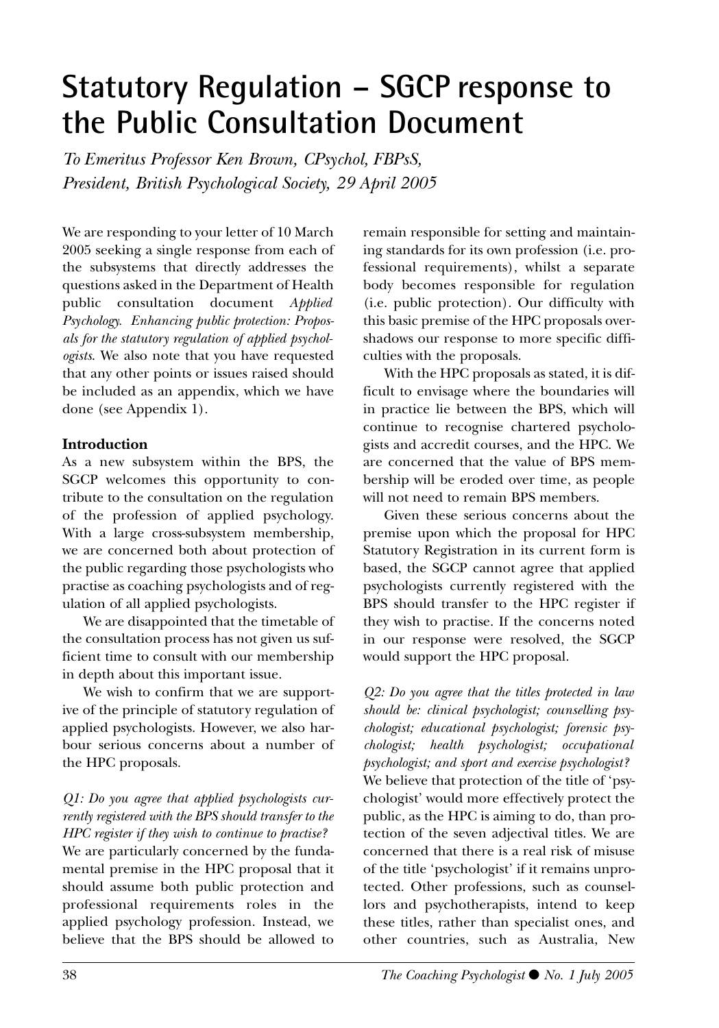# Statutory Regulation – SGCP response to the Public Consultation Document

*To Emeritus Professor Ken Brown, CPsychol, FBPsS, President, British Psychological Society, 29 April 2005*

We are responding to your letter of 10 March 2005 seeking a single response from each of the subsystems that directly addresses the questions asked in the Department of Health public consultation document *Applied Psychology. Enhancing public protection: Proposals for the statutory regulation of applied psychologists*. We also note that you have requested that any other points or issues raised should be included as an appendix, which we have done (see Appendix 1).

### Introduction

As a new subsystem within the BPS, the SGCP welcomes this opportunity to contribute to the consultation on the regulation of the profession of applied psychology. With a large cross-subsystem membership, we are concerned both about protection of the public regarding those psychologists who practise as coaching psychologists and of regulation of all applied psychologists.

We are disappointed that the timetable of the consultation process has not given us sufficient time to consult with our membership in depth about this important issue.

We wish to confirm that we are supportive of the principle of statutory regulation of applied psychologists. However, we also harbour serious concerns about a number of the HPC proposals.

*Q1: Do you agree that applied psychologists currently registered with the BPS should transfer to the HPC register if they wish to continue to practise?*

We are particularly concerned by the fundamental premise in the HPC proposal that it should assume both public protection and professional requirements roles in the applied psychology profession. Instead, we believe that the BPS should be allowed to remain responsible for setting and maintaining standards for its own profession (i.e. professional requirements), whilst a separate body becomes responsible for regulation (i.e. public protection). Our difficulty with this basic premise of the HPC proposals overshadows our response to more specific difficulties with the proposals.

With the HPC proposals as stated, it is difficult to envisage where the boundaries will in practice lie between the BPS, which will continue to recognise chartered psychologists and accredit courses, and the HPC. We are concerned that the value of BPS membership will be eroded over time, as people will not need to remain BPS members.

Given these serious concerns about the premise upon which the proposal for HPC Statutory Registration in its current form is based, the SGCP cannot agree that applied psychologists currently registered with the BPS should transfer to the HPC register if they wish to practise. If the concerns noted in our response were resolved, the SGCP would support the HPC proposal.

*Q2: Do you agree that the titles protected in law should be: clinical psychologist; counselling psychologist; educational psychologist; forensic psychologist; health psychologist; occupational psychologist; and sport and exercise psychologist?*

We believe that protection of the title of 'psychologist' would more effectively protect the public, as the HPC is aiming to do, than protection of the seven adjectival titles. We are concerned that there is a real risk of misuse of the title 'psychologist' if it remains unprotected. Other professions, such as counsellors and psychotherapists, intend to keep these titles, rather than specialist ones, and other countries, such as Australia, New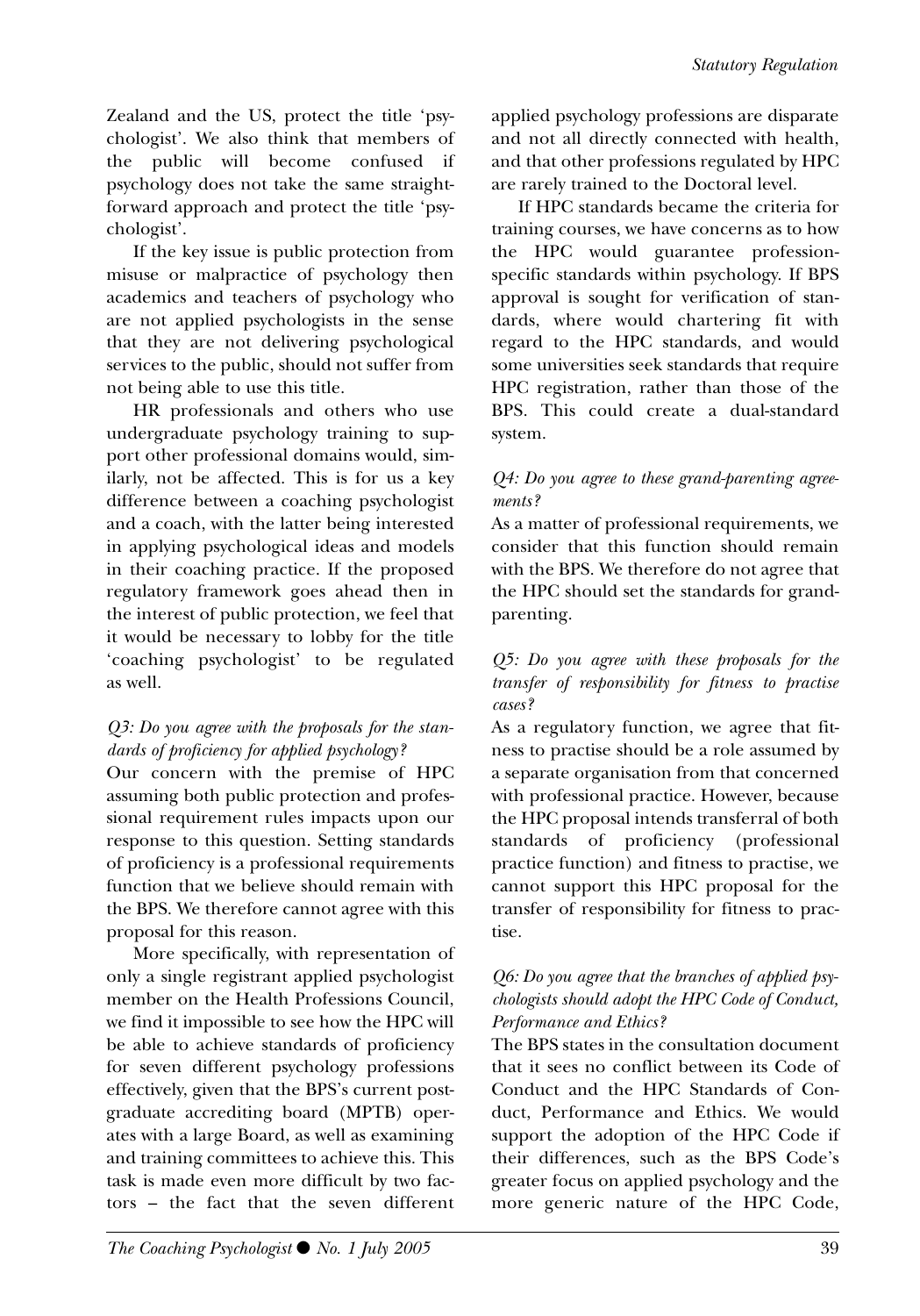Zealand and the US, protect the title 'psychologist'. We also think that members of the public will become confused if psychology does not take the same straightforward approach and protect the title 'psychologist'.

If the key issue is public protection from misuse or malpractice of psychology then academics and teachers of psychology who are not applied psychologists in the sense that they are not delivering psychological services to the public, should not suffer from not being able to use this title.

HR professionals and others who use undergraduate psychology training to support other professional domains would, similarly, not be affected. This is for us a key difference between a coaching psychologist and a coach, with the latter being interested in applying psychological ideas and models in their coaching practice. If the proposed regulatory framework goes ahead then in the interest of public protection, we feel that it would be necessary to lobby for the title 'coaching psychologist' to be regulated as well.

*Q3: Do you agree with the proposals for the standards of proficiency for applied psychology?*

Our concern with the premise of HPC assuming both public protection and professional requirement rules impacts upon our response to this question. Setting standards of proficiency is a professional requirements function that we believe should remain with the BPS. We therefore cannot agree with this proposal for this reason.

More specifically, with representation of only a single registrant applied psychologist member on the Health Professions Council, we find it impossible to see how the HPC will be able to achieve standards of proficiency for seven different psychology professions effectively, given that the BPS's current postgraduate accrediting board (MPTB) operates with a large Board, as well as examining and training committees to achieve this. This task is made even more difficult by two factors – the fact that the seven different applied psychology professions are disparate and not all directly connected with health, and that other professions regulated by HPC are rarely trained to the Doctoral level.

If HPC standards became the criteria for training courses, we have concerns as to how the HPC would guarantee profession-specific standards within psychology. If BPS approval is sought for verification of standards, where would chartering fit with regard to the HPC standards, and would some universities seek standards that require HPC registration, rather than those of the BPS. This could create a dual-standard system.

*Q4: Do you agree to these grand-parenting agreements?*

As a matter of professional requirements, we consider that this function should remain with the BPS. We therefore do not agree that the HPC should set the standards for grandparenting.

*Q5: Do you agree with these proposals for the transfer of responsibility for fitness to practise cases?*

As a regulatory function, we agree that fitness to practise should be a role assumed by a separate organisation from that concerned with professional practice. However, because the HPC proposal intends transferral of both standards of proficiency (professional practice function) and fitness to practise, we cannot support this HPC proposal for the transfer of responsibility for fitness to practise.

*Q6: Do you agree that the branches of applied psychologists should adopt the HPC Code of Conduct, Performance and Ethics?*

The BPS states in the consultation document that it sees no conflict between its Code of Conduct and the HPC Standards of Conduct, Performance and Ethics. We would support the adoption of the HPC Code if their differences, such as the BPS Code's greater focus on applied psychology and the more generic nature of the HPC Code,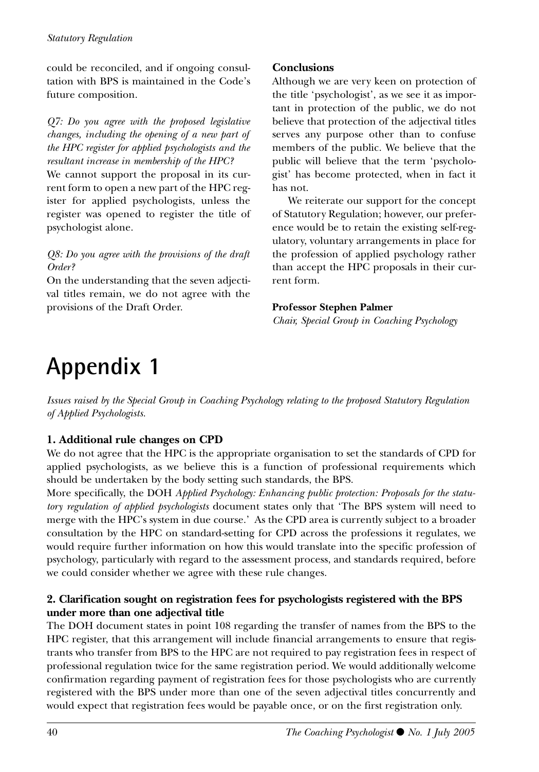could be reconciled, and if ongoing consultation with BPS is maintained in the Code's future composition.

*Q7: Do you agree with the proposed legislative changes, including the opening of a new part of the HPC register for applied psychologists and the resultant increase in membership of the HPC?*

We cannot support the proposal in its current form to open a new part of the HPC register for applied psychologists, unless the register was opened to register the title of psychologist alone.

*Q8: Do you agree with the provisions of the draft Order?*

On the understanding that the seven adjectival titles remain, we do not agree with the provisions of the Draft Order.

**Conclusions**

Although we are very keen on protection of the title 'psychologist', as we see it as important in protection of the public, we do not believe that protection of the adjectival titles serves any purpose other than to confuse members of the public. We believe that the public will believe that the term 'psychologist' has become protected, when in fact it has not.

We reiterate our support for the concept of Statutory Regulation; however, our preference would be to retain the existing self-regulatory, voluntary arrangements in place for the profession of applied psychology rather than accept the HPC proposals in their current form.

**Professor Stephen Palmer**
*Chair, Special Group in Coaching Psychology*

# Appendix 1

*Issues raised by the Special Group in Coaching Psychology relating to the proposed Statutory Regulation of Applied Psychologists.*

### 1. Additional rule changes on CPD

We do not agree that the HPC is the appropriate organisation to set the standards of CPD for applied psychologists, as we believe this is a function of professional requirements which should be undertaken by the body setting such standards, the BPS.

More specifically, the DOH *Applied Psychology: Enhancing public protection: Proposals for the statutory regulation of applied psychologists* document states only that 'The BPS system will need to merge with the HPC's system in due course.' As the CPD area is currently subject to a broader consultation by the HPC on standard-setting for CPD across the professions it regulates, we would require further information on how this would translate into the specific profession of psychology, particularly with regard to the assessment process, and standards required, before we could consider whether we agree with these rule changes.

### 2. Clarification sought on registration fees for psychologists registered with the BPS under more than one adjectival title

The DOH document states in point 108 regarding the transfer of names from the BPS to the HPC register, that this arrangement will include financial arrangements to ensure that registrants who transfer from BPS to the HPC are not required to pay registration fees in respect of professional regulation twice for the same registration period. We would additionally welcome confirmation regarding payment of registration fees for those psychologists who are currently registered with the BPS under more than one of the seven adjectival titles concurrently and would expect that registration fees would be payable once, or on the first registration only.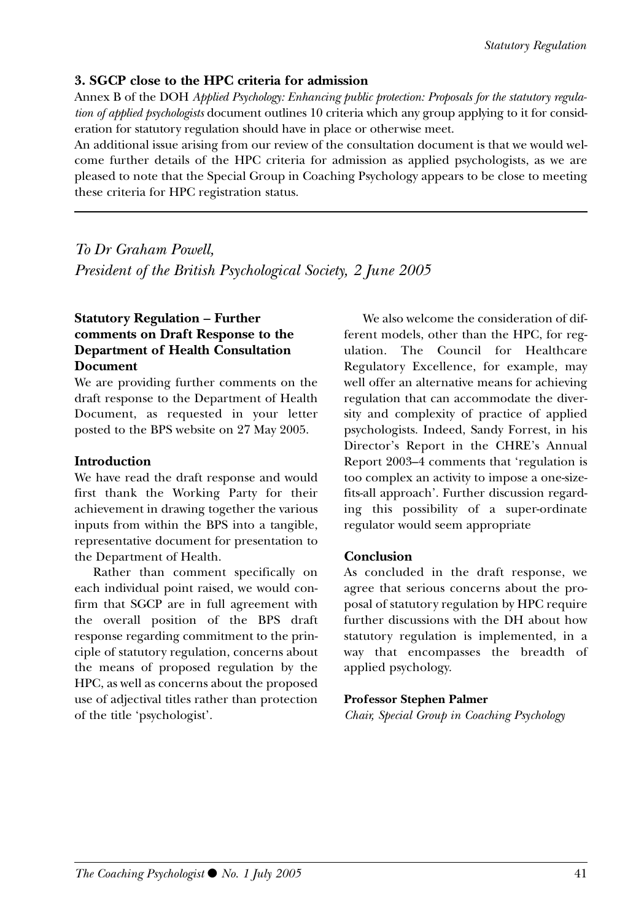### 3. SGCP close to the HPC criteria for admission

Annex B of the DOH *Applied Psychology: Enhancing public protection: Proposals for the statutory regulation of applied psychologists* document outlines 10 criteria which any group applying to it for consideration for statutory regulation should have in place or otherwise meet.

An additional issue arising from our review of the consultation document is that we would welcome further details of the HPC criteria for admission as applied psychologists, as we are pleased to note that the Special Group in Coaching Psychology appears to be close to meeting these criteria for HPC registration status.

---

## *To Dr Graham Powell, President of the British Psychological Society, 2 June 2005*

### Statutory Regulation – Further comments on Draft Response to the Department of Health Consultation Document

We are providing further comments on the draft response to the Department of Health Document, as requested in your letter posted to the BPS website on 27 May 2005.

### Introduction

We have read the draft response and would first thank the Working Party for their achievement in drawing together the various inputs from within the BPS into a tangible, representative document for presentation to the Department of Health.

Rather than comment specifically on each individual point raised, we would confirm that SGCP are in full agreement with the overall position of the BPS draft response regarding commitment to the principle of statutory regulation, concerns about the means of proposed regulation by the HPC, as well as concerns about the proposed use of adjectival titles rather than protection of the title 'psychologist'.

We also welcome the consideration of different models, other than the HPC, for regulation. The Council for Healthcare Regulatory Excellence, for example, may well offer an alternative means for achieving regulation that can accommodate the diversity and complexity of practice of applied psychologists. Indeed, Sandy Forrest, in his Director's Report in the CHRE's Annual Report 2003–4 comments that 'regulation is too complex an activity to impose a one-size-fits-all approach'. Further discussion regarding this possibility of a super-ordinate regulator would seem appropriate

### Conclusion

As concluded in the draft response, we agree that serious concerns about the proposal of statutory regulation by HPC require further discussions with the DH about how statutory regulation is implemented, in a way that encompasses the breadth of applied psychology.

**Professor Stephen Palmer**
*Chair, Special Group in Coaching Psychology*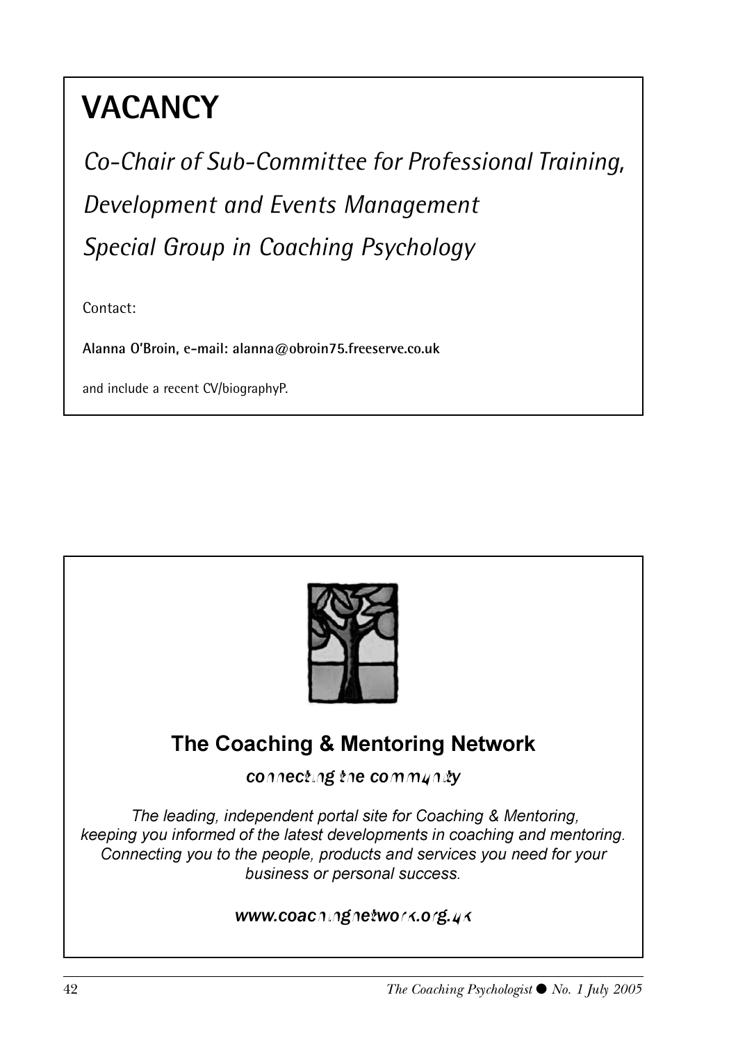# VACANCY

*Co-Chair of Sub-Committee for Professional Training,*

*Development and Events Management*

*Special Group in Coaching Psychology*

Contact:

**Alanna O'Broin, e-mail: alanna@obroin75.freeserve.co.uk**

and include a recent CV/biographyP.

---

**The Coaching & Mentoring Network**

***connecting the community***

*The leading, independent portal site for Coaching & Mentoring, keeping you informed of the latest developments in coaching and mentoring. Connecting you to the people, products and services you need for your business or personal success.*

***www.coachingnetwork.org.uk***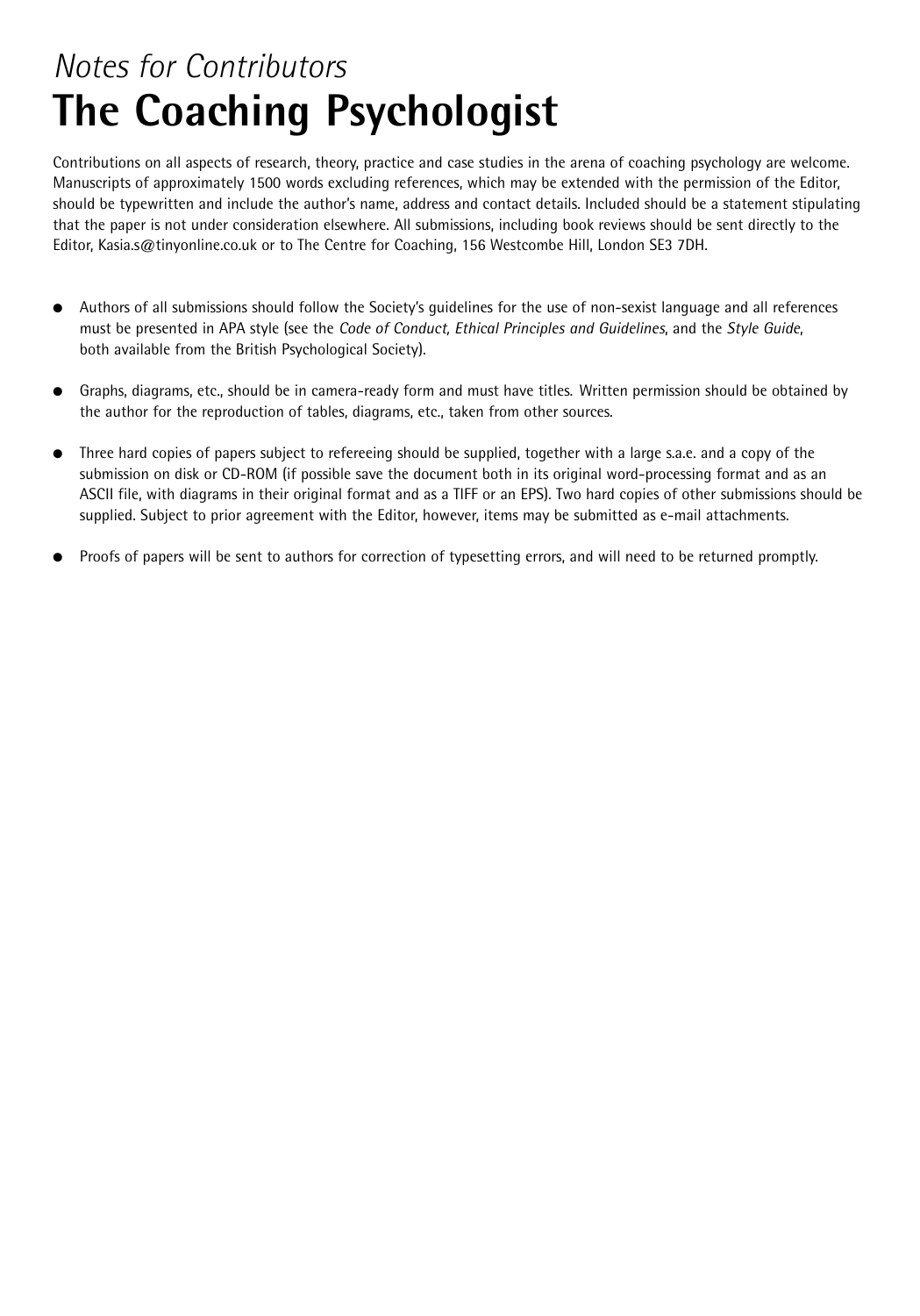*Notes for Contributors*

# The Coaching Psychologist

Contributions on all aspects of research, theory, practice and case studies in the arena of coaching psychology are welcome. Manuscripts of approximately 1500 words excluding references, which may be extended with the permission of the Editor, should be typewritten and include the author's name, address and contact details. Included should be a statement stipulating that the paper is not under consideration elsewhere. All submissions, including book reviews should be sent directly to the Editor, Kasia.s@tinyonline.co.uk or to The Centre for Coaching, 156 Westcombe Hill, London SE3 7DH.

- Authors of all submissions should follow the Society's guidelines for the use of non-sexist language and all references must be presented in APA style (see the *Code of Conduct, Ethical Principles and Guidelines*, and the *Style Guide*, both available from the British Psychological Society).
- Graphs, diagrams, etc., should be in camera-ready form and must have titles. Written permission should be obtained by the author for the reproduction of tables, diagrams, etc., taken from other sources.
- Three hard copies of papers subject to refereeing should be supplied, together with a large s.a.e. and a copy of the submission on disk or CD-ROM (if possible save the document both in its original word-processing format and as an ASCII file, with diagrams in their original format and as a TIFF or an EPS). Two hard copies of other submissions should be supplied. Subject to prior agreement with the Editor, however, items may be submitted as e-mail attachments.
- Proofs of papers will be sent to authors for correction of typesetting errors, and will need to be returned promptly.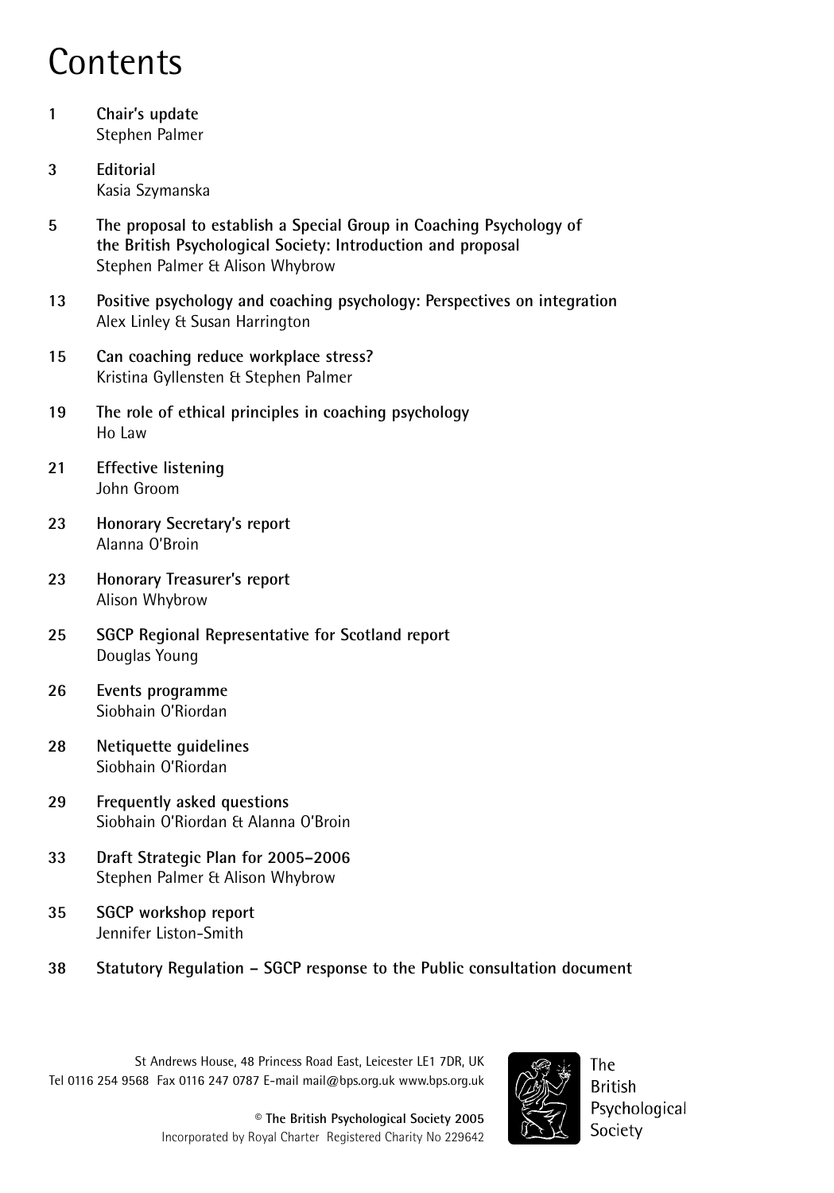# Contents

1 **Chair's update**
Stephen Palmer

3 **Editorial**
Kasia Szymanska

5 **The proposal to establish a Special Group in Coaching Psychology of the British Psychological Society: Introduction and proposal**
Stephen Palmer & Alison Whybrow

13 **Positive psychology and coaching psychology: Perspectives on integration**
Alex Linley & Susan Harrington

15 **Can coaching reduce workplace stress?**
Kristina Gyllensten & Stephen Palmer

19 **The role of ethical principles in coaching psychology**
Ho Law

21 **Effective listening**
John Groom

23 **Honorary Secretary's report**
Alanna O'Broin

23 **Honorary Treasurer's report**
Alison Whybrow

25 **SGCP Regional Representative for Scotland report**
Douglas Young

26 **Events programme**
Siobhain O'Riordan

28 **Netiquette guidelines**
Siobhain O'Riordan

29 **Frequently asked questions**
Siobhain O'Riordan & Alanna O'Broin

33 **Draft Strategic Plan for 2005–2006**
Stephen Palmer & Alison Whybrow

35 **SGCP workshop report**
Jennifer Liston-Smith

38 **Statutory Regulation – SGCP response to the Public consultation document**

St Andrews House, 48 Princess Road East, Leicester LE1 7DR, UK
Tel 0116 254 9568 Fax 0116 247 0787 E-mail mail@bps.org.uk www.bps.org.uk

**© The British Psychological Society 2005**
Incorporated by Royal Charter Registered Charity No 229642

The British Psychological Society